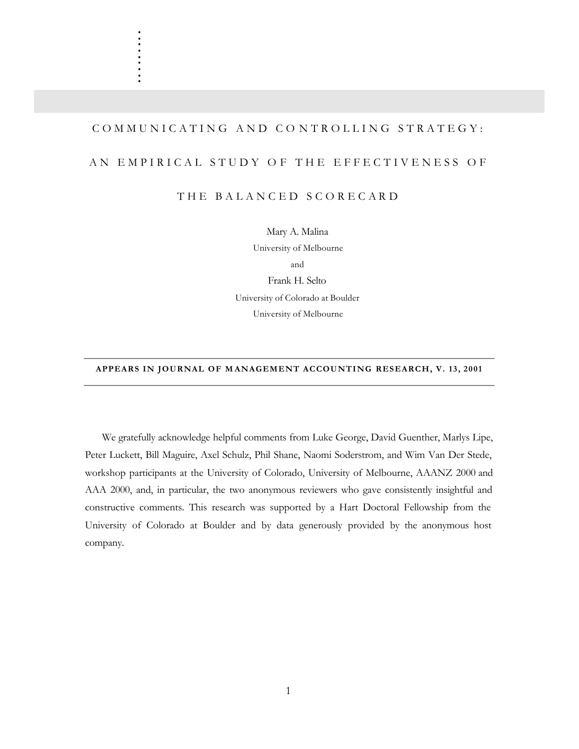# COMMUNICATING AND CONTROLLING STRATEGY: AN EMPIRICAL STUDY OF THE EFFECTIVENESS OF THE BALANCED SCORECARD

Mary A. Malina
University of Melbourne

and

Frank H. Selto
University of Colorado at Boulder
University of Melbourne

---

**APPEARS IN JOURNAL OF MANAGEMENT ACCOUNTING RESEARCH, V. 13, 2001**

---

We gratefully acknowledge helpful comments from Luke George, David Guenther, Marlys Lipe, Peter Luckett, Bill Maguire, Axel Schulz, Phil Shane, Naomi Soderstrom, and Wim Van Der Stede, workshop participants at the University of Colorado, University of Melbourne, AAANZ 2000 and AAA 2000, and, in particular, the two anonymous reviewers who gave consistently insightful and constructive comments. This research was supported by a Hart Doctoral Fellowship from the University of Colorado at Boulder and by data generously provided by the anonymous host company.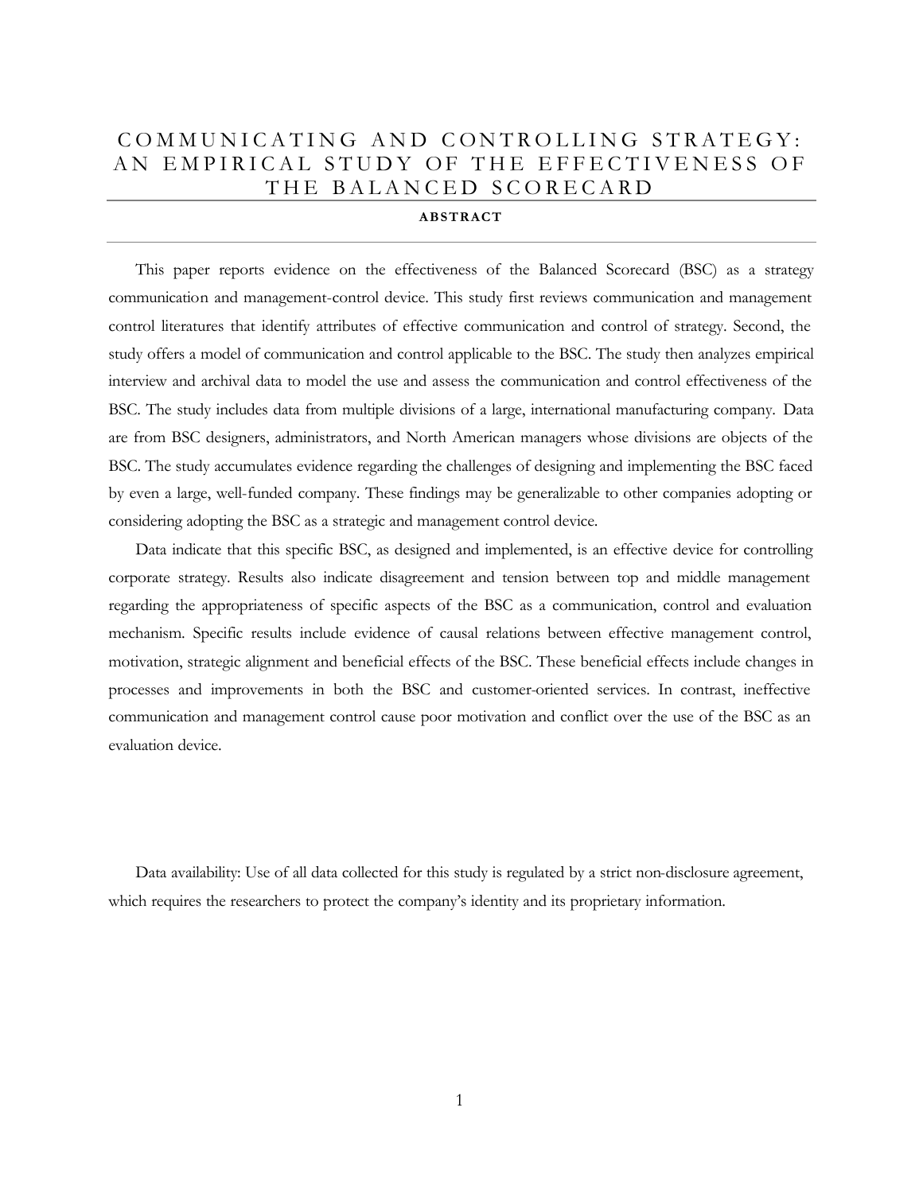# COMMUNICATING AND CONTROLLING STRATEGY: AN EMPIRICAL STUDY OF THE EFFECTIVENESS OF THE BALANCED SCORECARD

**ABSTRACT**

This paper reports evidence on the effectiveness of the Balanced Scorecard (BSC) as a strategy communication and management-control device. This study first reviews communication and management control literatures that identify attributes of effective communication and control of strategy. Second, the study offers a model of communication and control applicable to the BSC. The study then analyzes empirical interview and archival data to model the use and assess the communication and control effectiveness of the BSC. The study includes data from multiple divisions of a large, international manufacturing company. Data are from BSC designers, administrators, and North American managers whose divisions are objects of the BSC. The study accumulates evidence regarding the challenges of designing and implementing the BSC faced by even a large, well-funded company. These findings may be generalizable to other companies adopting or considering adopting the BSC as a strategic and management control device.

Data indicate that this specific BSC, as designed and implemented, is an effective device for controlling corporate strategy. Results also indicate disagreement and tension between top and middle management regarding the appropriateness of specific aspects of the BSC as a communication, control and evaluation mechanism. Specific results include evidence of causal relations between effective management control, motivation, strategic alignment and beneficial effects of the BSC. These beneficial effects include changes in processes and improvements in both the BSC and customer-oriented services. In contrast, ineffective communication and management control cause poor motivation and conflict over the use of the BSC as an evaluation device.

Data availability: Use of all data collected for this study is regulated by a strict non-disclosure agreement, which requires the researchers to protect the company's identity and its proprietary information.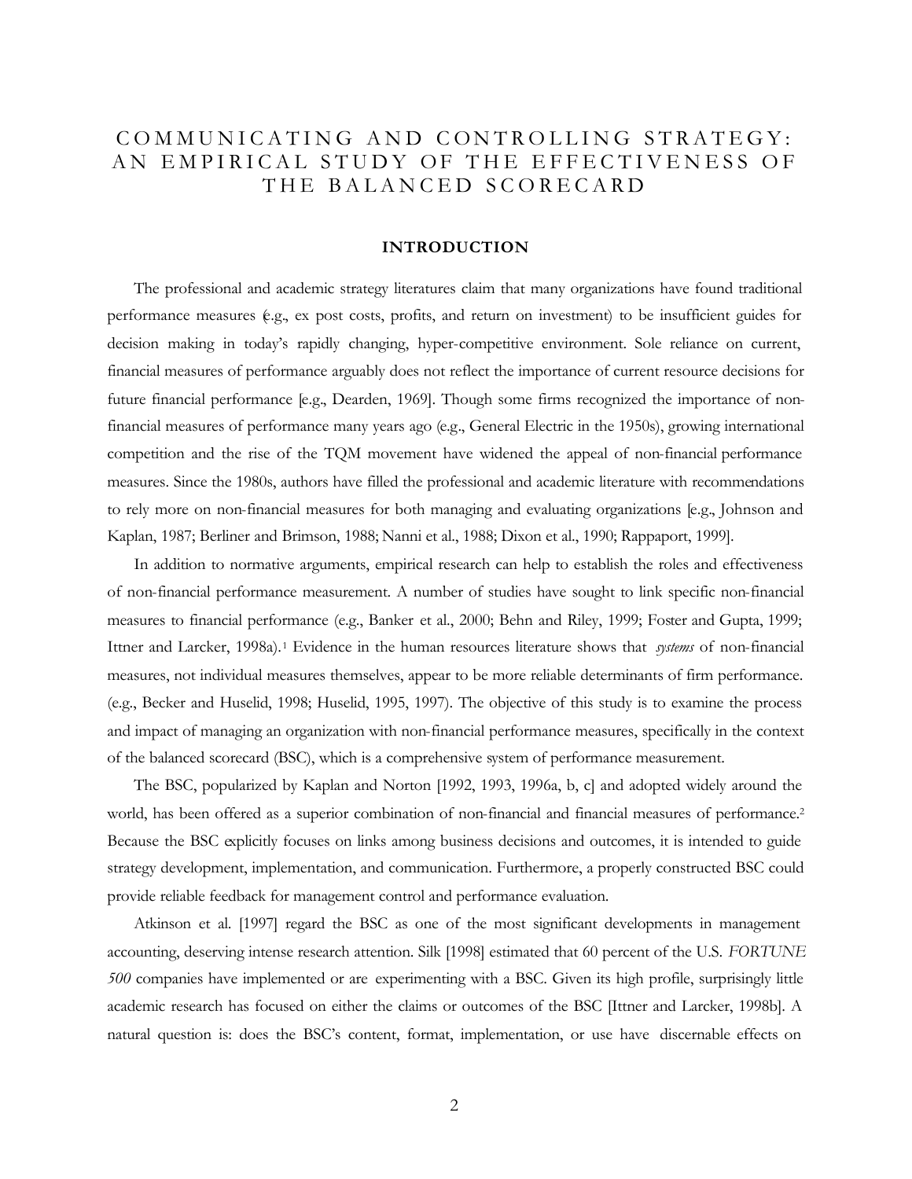# COMMUNICATING AND CONTROLLING STRATEGY: AN EMPIRICAL STUDY OF THE EFFECTIVENESS OF THE BALANCED SCORECARD

## INTRODUCTION

The professional and academic strategy literatures claim that many organizations have found traditional performance measures (e.g., ex post costs, profits, and return on investment) to be insufficient guides for decision making in today's rapidly changing, hyper-competitive environment. Sole reliance on current, financial measures of performance arguably does not reflect the importance of current resource decisions for future financial performance [e.g., Dearden, 1969]. Though some firms recognized the importance of non-financial measures of performance many years ago (e.g., General Electric in the 1950s), growing international competition and the rise of the TQM movement have widened the appeal of non-financial performance measures. Since the 1980s, authors have filled the professional and academic literature with recommendations to rely more on non-financial measures for both managing and evaluating organizations [e.g., Johnson and Kaplan, 1987; Berliner and Brimson, 1988; Nanni et al., 1988; Dixon et al., 1990; Rappaport, 1999].

In addition to normative arguments, empirical research can help to establish the roles and effectiveness of non-financial performance measurement. A number of studies have sought to link specific non-financial measures to financial performance (e.g., Banker et al., 2000; Behn and Riley, 1999; Foster and Gupta, 1999; Ittner and Larcker, 1998a).[1] Evidence in the human resources literature shows that *systems* of non-financial measures, not individual measures themselves, appear to be more reliable determinants of firm performance. (e.g., Becker and Huselid, 1998; Huselid, 1995, 1997). The objective of this study is to examine the process and impact of managing an organization with non-financial performance measures, specifically in the context of the balanced scorecard (BSC), which is a comprehensive system of performance measurement.

The BSC, popularized by Kaplan and Norton [1992, 1993, 1996a, b, c] and adopted widely around the world, has been offered as a superior combination of non-financial and financial measures of performance.[2] Because the BSC explicitly focuses on links among business decisions and outcomes, it is intended to guide strategy development, implementation, and communication. Furthermore, a properly constructed BSC could provide reliable feedback for management control and performance evaluation.

Atkinson et al. [1997] regard the BSC as one of the most significant developments in management accounting, deserving intense research attention. Silk [1998] estimated that 60 percent of the U.S. *FORTUNE 500* companies have implemented or are experimenting with a BSC. Given its high profile, surprisingly little academic research has focused on either the claims or outcomes of the BSC [Ittner and Larcker, 1998b]. A natural question is: does the BSC's content, format, implementation, or use have discernable effects on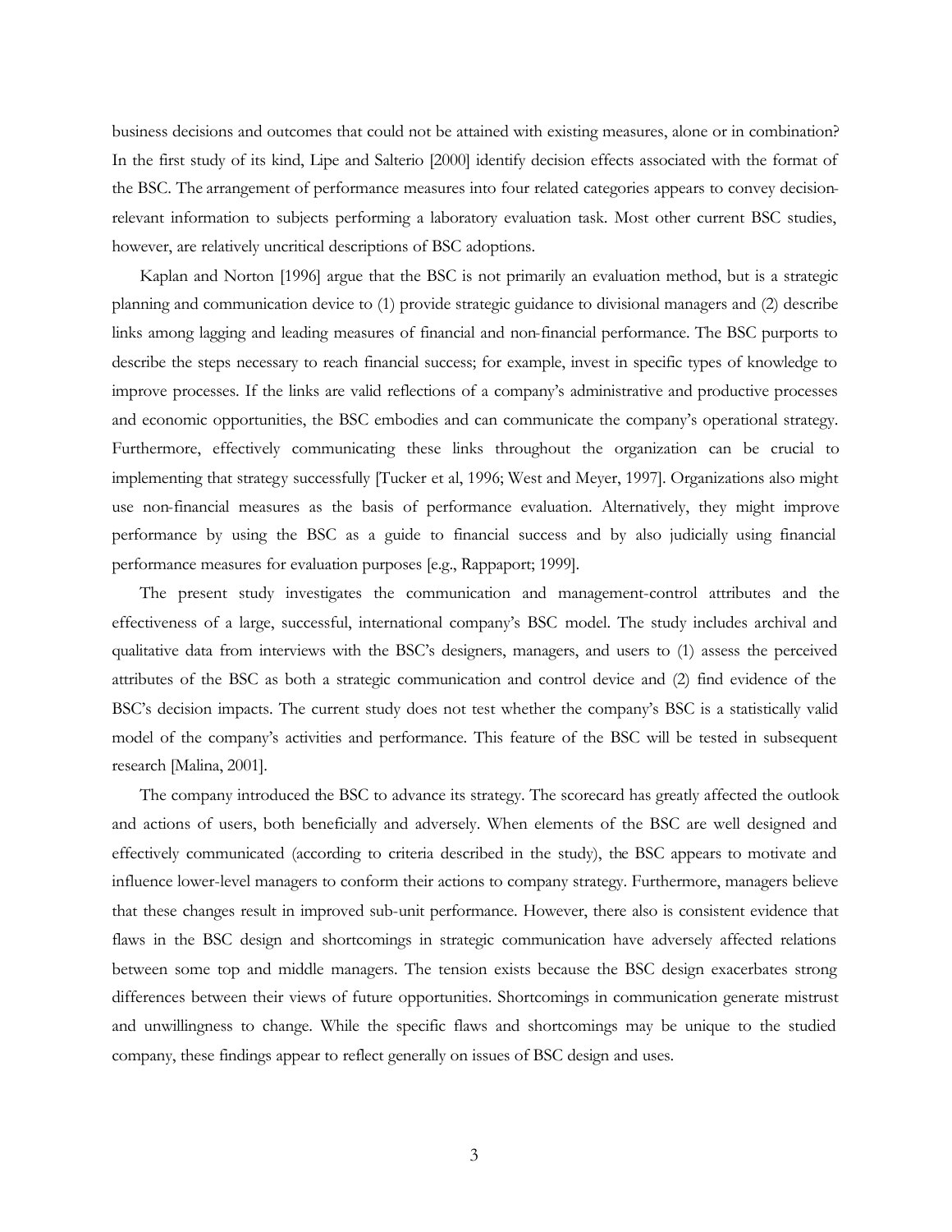business decisions and outcomes that could not be attained with existing measures, alone or in combination? In the first study of its kind, Lipe and Salterio [2000] identify decision effects associated with the format of the BSC. The arrangement of performance measures into four related categories appears to convey decision-relevant information to subjects performing a laboratory evaluation task. Most other current BSC studies, however, are relatively uncritical descriptions of BSC adoptions.

Kaplan and Norton [1996] argue that the BSC is not primarily an evaluation method, but is a strategic planning and communication device to (1) provide strategic guidance to divisional managers and (2) describe links among lagging and leading measures of financial and non-financial performance. The BSC purports to describe the steps necessary to reach financial success; for example, invest in specific types of knowledge to improve processes. If the links are valid reflections of a company's administrative and productive processes and economic opportunities, the BSC embodies and can communicate the company's operational strategy. Furthermore, effectively communicating these links throughout the organization can be crucial to implementing that strategy successfully [Tucker et al, 1996; West and Meyer, 1997]. Organizations also might use non-financial measures as the basis of performance evaluation. Alternatively, they might improve performance by using the BSC as a guide to financial success and by also judicially using financial performance measures for evaluation purposes [e.g., Rappaport; 1999].

The present study investigates the communication and management-control attributes and the effectiveness of a large, successful, international company's BSC model. The study includes archival and qualitative data from interviews with the BSC's designers, managers, and users to (1) assess the perceived attributes of the BSC as both a strategic communication and control device and (2) find evidence of the BSC's decision impacts. The current study does not test whether the company's BSC is a statistically valid model of the company's activities and performance. This feature of the BSC will be tested in subsequent research [Malina, 2001].

The company introduced the BSC to advance its strategy. The scorecard has greatly affected the outlook and actions of users, both beneficially and adversely. When elements of the BSC are well designed and effectively communicated (according to criteria described in the study), the BSC appears to motivate and influence lower-level managers to conform their actions to company strategy. Furthermore, managers believe that these changes result in improved sub-unit performance. However, there also is consistent evidence that flaws in the BSC design and shortcomings in strategic communication have adversely affected relations between some top and middle managers. The tension exists because the BSC design exacerbates strong differences between their views of future opportunities. Shortcomings in communication generate mistrust and unwillingness to change. While the specific flaws and shortcomings may be unique to the studied company, these findings appear to reflect generally on issues of BSC design and uses.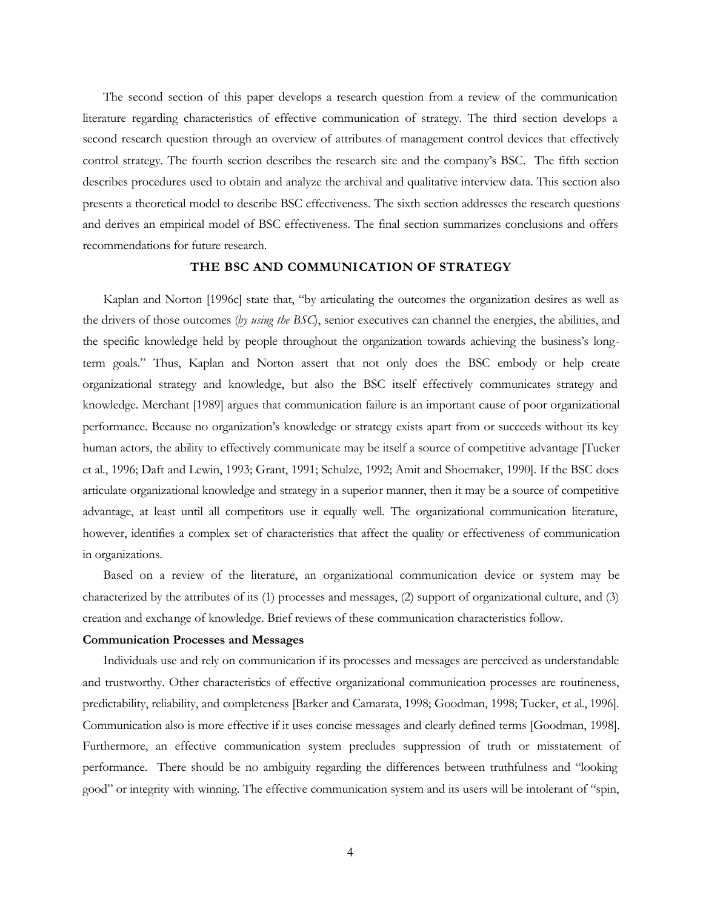The second section of this paper develops a research question from a review of the communication literature regarding characteristics of effective communication of strategy. The third section develops a second research question through an overview of attributes of management control devices that effectively control strategy. The fourth section describes the research site and the company's BSC. The fifth section describes procedures used to obtain and analyze the archival and qualitative interview data. This section also presents a theoretical model to describe BSC effectiveness. The sixth section addresses the research questions and derives an empirical model of BSC effectiveness. The final section summarizes conclusions and offers recommendations for future research.

## THE BSC AND COMMUNICATION OF STRATEGY

Kaplan and Norton [1996c] state that, "by articulating the outcomes the organization desires as well as the drivers of those outcomes (*by using the BSC*), senior executives can channel the energies, the abilities, and the specific knowledge held by people throughout the organization towards achieving the business's long-term goals." Thus, Kaplan and Norton assert that not only does the BSC embody or help create organizational strategy and knowledge, but also the BSC itself effectively communicates strategy and knowledge. Merchant [1989] argues that communication failure is an important cause of poor organizational performance. Because no organization's knowledge or strategy exists apart from or succeeds without its key human actors, the ability to effectively communicate may be itself a source of competitive advantage [Tucker et al., 1996; Daft and Lewin, 1993; Grant, 1991; Schulze, 1992; Amit and Shoemaker, 1990]. If the BSC does articulate organizational knowledge and strategy in a superior manner, then it may be a source of competitive advantage, at least until all competitors use it equally well. The organizational communication literature, however, identifies a complex set of characteristics that affect the quality or effectiveness of communication in organizations.

Based on a review of the literature, an organizational communication device or system may be characterized by the attributes of its (1) processes and messages, (2) support of organizational culture, and (3) creation and exchange of knowledge. Brief reviews of these communication characteristics follow.

### Communication Processes and Messages

Individuals use and rely on communication if its processes and messages are perceived as understandable and trustworthy. Other characteristics of effective organizational communication processes are routineness, predictability, reliability, and completeness [Barker and Camarata, 1998; Goodman, 1998; Tucker, et al., 1996]. Communication also is more effective if it uses concise messages and clearly defined terms [Goodman, 1998]. Furthermore, an effective communication system precludes suppression of truth or misstatement of performance. There should be no ambiguity regarding the differences between truthfulness and "looking good" or integrity with winning. The effective communication system and its users will be intolerant of "spin,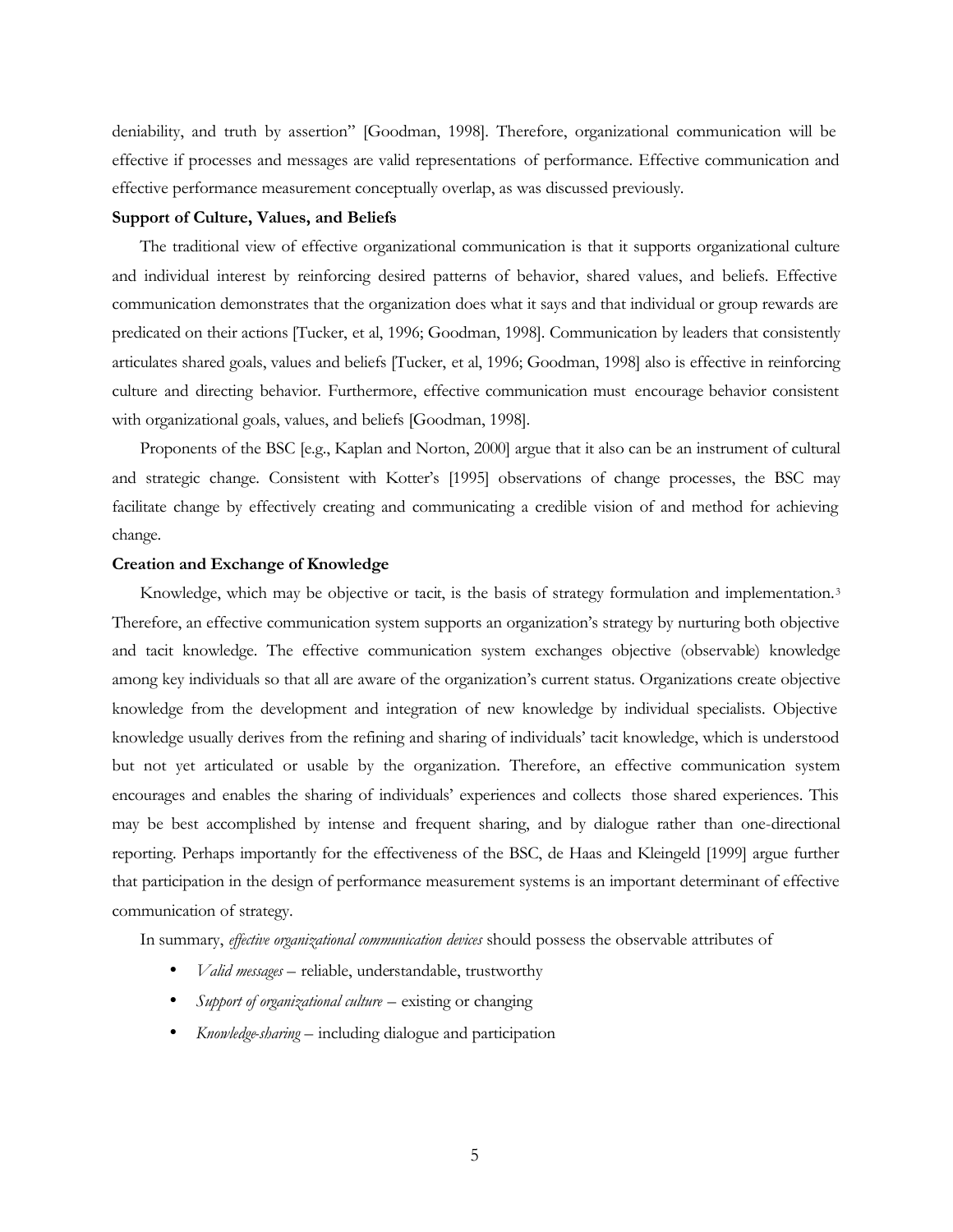deniability, and truth by assertion" [Goodman, 1998]. Therefore, organizational communication will be effective if processes and messages are valid representations of performance. Effective communication and effective performance measurement conceptually overlap, as was discussed previously.

**Support of Culture, Values, and Beliefs**

The traditional view of effective organizational communication is that it supports organizational culture and individual interest by reinforcing desired patterns of behavior, shared values, and beliefs. Effective communication demonstrates that the organization does what it says and that individual or group rewards are predicated on their actions [Tucker, et al, 1996; Goodman, 1998]. Communication by leaders that consistently articulates shared goals, values and beliefs [Tucker, et al, 1996; Goodman, 1998] also is effective in reinforcing culture and directing behavior. Furthermore, effective communication must encourage behavior consistent with organizational goals, values, and beliefs [Goodman, 1998].

Proponents of the BSC [e.g., Kaplan and Norton, 2000] argue that it also can be an instrument of cultural and strategic change. Consistent with Kotter's [1995] observations of change processes, the BSC may facilitate change by effectively creating and communicating a credible vision of and method for achieving change.

**Creation and Exchange of Knowledge**

Knowledge, which may be objective or tacit, is the basis of strategy formulation and implementation.[3] Therefore, an effective communication system supports an organization's strategy by nurturing both objective and tacit knowledge. The effective communication system exchanges objective (observable) knowledge among key individuals so that all are aware of the organization's current status. Organizations create objective knowledge from the development and integration of new knowledge by individual specialists. Objective knowledge usually derives from the refining and sharing of individuals' tacit knowledge, which is understood but not yet articulated or usable by the organization. Therefore, an effective communication system encourages and enables the sharing of individuals' experiences and collects those shared experiences. This may be best accomplished by intense and frequent sharing, and by dialogue rather than one-directional reporting. Perhaps importantly for the effectiveness of the BSC, de Haas and Kleingeld [1999] argue further that participation in the design of performance measurement systems is an important determinant of effective communication of strategy.

In summary, *effective organizational communication devices* should possess the observable attributes of

- *Valid messages* – reliable, understandable, trustworthy
- *Support of organizational culture* – existing or changing
- *Knowledge-sharing* – including dialogue and participation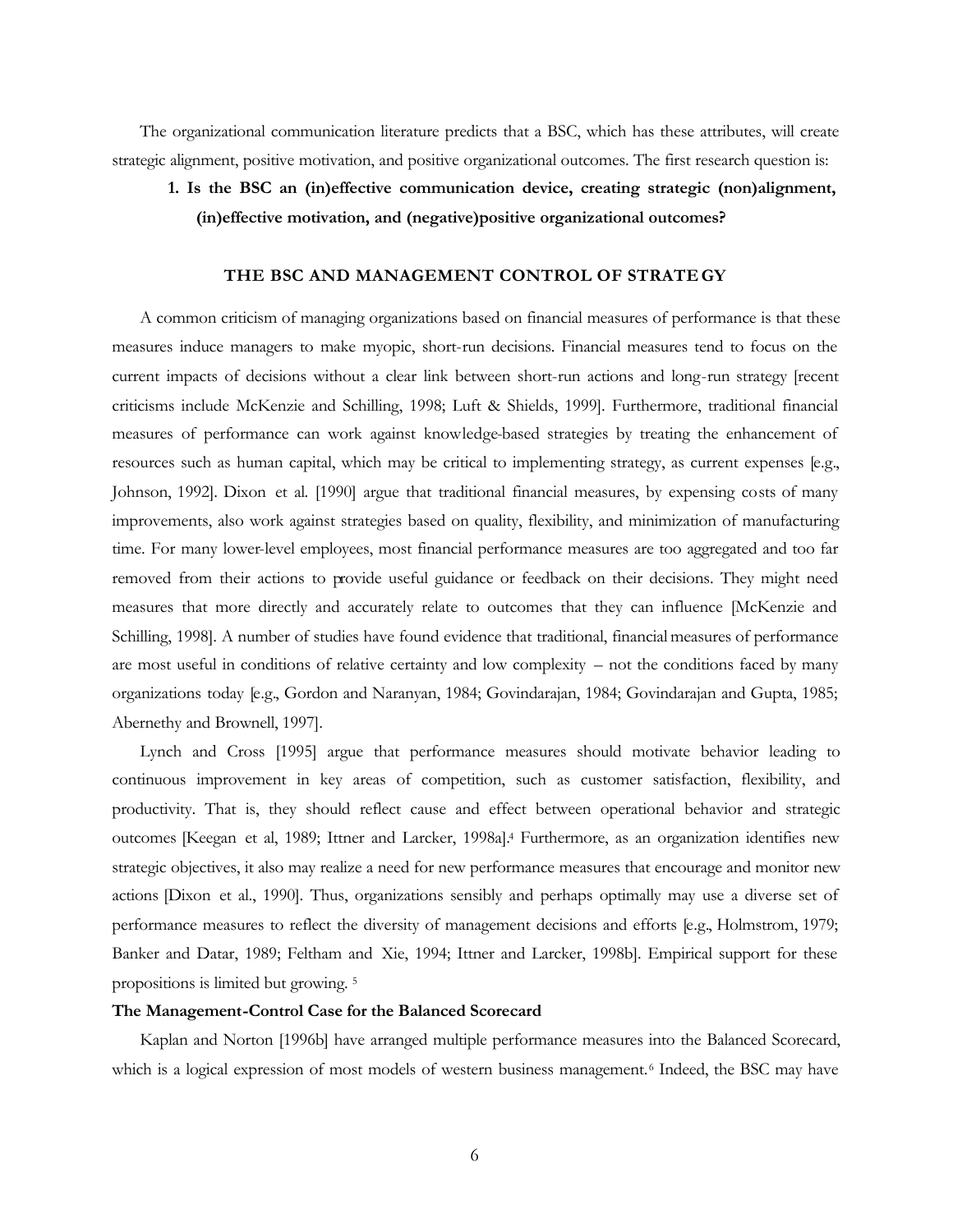The organizational communication literature predicts that a BSC, which has these attributes, will create strategic alignment, positive motivation, and positive organizational outcomes. The first research question is:

**1. Is the BSC an (in)effective communication device, creating strategic (non)alignment, (in)effective motivation, and (negative)positive organizational outcomes?**

## THE BSC AND MANAGEMENT CONTROL OF STRATEGY

A common criticism of managing organizations based on financial measures of performance is that these measures induce managers to make myopic, short-run decisions. Financial measures tend to focus on the current impacts of decisions without a clear link between short-run actions and long-run strategy [recent criticisms include McKenzie and Schilling, 1998; Luft & Shields, 1999]. Furthermore, traditional financial measures of performance can work against knowledge-based strategies by treating the enhancement of resources such as human capital, which may be critical to implementing strategy, as current expenses [e.g., Johnson, 1992]. Dixon et al. [1990] argue that traditional financial measures, by expensing costs of many improvements, also work against strategies based on quality, flexibility, and minimization of manufacturing time. For many lower-level employees, most financial performance measures are too aggregated and too far removed from their actions to provide useful guidance or feedback on their decisions. They might need measures that more directly and accurately relate to outcomes that they can influence [McKenzie and Schilling, 1998]. A number of studies have found evidence that traditional, financial measures of performance are most useful in conditions of relative certainty and low complexity – not the conditions faced by many organizations today [e.g., Gordon and Naranyan, 1984; Govindarajan, 1984; Govindarajan and Gupta, 1985; Abernethy and Brownell, 1997].

Lynch and Cross [1995] argue that performance measures should motivate behavior leading to continuous improvement in key areas of competition, such as customer satisfaction, flexibility, and productivity. That is, they should reflect cause and effect between operational behavior and strategic outcomes [Keegan et al, 1989; Ittner and Larcker, 1998a].[4] Furthermore, as an organization identifies new strategic objectives, it also may realize a need for new performance measures that encourage and monitor new actions [Dixon et al., 1990]. Thus, organizations sensibly and perhaps optimally may use a diverse set of performance measures to reflect the diversity of management decisions and efforts [e.g., Holmstrom, 1979; Banker and Datar, 1989; Feltham and Xie, 1994; Ittner and Larcker, 1998b]. Empirical support for these propositions is limited but growing. [5]

### The Management-Control Case for the Balanced Scorecard

Kaplan and Norton [1996b] have arranged multiple performance measures into the Balanced Scorecard, which is a logical expression of most models of western business management.[6] Indeed, the BSC may have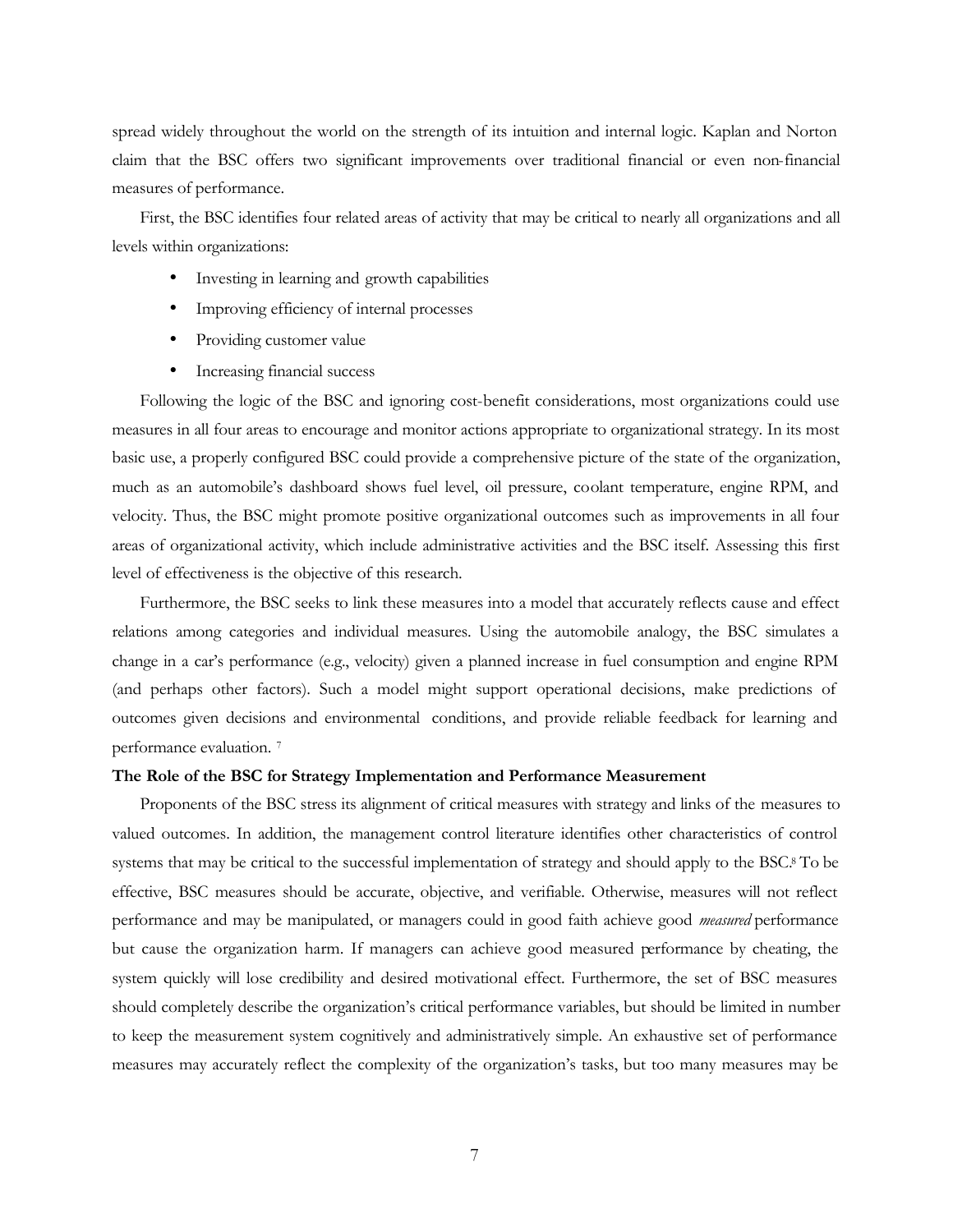spread widely throughout the world on the strength of its intuition and internal logic. Kaplan and Norton claim that the BSC offers two significant improvements over traditional financial or even non-financial measures of performance.

First, the BSC identifies four related areas of activity that may be critical to nearly all organizations and all levels within organizations:

- Investing in learning and growth capabilities
- Improving efficiency of internal processes
- Providing customer value
- Increasing financial success

Following the logic of the BSC and ignoring cost-benefit considerations, most organizations could use measures in all four areas to encourage and monitor actions appropriate to organizational strategy. In its most basic use, a properly configured BSC could provide a comprehensive picture of the state of the organization, much as an automobile's dashboard shows fuel level, oil pressure, coolant temperature, engine RPM, and velocity. Thus, the BSC might promote positive organizational outcomes such as improvements in all four areas of organizational activity, which include administrative activities and the BSC itself. Assessing this first level of effectiveness is the objective of this research.

Furthermore, the BSC seeks to link these measures into a model that accurately reflects cause and effect relations among categories and individual measures. Using the automobile analogy, the BSC simulates a change in a car's performance (e.g., velocity) given a planned increase in fuel consumption and engine RPM (and perhaps other factors). Such a model might support operational decisions, make predictions of outcomes given decisions and environmental conditions, and provide reliable feedback for learning and performance evaluation. [7]

**The Role of the BSC for Strategy Implementation and Performance Measurement**

Proponents of the BSC stress its alignment of critical measures with strategy and links of the measures to valued outcomes. In addition, the management control literature identifies other characteristics of control systems that may be critical to the successful implementation of strategy and should apply to the BSC.[8] To be effective, BSC measures should be accurate, objective, and verifiable. Otherwise, measures will not reflect performance and may be manipulated, or managers could in good faith achieve good *measured* performance but cause the organization harm. If managers can achieve good measured performance by cheating, the system quickly will lose credibility and desired motivational effect. Furthermore, the set of BSC measures should completely describe the organization's critical performance variables, but should be limited in number to keep the measurement system cognitively and administratively simple. An exhaustive set of performance measures may accurately reflect the complexity of the organization's tasks, but too many measures may be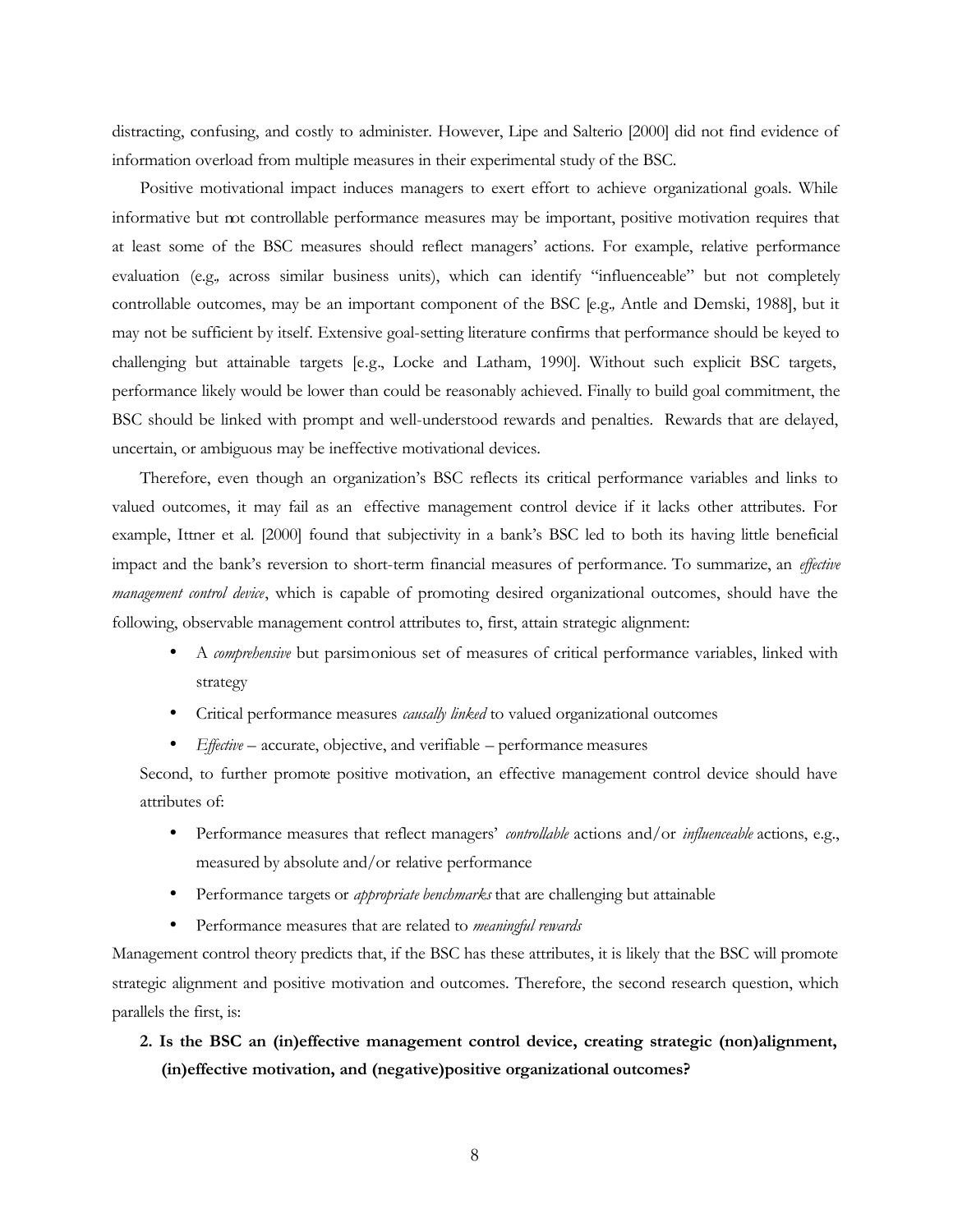distracting, confusing, and costly to administer. However, Lipe and Salterio [2000] did not find evidence of information overload from multiple measures in their experimental study of the BSC.

Positive motivational impact induces managers to exert effort to achieve organizational goals. While informative but not controllable performance measures may be important, positive motivation requires that at least some of the BSC measures should reflect managers' actions. For example, relative performance evaluation (e.g., across similar business units), which can identify "influenceable" but not completely controllable outcomes, may be an important component of the BSC [e.g., Antle and Demski, 1988], but it may not be sufficient by itself. Extensive goal-setting literature confirms that performance should be keyed to challenging but attainable targets [e.g., Locke and Latham, 1990]. Without such explicit BSC targets, performance likely would be lower than could be reasonably achieved. Finally to build goal commitment, the BSC should be linked with prompt and well-understood rewards and penalties. Rewards that are delayed, uncertain, or ambiguous may be ineffective motivational devices.

Therefore, even though an organization's BSC reflects its critical performance variables and links to valued outcomes, it may fail as an effective management control device if it lacks other attributes. For example, Ittner et al. [2000] found that subjectivity in a bank's BSC led to both its having little beneficial impact and the bank's reversion to short-term financial measures of performance. To summarize, an *effective management control device*, which is capable of promoting desired organizational outcomes, should have the following, observable management control attributes to, first, attain strategic alignment:

- A *comprehensive* but parsimonious set of measures of critical performance variables, linked with strategy
- Critical performance measures *causally linked* to valued organizational outcomes
- *Effective* – accurate, objective, and verifiable – performance measures

Second, to further promote positive motivation, an effective management control device should have attributes of:

- Performance measures that reflect managers' *controllable* actions and/or *influenceable* actions, e.g., measured by absolute and/or relative performance
- Performance targets or *appropriate benchmarks* that are challenging but attainable
- Performance measures that are related to *meaningful rewards*

Management control theory predicts that, if the BSC has these attributes, it is likely that the BSC will promote strategic alignment and positive motivation and outcomes. Therefore, the second research question, which parallels the first, is:

**2. Is the BSC an (in)effective management control device, creating strategic (non)alignment, (in)effective motivation, and (negative)positive organizational outcomes?**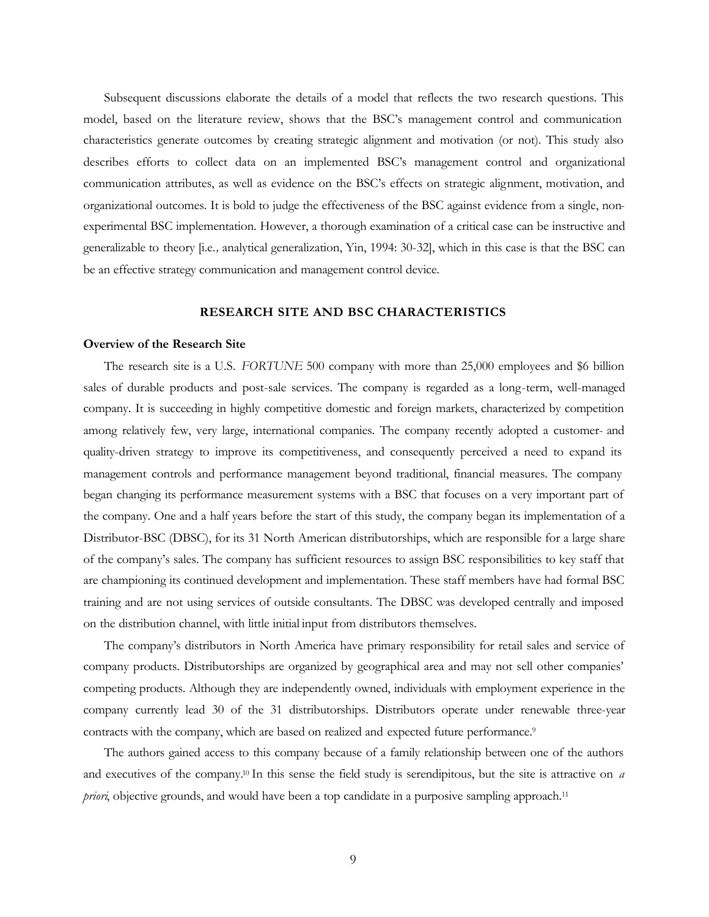Subsequent discussions elaborate the details of a model that reflects the two research questions. This model, based on the literature review, shows that the BSC's management control and communication characteristics generate outcomes by creating strategic alignment and motivation (or not). This study also describes efforts to collect data on an implemented BSC's management control and organizational communication attributes, as well as evidence on the BSC's effects on strategic alignment, motivation, and organizational outcomes. It is bold to judge the effectiveness of the BSC against evidence from a single, non-experimental BSC implementation. However, a thorough examination of a critical case can be instructive and generalizable to theory [i.e., analytical generalization, Yin, 1994: 30-32], which in this case is that the BSC can be an effective strategy communication and management control device.

## RESEARCH SITE AND BSC CHARACTERISTICS

### Overview of the Research Site

The research site is a U.S. *FORTUNE* 500 company with more than 25,000 employees and $6 billion sales of durable products and post-sale services. The company is regarded as a long-term, well-managed company. It is succeeding in highly competitive domestic and foreign markets, characterized by competition among relatively few, very large, international companies. The company recently adopted a customer- and quality-driven strategy to improve its competitiveness, and consequently perceived a need to expand its management controls and performance management beyond traditional, financial measures. The company began changing its performance measurement systems with a BSC that focuses on a very important part of the company. One and a half years before the start of this study, the company began its implementation of a Distributor-BSC (DBSC), for its 31 North American distributorships, which are responsible for a large share of the company's sales. The company has sufficient resources to assign BSC responsibilities to key staff that are championing its continued development and implementation. These staff members have had formal BSC training and are not using services of outside consultants. The DBSC was developed centrally and imposed on the distribution channel, with little initial input from distributors themselves.

The company's distributors in North America have primary responsibility for retail sales and service of company products. Distributorships are organized by geographical area and may not sell other companies' competing products. Although they are independently owned, individuals with employment experience in the company currently lead 30 of the 31 distributorships. Distributors operate under renewable three-year contracts with the company, which are based on realized and expected future performance.[9]

The authors gained access to this company because of a family relationship between one of the authors and executives of the company.[10] In this sense the field study is serendipitous, but the site is attractive on *a priori*, objective grounds, and would have been a top candidate in a purposive sampling approach.[11]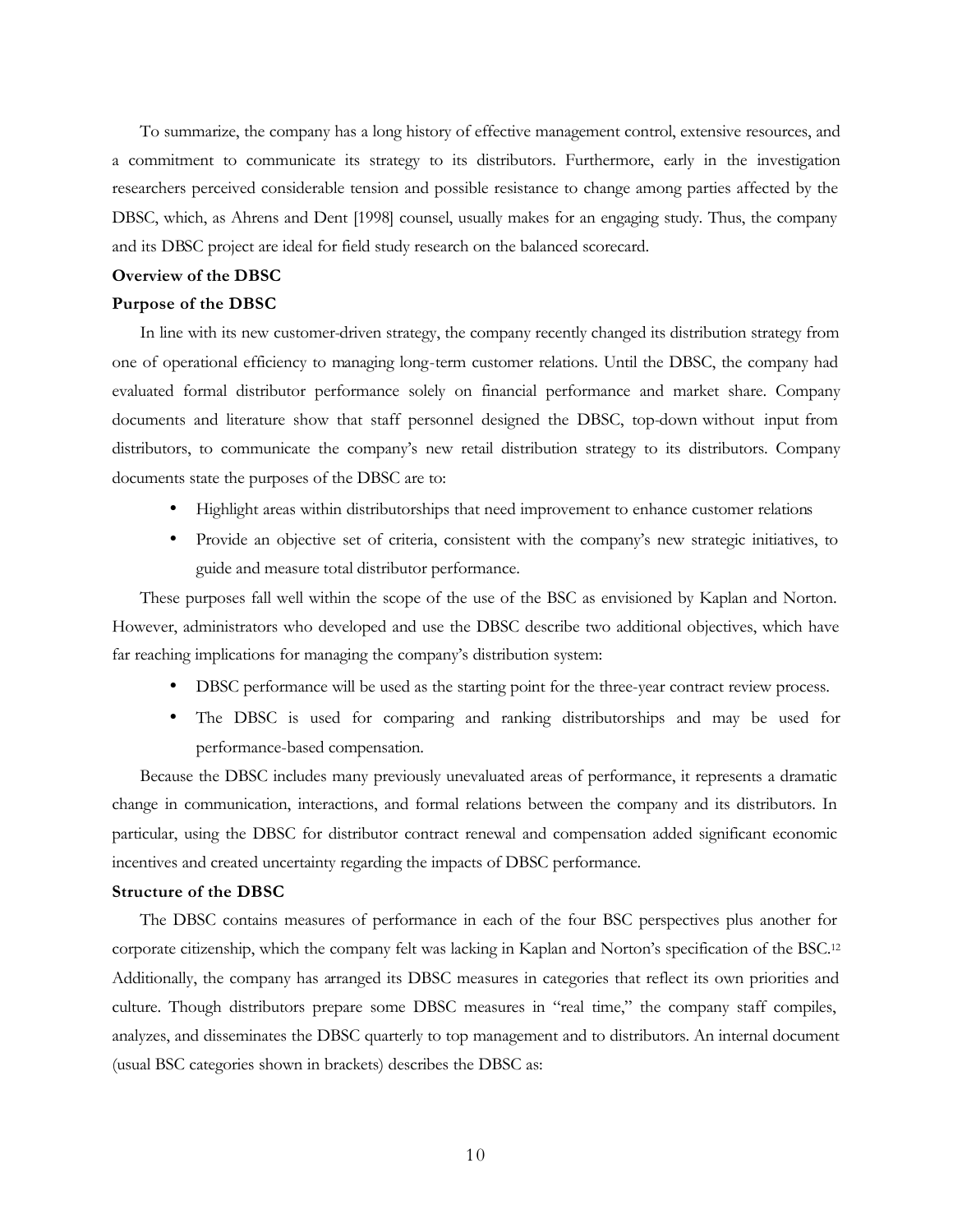To summarize, the company has a long history of effective management control, extensive resources, and a commitment to communicate its strategy to its distributors. Furthermore, early in the investigation researchers perceived considerable tension and possible resistance to change among parties affected by the DBSC, which, as Ahrens and Dent [1998] counsel, usually makes for an engaging study. Thus, the company and its DBSC project are ideal for field study research on the balanced scorecard.

## Overview of the DBSC

### Purpose of the DBSC

In line with its new customer-driven strategy, the company recently changed its distribution strategy from one of operational efficiency to managing long-term customer relations. Until the DBSC, the company had evaluated formal distributor performance solely on financial performance and market share. Company documents and literature show that staff personnel designed the DBSC, top-down without input from distributors, to communicate the company's new retail distribution strategy to its distributors. Company documents state the purposes of the DBSC are to:

- Highlight areas within distributorships that need improvement to enhance customer relations
- Provide an objective set of criteria, consistent with the company's new strategic initiatives, to guide and measure total distributor performance.

These purposes fall well within the scope of the use of the BSC as envisioned by Kaplan and Norton. However, administrators who developed and use the DBSC describe two additional objectives, which have far reaching implications for managing the company's distribution system:

- DBSC performance will be used as the starting point for the three-year contract review process.
- The DBSC is used for comparing and ranking distributorships and may be used for performance-based compensation.

Because the DBSC includes many previously unevaluated areas of performance, it represents a dramatic change in communication, interactions, and formal relations between the company and its distributors. In particular, using the DBSC for distributor contract renewal and compensation added significant economic incentives and created uncertainty regarding the impacts of DBSC performance.

### Structure of the DBSC

The DBSC contains measures of performance in each of the four BSC perspectives plus another for corporate citizenship, which the company felt was lacking in Kaplan and Norton's specification of the BSC.[12] Additionally, the company has arranged its DBSC measures in categories that reflect its own priorities and culture. Though distributors prepare some DBSC measures in "real time," the company staff compiles, analyzes, and disseminates the DBSC quarterly to top management and to distributors. An internal document (usual BSC categories shown in brackets) describes the DBSC as: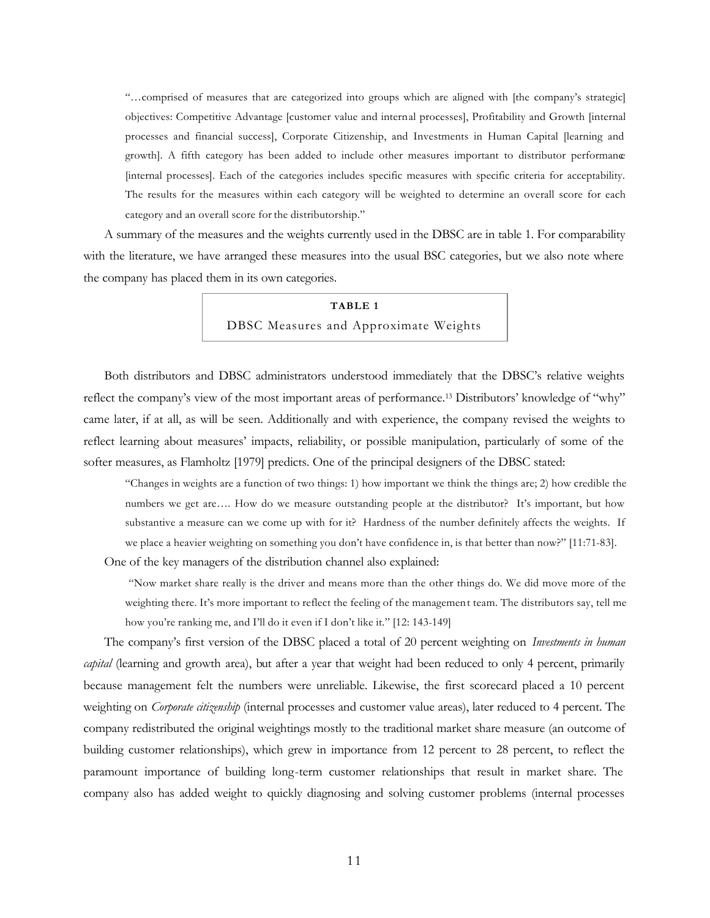> "…comprised of measures that are categorized into groups which are aligned with [the company's strategic] objectives: Competitive Advantage [customer value and internal processes], Profitability and Growth [internal processes and financial success], Corporate Citizenship, and Investments in Human Capital [learning and growth]. A fifth category has been added to include other measures important to distributor performance [internal processes]. Each of the categories includes specific measures with specific criteria for acceptability. The results for the measures within each category will be weighted to determine an overall score for each category and an overall score for the distributorship."

A summary of the measures and the weights currently used in the DBSC are in table 1. For comparability with the literature, we have arranged these measures into the usual BSC categories, but we also note where the company has placed them in its own categories.

**TABLE 1**

DBSC Measures and Approximate Weights

Both distributors and DBSC administrators understood immediately that the DBSC's relative weights reflect the company's view of the most important areas of performance.[13] Distributors' knowledge of "why" came later, if at all, as will be seen. Additionally and with experience, the company revised the weights to reflect learning about measures' impacts, reliability, or possible manipulation, particularly of some of the softer measures, as Flamholtz [1979] predicts. One of the principal designers of the DBSC stated:

> "Changes in weights are a function of two things: 1) how important we think the things are; 2) how credible the numbers we get are…. How do we measure outstanding people at the distributor? It's important, but how substantive a measure can we come up with for it? Hardness of the number definitely affects the weights. If we place a heavier weighting on something you don't have confidence in, is that better than now?" [11:71-83].

One of the key managers of the distribution channel also explained:

> "Now market share really is the driver and means more than the other things do. We did move more of the weighting there. It's more important to reflect the feeling of the management team. The distributors say, tell me how you're ranking me, and I'll do it even if I don't like it." [12: 143-149]

The company's first version of the DBSC placed a total of 20 percent weighting on *Investments in human capital* (learning and growth area), but after a year that weight had been reduced to only 4 percent, primarily because management felt the numbers were unreliable. Likewise, the first scorecard placed a 10 percent weighting on *Corporate citizenship* (internal processes and customer value areas), later reduced to 4 percent. The company redistributed the original weightings mostly to the traditional market share measure (an outcome of building customer relationships), which grew in importance from 12 percent to 28 percent, to reflect the paramount importance of building long-term customer relationships that result in market share. The company also has added weight to quickly diagnosing and solving customer problems (internal processes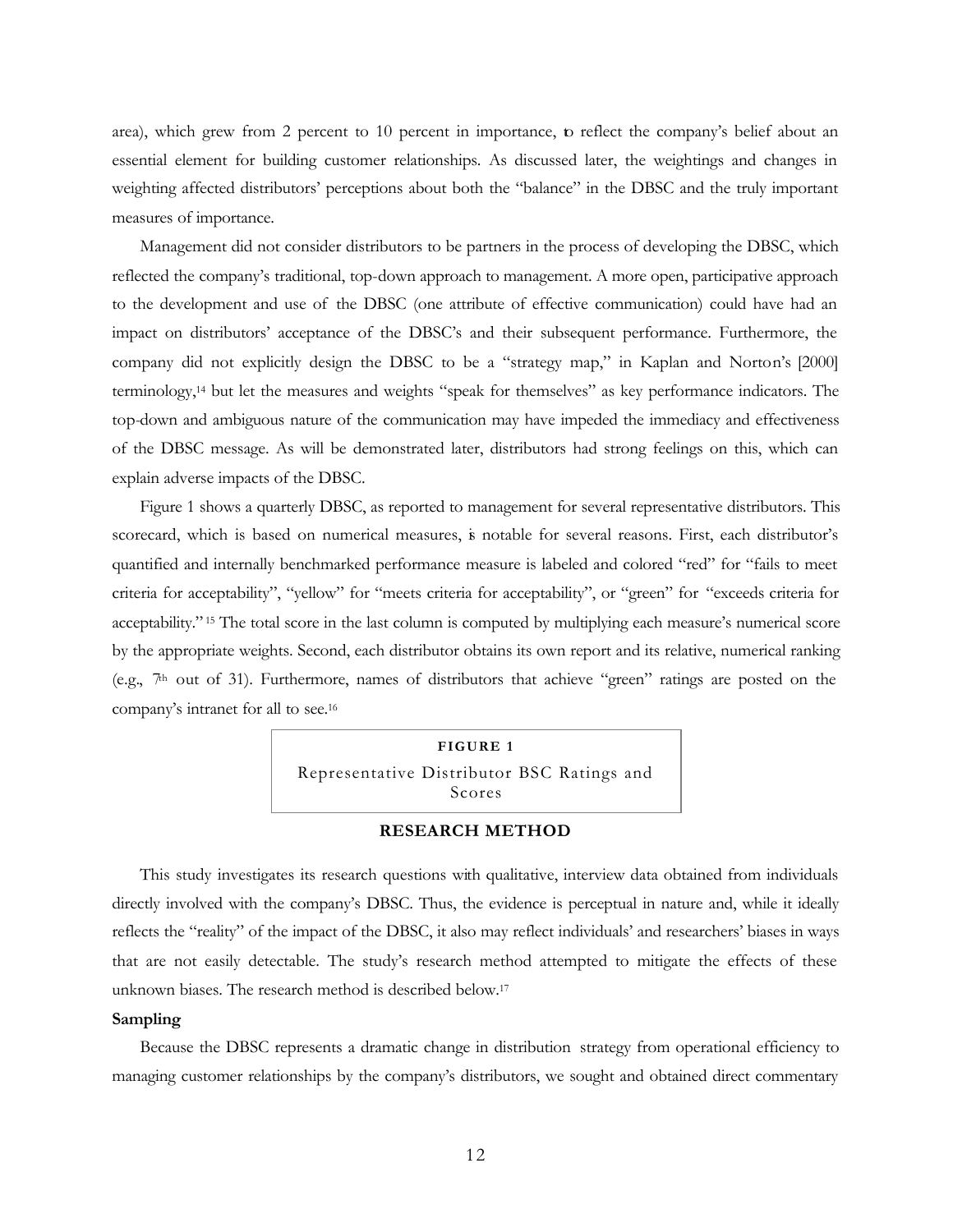area), which grew from 2 percent to 10 percent in importance, to reflect the company's belief about an essential element for building customer relationships. As discussed later, the weightings and changes in weighting affected distributors' perceptions about both the "balance" in the DBSC and the truly important measures of importance.

Management did not consider distributors to be partners in the process of developing the DBSC, which reflected the company's traditional, top-down approach to management. A more open, participative approach to the development and use of the DBSC (one attribute of effective communication) could have had an impact on distributors' acceptance of the DBSC's and their subsequent performance. Furthermore, the company did not explicitly design the DBSC to be a "strategy map," in Kaplan and Norton's [2000] terminology,[14] but let the measures and weights "speak for themselves" as key performance indicators. The top-down and ambiguous nature of the communication may have impeded the immediacy and effectiveness of the DBSC message. As will be demonstrated later, distributors had strong feelings on this, which can explain adverse impacts of the DBSC.

Figure 1 shows a quarterly DBSC, as reported to management for several representative distributors. This scorecard, which is based on numerical measures, is notable for several reasons. First, each distributor's quantified and internally benchmarked performance measure is labeled and colored "red" for "fails to meet criteria for acceptability", "yellow" for "meets criteria for acceptability", or "green" for "exceeds criteria for acceptability." [15] The total score in the last column is computed by multiplying each measure's numerical score by the appropriate weights. Second, each distributor obtains its own report and its relative, numerical ranking (e.g., 7th out of 31). Furthermore, names of distributors that achieve "green" ratings are posted on the company's intranet for all to see.[16]

**FIGURE 1**

Representative Distributor BSC Ratings and Scores

## RESEARCH METHOD

This study investigates its research questions with qualitative, interview data obtained from individuals directly involved with the company's DBSC. Thus, the evidence is perceptual in nature and, while it ideally reflects the "reality" of the impact of the DBSC, it also may reflect individuals' and researchers' biases in ways that are not easily detectable. The study's research method attempted to mitigate the effects of these unknown biases. The research method is described below.[17]

### Sampling

Because the DBSC represents a dramatic change in distribution strategy from operational efficiency to managing customer relationships by the company's distributors, we sought and obtained direct commentary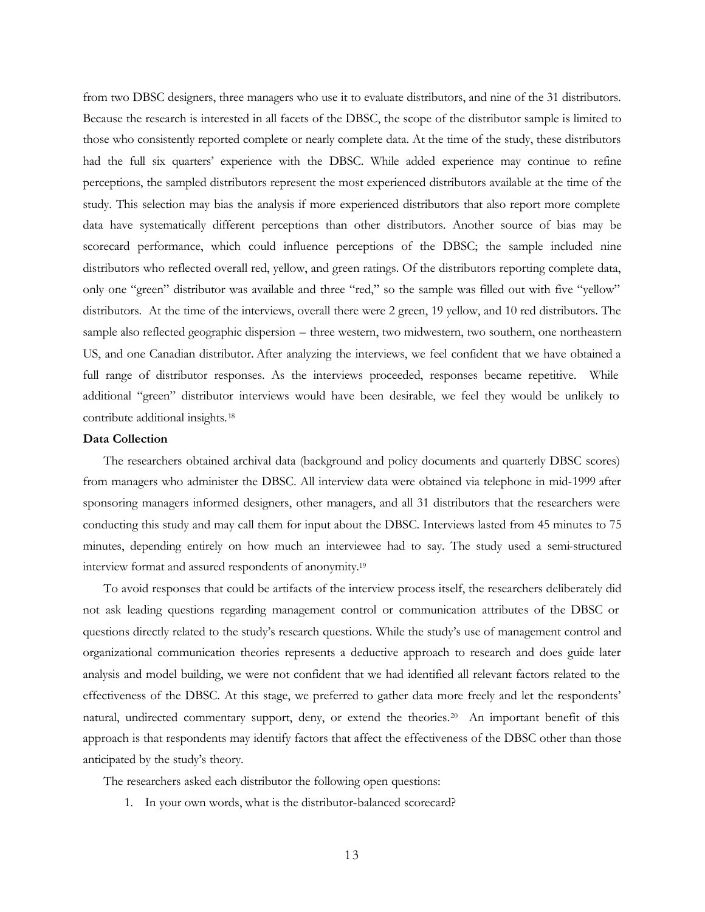from two DBSC designers, three managers who use it to evaluate distributors, and nine of the 31 distributors. Because the research is interested in all facets of the DBSC, the scope of the distributor sample is limited to those who consistently reported complete or nearly complete data. At the time of the study, these distributors had the full six quarters' experience with the DBSC. While added experience may continue to refine perceptions, the sampled distributors represent the most experienced distributors available at the time of the study. This selection may bias the analysis if more experienced distributors that also report more complete data have systematically different perceptions than other distributors. Another source of bias may be scorecard performance, which could influence perceptions of the DBSC; the sample included nine distributors who reflected overall red, yellow, and green ratings. Of the distributors reporting complete data, only one "green" distributor was available and three "red," so the sample was filled out with five "yellow" distributors. At the time of the interviews, overall there were 2 green, 19 yellow, and 10 red distributors. The sample also reflected geographic dispersion – three western, two midwestern, two southern, one northeastern US, and one Canadian distributor. After analyzing the interviews, we feel confident that we have obtained a full range of distributor responses. As the interviews proceeded, responses became repetitive. While additional "green" distributor interviews would have been desirable, we feel they would be unlikely to contribute additional insights.[18]

**Data Collection**

The researchers obtained archival data (background and policy documents and quarterly DBSC scores) from managers who administer the DBSC. All interview data were obtained via telephone in mid-1999 after sponsoring managers informed designers, other managers, and all 31 distributors that the researchers were conducting this study and may call them for input about the DBSC. Interviews lasted from 45 minutes to 75 minutes, depending entirely on how much an interviewee had to say. The study used a semi-structured interview format and assured respondents of anonymity.[19]

To avoid responses that could be artifacts of the interview process itself, the researchers deliberately did not ask leading questions regarding management control or communication attributes of the DBSC or questions directly related to the study's research questions. While the study's use of management control and organizational communication theories represents a deductive approach to research and does guide later analysis and model building, we were not confident that we had identified all relevant factors related to the effectiveness of the DBSC. At this stage, we preferred to gather data more freely and let the respondents' natural, undirected commentary support, deny, or extend the theories.[20] An important benefit of this approach is that respondents may identify factors that affect the effectiveness of the DBSC other than those anticipated by the study's theory.

The researchers asked each distributor the following open questions:

1. In your own words, what is the distributor-balanced scorecard?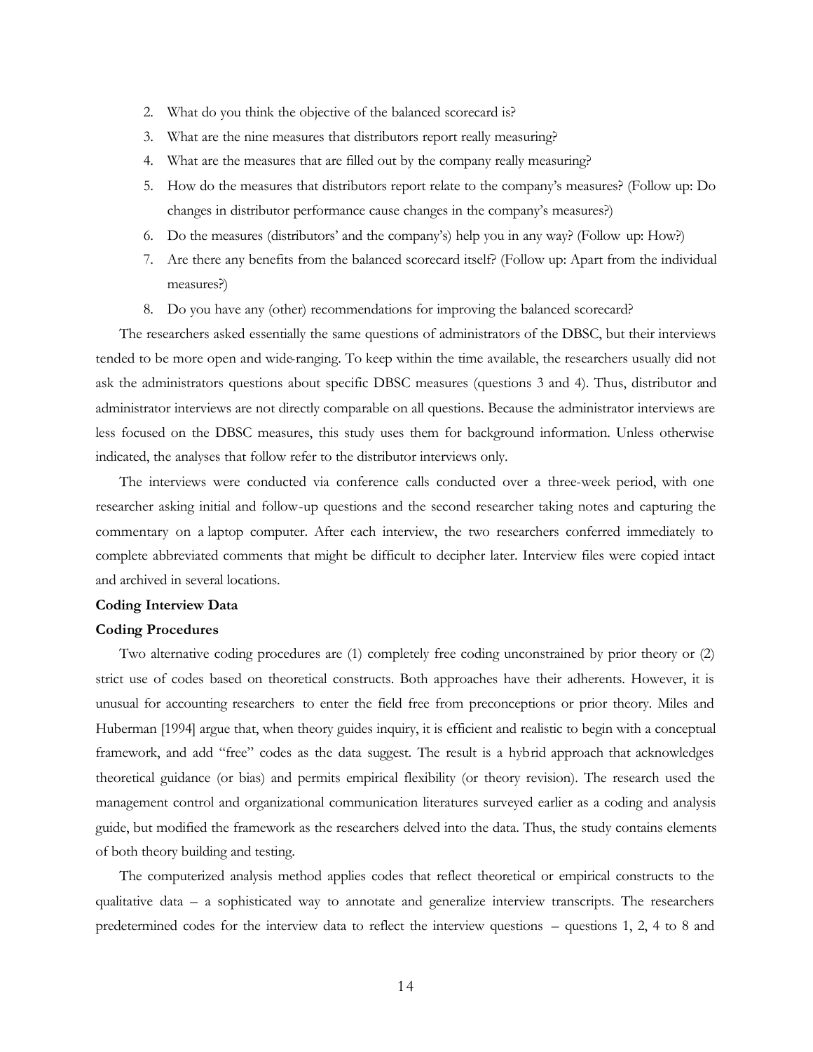2. What do you think the objective of the balanced scorecard is?
3. What are the nine measures that distributors report really measuring?
4. What are the measures that are filled out by the company really measuring?
5. How do the measures that distributors report relate to the company's measures? (Follow up: Do changes in distributor performance cause changes in the company's measures?)
6. Do the measures (distributors' and the company's) help you in any way? (Follow up: How?)
7. Are there any benefits from the balanced scorecard itself? (Follow up: Apart from the individual measures?)
8. Do you have any (other) recommendations for improving the balanced scorecard?

The researchers asked essentially the same questions of administrators of the DBSC, but their interviews tended to be more open and wide-ranging. To keep within the time available, the researchers usually did not ask the administrators questions about specific DBSC measures (questions 3 and 4). Thus, distributor and administrator interviews are not directly comparable on all questions. Because the administrator interviews are less focused on the DBSC measures, this study uses them for background information. Unless otherwise indicated, the analyses that follow refer to the distributor interviews only.

The interviews were conducted via conference calls conducted over a three-week period, with one researcher asking initial and follow-up questions and the second researcher taking notes and capturing the commentary on a laptop computer. After each interview, the two researchers conferred immediately to complete abbreviated comments that might be difficult to decipher later. Interview files were copied intact and archived in several locations.

**Coding Interview Data**

**Coding Procedures**

Two alternative coding procedures are (1) completely free coding unconstrained by prior theory or (2) strict use of codes based on theoretical constructs. Both approaches have their adherents. However, it is unusual for accounting researchers to enter the field free from preconceptions or prior theory. Miles and Huberman [1994] argue that, when theory guides inquiry, it is efficient and realistic to begin with a conceptual framework, and add "free" codes as the data suggest. The result is a hybrid approach that acknowledges theoretical guidance (or bias) and permits empirical flexibility (or theory revision). The research used the management control and organizational communication literatures surveyed earlier as a coding and analysis guide, but modified the framework as the researchers delved into the data. Thus, the study contains elements of both theory building and testing.

The computerized analysis method applies codes that reflect theoretical or empirical constructs to the qualitative data – a sophisticated way to annotate and generalize interview transcripts. The researchers predetermined codes for the interview data to reflect the interview questions – questions 1, 2, 4 to 8 and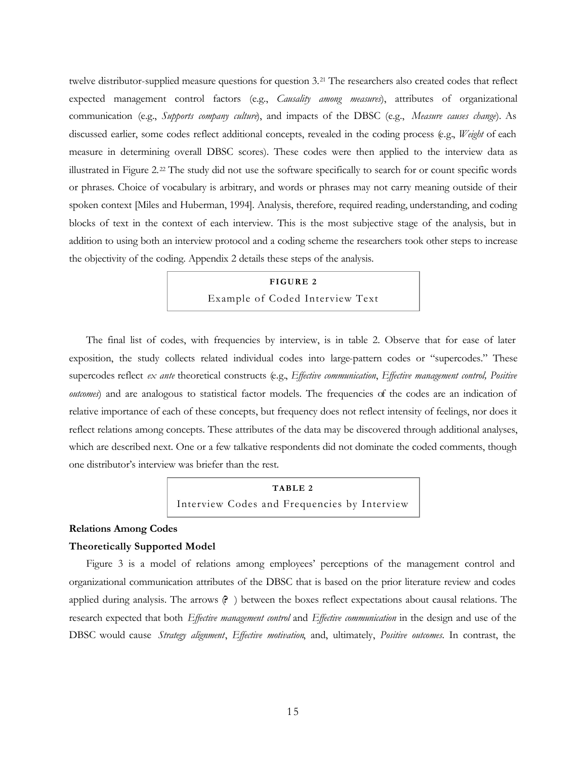twelve distributor-supplied measure questions for question 3.[21] The researchers also created codes that reflect expected management control factors (e.g., *Causality among measures*), attributes of organizational communication (e.g., *Supports company culture*), and impacts of the DBSC (e.g., *Measure causes change*). As discussed earlier, some codes reflect additional concepts, revealed in the coding process (e.g., *Weight* of each measure in determining overall DBSC scores). These codes were then applied to the interview data as illustrated in Figure 2.[22] The study did not use the software specifically to search for or count specific words or phrases. Choice of vocabulary is arbitrary, and words or phrases may not carry meaning outside of their spoken context [Miles and Huberman, 1994]. Analysis, therefore, required reading, understanding, and coding blocks of text in the context of each interview. This is the most subjective stage of the analysis, but in addition to using both an interview protocol and a coding scheme the researchers took other steps to increase the objectivity of the coding. Appendix 2 details these steps of the analysis.

**FIGURE 2**

Example of Coded Interview Text

The final list of codes, with frequencies by interview, is in table 2. Observe that for ease of later exposition, the study collects related individual codes into large-pattern codes or "supercodes." These supercodes reflect *ex ante* theoretical constructs (e.g., *Effective communication*, *Effective management control, Positive outcomes*) and are analogous to statistical factor models. The frequencies of the codes are an indication of relative importance of each of these concepts, but frequency does not reflect intensity of feelings, nor does it reflect relations among concepts. These attributes of the data may be discovered through additional analyses, which are described next. One or a few talkative respondents did not dominate the coded comments, though one distributor's interview was briefer than the rest.

**TABLE 2**

Interview Codes and Frequencies by Interview

**Relations Among Codes**

**Theoretically Supported Model**

Figure 3 is a model of relations among employees' perceptions of the management control and organizational communication attributes of the DBSC that is based on the prior literature review and codes applied during analysis. The arrows (?) between the boxes reflect expectations about causal relations. The research expected that both *Effective management control* and *Effective communication* in the design and use of the DBSC would cause *Strategy alignment*, *Effective motivation*, and, ultimately, *Positive outcomes*. In contrast, the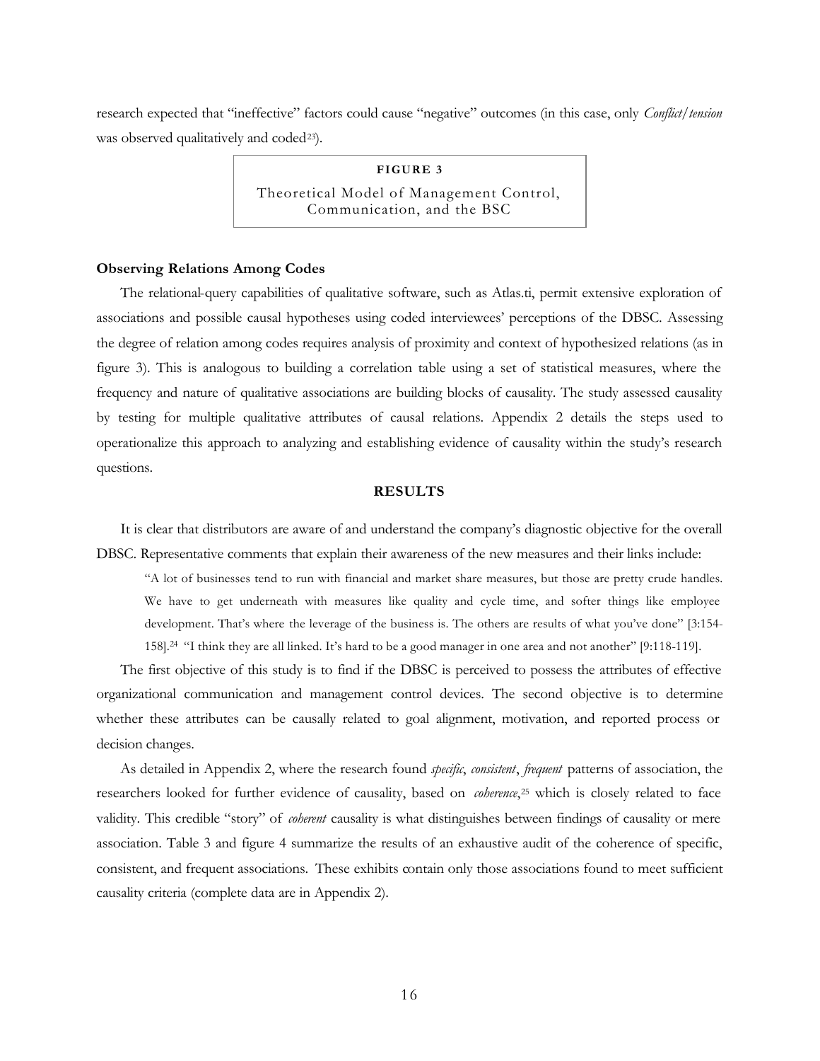research expected that "ineffective" factors could cause "negative" outcomes (in this case, only *Conflict/tension* was observed qualitatively and coded[23]).

**FIGURE 3**

Theoretical Model of Management Control, Communication, and the BSC

**Observing Relations Among Codes**

The relational-query capabilities of qualitative software, such as Atlas.ti, permit extensive exploration of associations and possible causal hypotheses using coded interviewees' perceptions of the DBSC. Assessing the degree of relation among codes requires analysis of proximity and context of hypothesized relations (as in figure 3). This is analogous to building a correlation table using a set of statistical measures, where the frequency and nature of qualitative associations are building blocks of causality. The study assessed causality by testing for multiple qualitative attributes of causal relations. Appendix 2 details the steps used to operationalize this approach to analyzing and establishing evidence of causality within the study's research questions.

## RESULTS

It is clear that distributors are aware of and understand the company's diagnostic objective for the overall DBSC. Representative comments that explain their awareness of the new measures and their links include:

> "A lot of businesses tend to run with financial and market share measures, but those are pretty crude handles. We have to get underneath with measures like quality and cycle time, and softer things like employee development. That's where the leverage of the business is. The others are results of what you've done" [3:154-158].[24] "I think they are all linked. It's hard to be a good manager in one area and not another" [9:118-119].

The first objective of this study is to find if the DBSC is perceived to possess the attributes of effective organizational communication and management control devices. The second objective is to determine whether these attributes can be causally related to goal alignment, motivation, and reported process or decision changes.

As detailed in Appendix 2, where the research found *specific*, *consistent*, *frequent* patterns of association, the researchers looked for further evidence of causality, based on *coherence*,[25] which is closely related to face validity. This credible "story" of *coherent* causality is what distinguishes between findings of causality or mere association. Table 3 and figure 4 summarize the results of an exhaustive audit of the coherence of specific, consistent, and frequent associations. These exhibits contain only those associations found to meet sufficient causality criteria (complete data are in Appendix 2).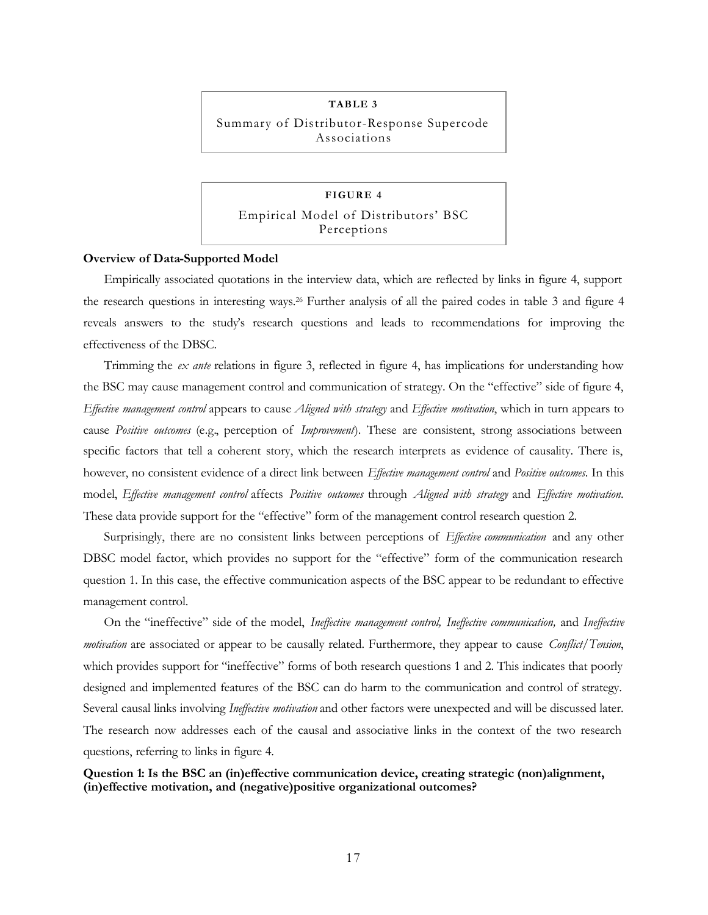**TABLE 3**

Summary of Distributor-Response Supercode Associations

**FIGURE 4**

Empirical Model of Distributors' BSC Perceptions

**Overview of Data-Supported Model**

Empirically associated quotations in the interview data, which are reflected by links in figure 4, support the research questions in interesting ways.[26] Further analysis of all the paired codes in table 3 and figure 4 reveals answers to the study's research questions and leads to recommendations for improving the effectiveness of the DBSC.

Trimming the *ex ante* relations in figure 3, reflected in figure 4, has implications for understanding how the BSC may cause management control and communication of strategy. On the "effective" side of figure 4, *Effective management control* appears to cause *Aligned with strategy* and *Effective motivation*, which in turn appears to cause *Positive outcomes* (e.g., perception of *Improvement*). These are consistent, strong associations between specific factors that tell a coherent story, which the research interprets as evidence of causality. There is, however, no consistent evidence of a direct link between *Effective management control* and *Positive outcomes*. In this model, *Effective management control* affects *Positive outcomes* through *Aligned with strategy* and *Effective motivation*. These data provide support for the "effective" form of the management control research question 2.

Surprisingly, there are no consistent links between perceptions of *Effective communication* and any other DBSC model factor, which provides no support for the "effective" form of the communication research question 1. In this case, the effective communication aspects of the BSC appear to be redundant to effective management control.

On the "ineffective" side of the model, *Ineffective management control, Ineffective communication,* and *Ineffective motivation* are associated or appear to be causally related. Furthermore, they appear to cause *Conflict/Tension*, which provides support for "ineffective" forms of both research questions 1 and 2. This indicates that poorly designed and implemented features of the BSC can do harm to the communication and control of strategy. Several causal links involving *Ineffective motivation* and other factors were unexpected and will be discussed later. The research now addresses each of the causal and associative links in the context of the two research questions, referring to links in figure 4.

**Question 1: Is the BSC an (in)effective communication device, creating strategic (non)alignment, (in)effective motivation, and (negative)positive organizational outcomes?**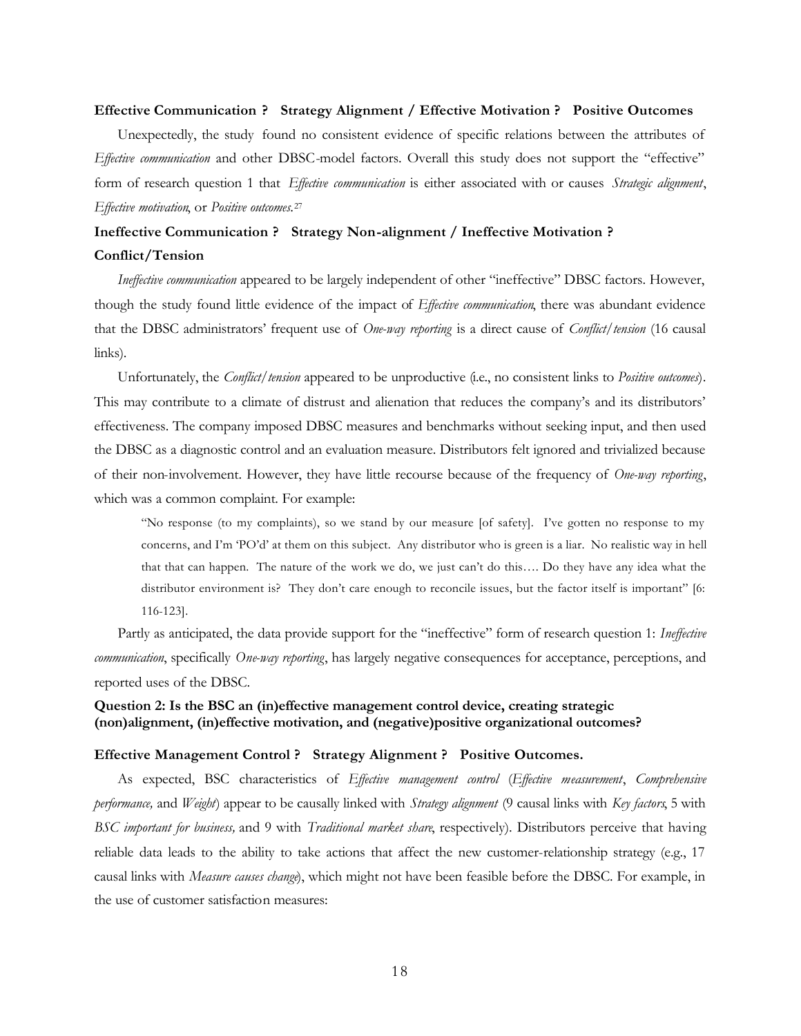**Effective Communication ? Strategy Alignment / Effective Motivation ? Positive Outcomes**

Unexpectedly, the study found no consistent evidence of specific relations between the attributes of *Effective communication* and other DBSC-model factors. Overall this study does not support the "effective" form of research question 1 that *Effective communication* is either associated with or causes *Strategic alignment*, *Effective motivation*, or *Positive outcomes*.[27]

**Ineffective Communication ? Strategy Non-alignment / Ineffective Motivation ? Conflict/Tension**

*Ineffective communication* appeared to be largely independent of other "ineffective" DBSC factors. However, though the study found little evidence of the impact of *Effective communication*, there was abundant evidence that the DBSC administrators' frequent use of *One-way reporting* is a direct cause of *Conflict/tension* (16 causal links).

Unfortunately, the *Conflict/tension* appeared to be unproductive (i.e., no consistent links to *Positive outcomes*). This may contribute to a climate of distrust and alienation that reduces the company's and its distributors' effectiveness. The company imposed DBSC measures and benchmarks without seeking input, and then used the DBSC as a diagnostic control and an evaluation measure. Distributors felt ignored and trivialized because of their non-involvement. However, they have little recourse because of the frequency of *One-way reporting*, which was a common complaint. For example:

> "No response (to my complaints), so we stand by our measure [of safety]. I've gotten no response to my concerns, and I'm 'PO'd' at them on this subject. Any distributor who is green is a liar. No realistic way in hell that that can happen. The nature of the work we do, we just can't do this…. Do they have any idea what the distributor environment is? They don't care enough to reconcile issues, but the factor itself is important" [6: 116-123].

Partly as anticipated, the data provide support for the "ineffective" form of research question 1: *Ineffective communication*, specifically *One-way reporting*, has largely negative consequences for acceptance, perceptions, and reported uses of the DBSC.

**Question 2: Is the BSC an (in)effective management control device, creating strategic (non)alignment, (in)effective motivation, and (negative)positive organizational outcomes?**

**Effective Management Control ? Strategy Alignment ? Positive Outcomes.**

As expected, BSC characteristics of *Effective management control* (*Effective measurement*, *Comprehensive performance,* and *Weight*) appear to be causally linked with *Strategy alignment* (9 causal links with *Key factors*, 5 with *BSC important for business,* and 9 with *Traditional market share*, respectively). Distributors perceive that having reliable data leads to the ability to take actions that affect the new customer-relationship strategy (e.g., 17 causal links with *Measure causes change*), which might not have been feasible before the DBSC. For example, in the use of customer satisfaction measures: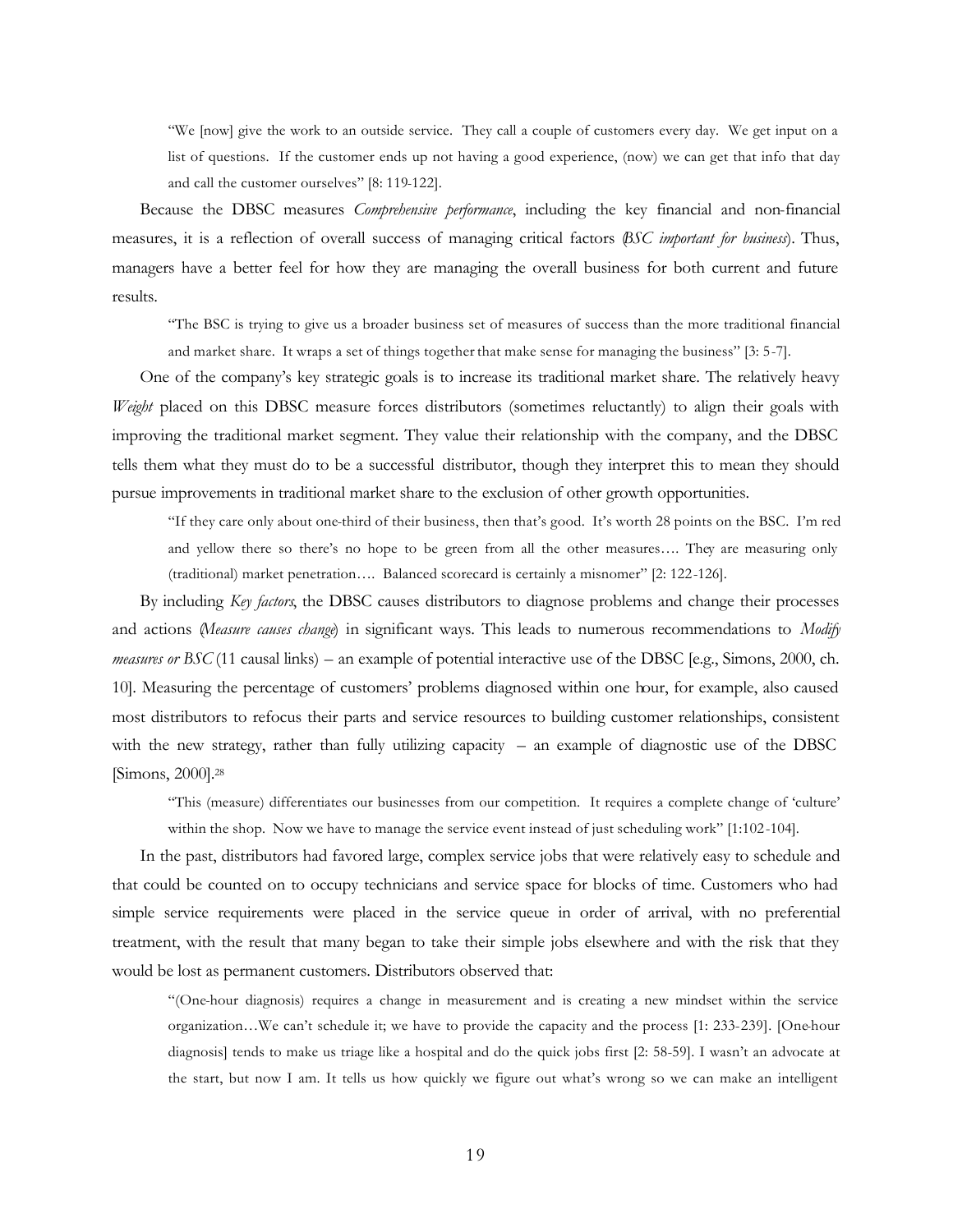> "We [now] give the work to an outside service. They call a couple of customers every day. We get input on a list of questions. If the customer ends up not having a good experience, (now) we can get that info that day and call the customer ourselves" [8: 119-122].

Because the DBSC measures *Comprehensive performance*, including the key financial and non-financial measures, it is a reflection of overall success of managing critical factors (*BSC important for business*). Thus, managers have a better feel for how they are managing the overall business for both current and future results.

> "The BSC is trying to give us a broader business set of measures of success than the more traditional financial and market share. It wraps a set of things together that make sense for managing the business" [3: 5-7].

One of the company's key strategic goals is to increase its traditional market share. The relatively heavy *Weight* placed on this DBSC measure forces distributors (sometimes reluctantly) to align their goals with improving the traditional market segment. They value their relationship with the company, and the DBSC tells them what they must do to be a successful distributor, though they interpret this to mean they should pursue improvements in traditional market share to the exclusion of other growth opportunities.

> "If they care only about one-third of their business, then that's good. It's worth 28 points on the BSC. I'm red and yellow there so there's no hope to be green from all the other measures…. They are measuring only (traditional) market penetration…. Balanced scorecard is certainly a misnomer" [2: 122-126].

By including *Key factors*, the DBSC causes distributors to diagnose problems and change their processes and actions (*Measure causes change*) in significant ways. This leads to numerous recommendations to *Modify measures or BSC* (11 causal links) – an example of potential interactive use of the DBSC [e.g., Simons, 2000, ch. 10]. Measuring the percentage of customers' problems diagnosed within one hour, for example, also caused most distributors to refocus their parts and service resources to building customer relationships, consistent with the new strategy, rather than fully utilizing capacity – an example of diagnostic use of the DBSC [Simons, 2000].[28]

> "This (measure) differentiates our businesses from our competition. It requires a complete change of 'culture' within the shop. Now we have to manage the service event instead of just scheduling work" [1:102-104].

In the past, distributors had favored large, complex service jobs that were relatively easy to schedule and that could be counted on to occupy technicians and service space for blocks of time. Customers who had simple service requirements were placed in the service queue in order of arrival, with no preferential treatment, with the result that many began to take their simple jobs elsewhere and with the risk that they would be lost as permanent customers. Distributors observed that:

> "(One-hour diagnosis) requires a change in measurement and is creating a new mindset within the service organization…We can't schedule it; we have to provide the capacity and the process [1: 233-239]. [One-hour diagnosis] tends to make us triage like a hospital and do the quick jobs first [2: 58-59]. I wasn't an advocate at the start, but now I am. It tells us how quickly we figure out what's wrong so we can make an intelligent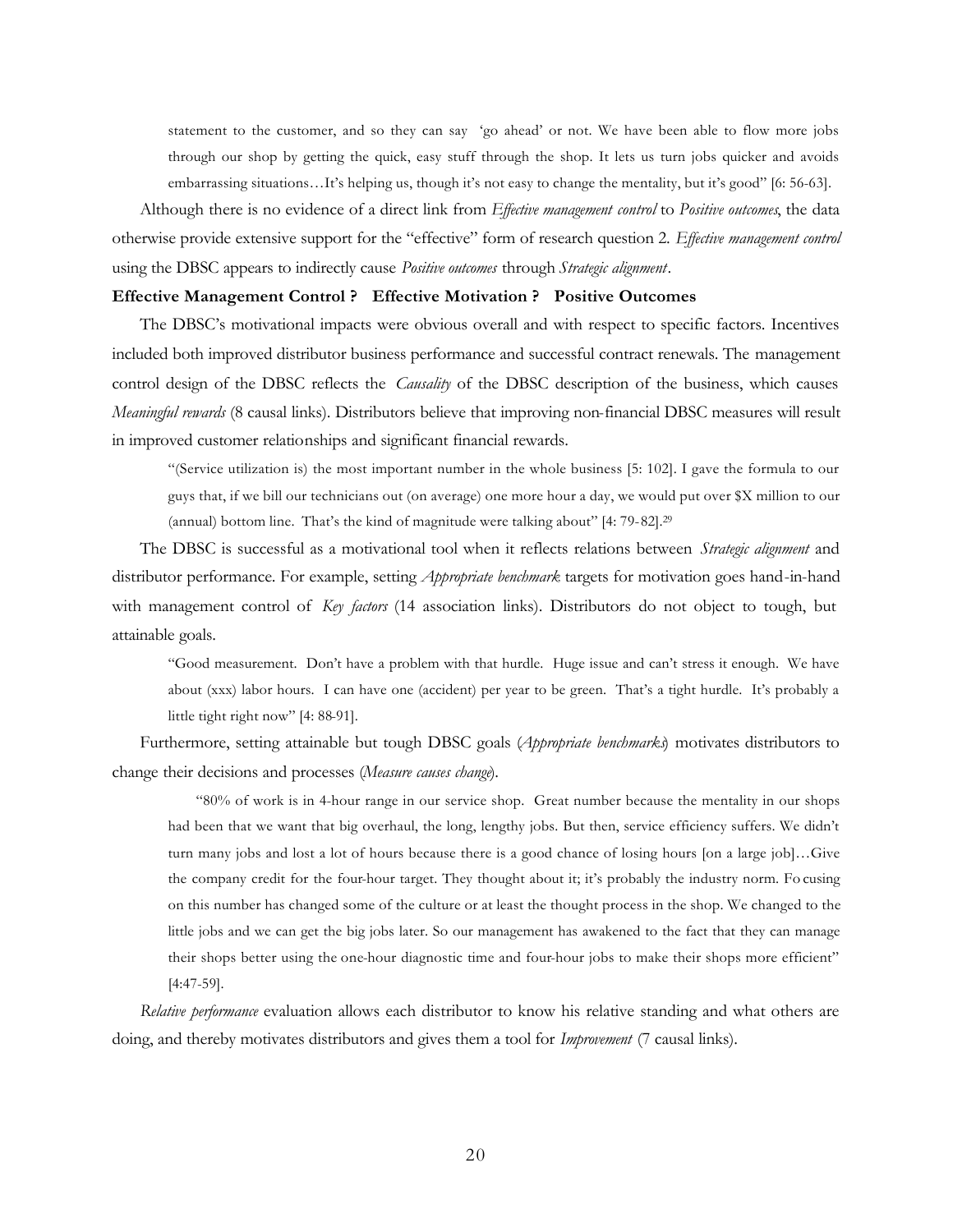statement to the customer, and so they can say 'go ahead' or not. We have been able to flow more jobs through our shop by getting the quick, easy stuff through the shop. It lets us turn jobs quicker and avoids embarrassing situations…It's helping us, though it's not easy to change the mentality, but it's good" [6: 56-63].

Although there is no evidence of a direct link from *Effective management control* to *Positive outcomes*, the data otherwise provide extensive support for the "effective" form of research question 2. *Effective management control* using the DBSC appears to indirectly cause *Positive outcomes* through *Strategic alignment*.

**Effective Management Control ? Effective Motivation ? Positive Outcomes**

The DBSC's motivational impacts were obvious overall and with respect to specific factors. Incentives included both improved distributor business performance and successful contract renewals. The management control design of the DBSC reflects the *Causality* of the DBSC description of the business, which causes *Meaningful rewards* (8 causal links). Distributors believe that improving non-financial DBSC measures will result in improved customer relationships and significant financial rewards.

> "(Service utilization is) the most important number in the whole business [5: 102]. I gave the formula to our guys that, if we bill our technicians out (on average) one more hour a day, we would put over $X million to our (annual) bottom line. That's the kind of magnitude were talking about" [4: 79-82].[29]

The DBSC is successful as a motivational tool when it reflects relations between *Strategic alignment* and distributor performance. For example, setting *Appropriate benchmark* targets for motivation goes hand-in-hand with management control of *Key factors* (14 association links). Distributors do not object to tough, but attainable goals.

> "Good measurement. Don't have a problem with that hurdle. Huge issue and can't stress it enough. We have about (xxx) labor hours. I can have one (accident) per year to be green. That's a tight hurdle. It's probably a little tight right now" [4: 88-91].

Furthermore, setting attainable but tough DBSC goals (*Appropriate benchmarks*) motivates distributors to change their decisions and processes (*Measure causes change*).

> "80% of work is in 4-hour range in our service shop. Great number because the mentality in our shops had been that we want that big overhaul, the long, lengthy jobs. But then, service efficiency suffers. We didn't turn many jobs and lost a lot of hours because there is a good chance of losing hours [on a large job]…Give the company credit for the four-hour target. They thought about it; it's probably the industry norm. Focusing on this number has changed some of the culture or at least the thought process in the shop. We changed to the little jobs and we can get the big jobs later. So our management has awakened to the fact that they can manage their shops better using the one-hour diagnostic time and four-hour jobs to make their shops more efficient" [4:47-59].

*Relative performance* evaluation allows each distributor to know his relative standing and what others are doing, and thereby motivates distributors and gives them a tool for *Improvement* (7 causal links).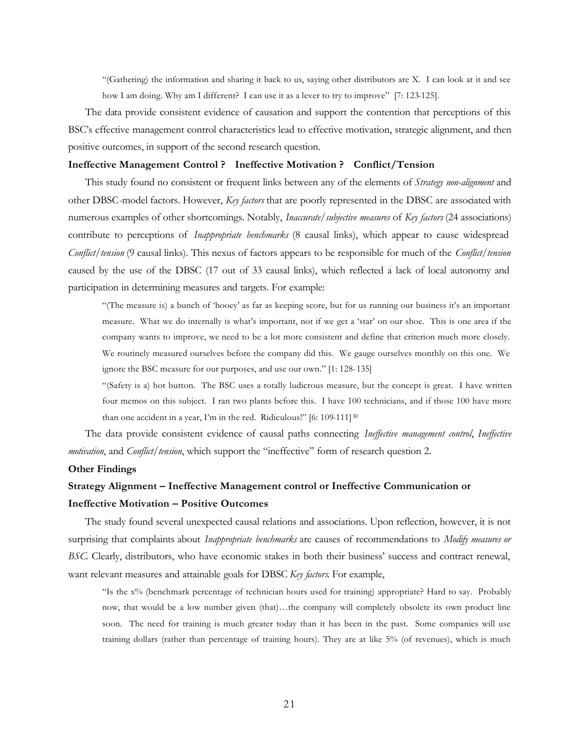"(Gathering) the information and sharing it back to us, saying other distributors are X. I can look at it and see how I am doing. Why am I different? I can use it as a lever to try to improve" [7: 123-125].

The data provide consistent evidence of causation and support the contention that perceptions of this BSC's effective management control characteristics lead to effective motivation, strategic alignment, and then positive outcomes, in support of the second research question.

**Ineffective Management Control ? Ineffective Motivation ? Conflict/Tension**

This study found no consistent or frequent links between any of the elements of *Strategy non-alignment* and other DBSC-model factors. However, *Key factors* that are poorly represented in the DBSC are associated with numerous examples of other shortcomings. Notably, *Inaccurate/subjective measures* of *Key factors* (24 associations) contribute to perceptions of *Inappropriate benchmarks* (8 causal links), which appear to cause widespread *Conflict/tension* (9 causal links). This nexus of factors appears to be responsible for much of the *Conflict/tension* caused by the use of the DBSC (17 out of 33 causal links), which reflected a lack of local autonomy and participation in determining measures and targets. For example:

"(The measure is) a bunch of 'hooey' as far as keeping score, but for us running our business it's an important measure. What we do internally is what's important, not if we get a 'star' on our shoe. This is one area if the company wants to improve, we need to be a lot more consistent and define that criterion much more closely. We routinely measured ourselves before the company did this. We gauge ourselves monthly on this one. We ignore the BSC measure for our purposes, and use our own." [1: 128-135]

"(Safety is a) hot button. The BSC uses a totally ludicrous measure, but the concept is great. I have written four memos on this subject. I ran two plants before this. I have 100 technicians, and if those 100 have more than one accident in a year, I'm in the red. Ridiculous!" [6: 109-111][30]

The data provide consistent evidence of causal paths connecting *Ineffective management control*, *Ineffective motivation*, and *Conflict/tension*, which support the "ineffective" form of research question 2.

**Other Findings**

**Strategy Alignment – Ineffective Management control or Ineffective Communication or Ineffective Motivation – Positive Outcomes**

The study found several unexpected causal relations and associations. Upon reflection, however, it is not surprising that complaints about *Inappropriate benchmarks* are causes of recommendations to *Modify measures or BSC*. Clearly, distributors, who have economic stakes in both their business' success and contract renewal, want relevant measures and attainable goals for DBSC *Key factors*. For example,

"Is the x% (benchmark percentage of technician hours used for training) appropriate? Hard to say. Probably now, that would be a low number given (that)…the company will completely obsolete its own product line soon. The need for training is much greater today than it has been in the past. Some companies will use training dollars (rather than percentage of training hours). They are at like 5% (of revenues), which is much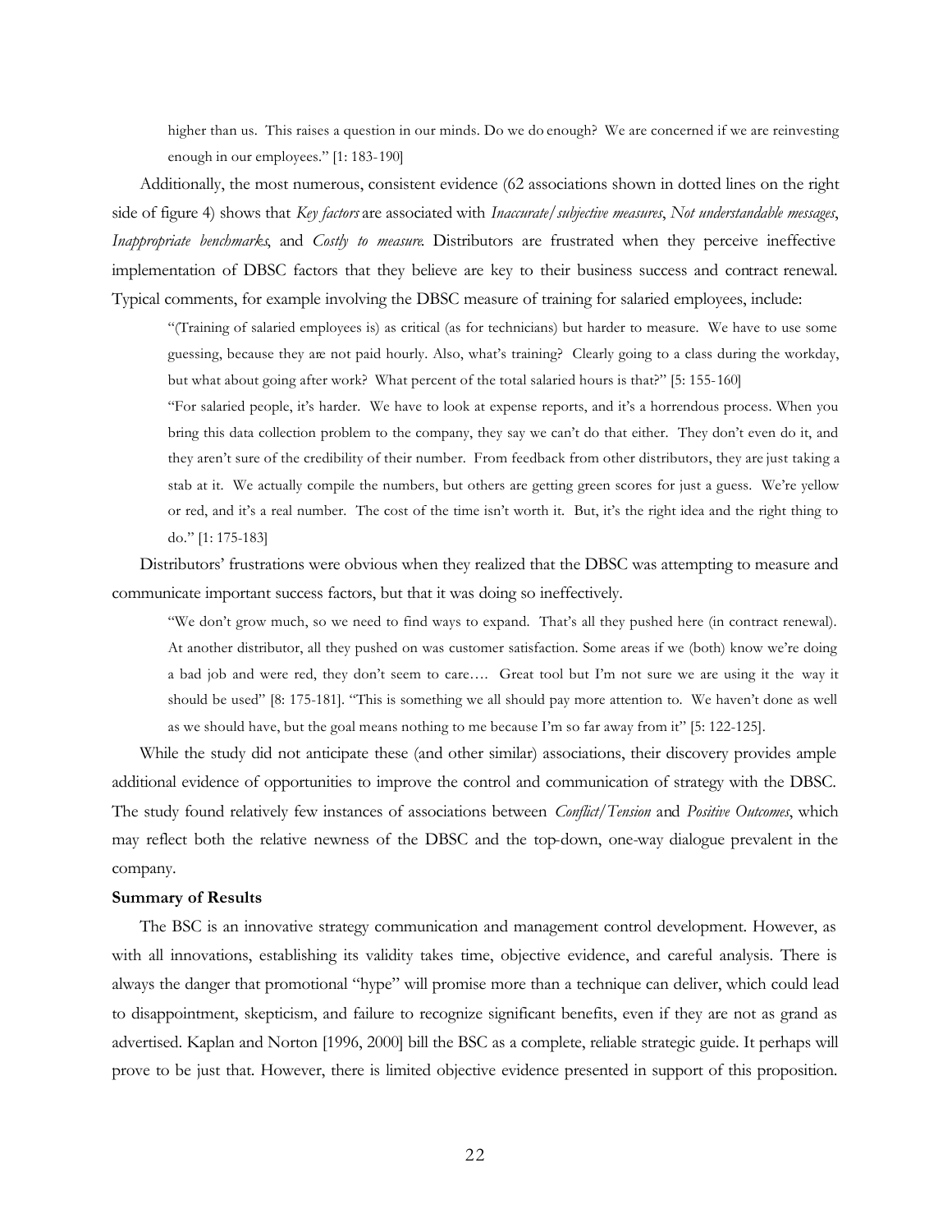> higher than us. This raises a question in our minds. Do we do enough? We are concerned if we are reinvesting enough in our employees." [1: 183-190]

Additionally, the most numerous, consistent evidence (62 associations shown in dotted lines on the right side of figure 4) shows that *Key factors* are associated with *Inaccurate/subjective measures*, *Not understandable messages*, *Inappropriate benchmarks*, and *Costly to measure*. Distributors are frustrated when they perceive ineffective implementation of DBSC factors that they believe are key to their business success and contract renewal. Typical comments, for example involving the DBSC measure of training for salaried employees, include:

> "(Training of salaried employees is) as critical (as for technicians) but harder to measure. We have to use some guessing, because they are not paid hourly. Also, what's training? Clearly going to a class during the workday, but what about going after work? What percent of the total salaried hours is that?" [5: 155-160]
>
> "For salaried people, it's harder. We have to look at expense reports, and it's a horrendous process. When you bring this data collection problem to the company, they say we can't do that either. They don't even do it, and they aren't sure of the credibility of their number. From feedback from other distributors, they are just taking a stab at it. We actually compile the numbers, but others are getting green scores for just a guess. We're yellow or red, and it's a real number. The cost of the time isn't worth it. But, it's the right idea and the right thing to do." [1: 175-183]

Distributors' frustrations were obvious when they realized that the DBSC was attempting to measure and communicate important success factors, but that it was doing so ineffectively.

> "We don't grow much, so we need to find ways to expand. That's all they pushed here (in contract renewal). At another distributor, all they pushed on was customer satisfaction. Some areas if we (both) know we're doing a bad job and were red, they don't seem to care…. Great tool but I'm not sure we are using it the way it should be used" [8: 175-181]. "This is something we all should pay more attention to. We haven't done as well as we should have, but the goal means nothing to me because I'm so far away from it" [5: 122-125].

While the study did not anticipate these (and other similar) associations, their discovery provides ample additional evidence of opportunities to improve the control and communication of strategy with the DBSC. The study found relatively few instances of associations between *Conflict/Tension* and *Positive Outcomes*, which may reflect both the relative newness of the DBSC and the top-down, one-way dialogue prevalent in the company.

**Summary of Results**

The BSC is an innovative strategy communication and management control development. However, as with all innovations, establishing its validity takes time, objective evidence, and careful analysis. There is always the danger that promotional "hype" will promise more than a technique can deliver, which could lead to disappointment, skepticism, and failure to recognize significant benefits, even if they are not as grand as advertised. Kaplan and Norton [1996, 2000] bill the BSC as a complete, reliable strategic guide. It perhaps will prove to be just that. However, there is limited objective evidence presented in support of this proposition.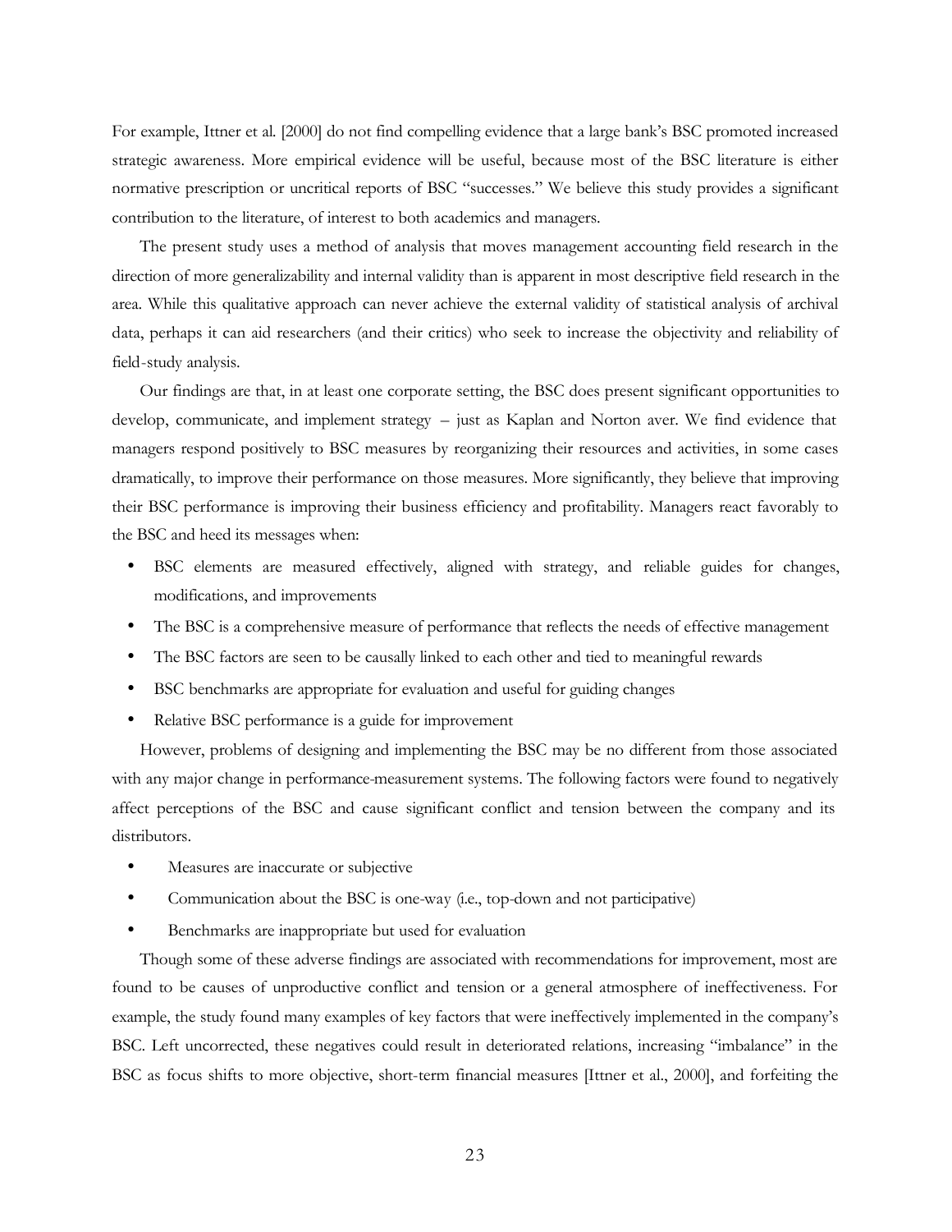For example, Ittner et al. [2000] do not find compelling evidence that a large bank's BSC promoted increased strategic awareness. More empirical evidence will be useful, because most of the BSC literature is either normative prescription or uncritical reports of BSC "successes." We believe this study provides a significant contribution to the literature, of interest to both academics and managers.

The present study uses a method of analysis that moves management accounting field research in the direction of more generalizability and internal validity than is apparent in most descriptive field research in the area. While this qualitative approach can never achieve the external validity of statistical analysis of archival data, perhaps it can aid researchers (and their critics) who seek to increase the objectivity and reliability of field-study analysis.

Our findings are that, in at least one corporate setting, the BSC does present significant opportunities to develop, communicate, and implement strategy – just as Kaplan and Norton aver. We find evidence that managers respond positively to BSC measures by reorganizing their resources and activities, in some cases dramatically, to improve their performance on those measures. More significantly, they believe that improving their BSC performance is improving their business efficiency and profitability. Managers react favorably to the BSC and heed its messages when:

- BSC elements are measured effectively, aligned with strategy, and reliable guides for changes, modifications, and improvements
- The BSC is a comprehensive measure of performance that reflects the needs of effective management
- The BSC factors are seen to be causally linked to each other and tied to meaningful rewards
- BSC benchmarks are appropriate for evaluation and useful for guiding changes
- Relative BSC performance is a guide for improvement

However, problems of designing and implementing the BSC may be no different from those associated with any major change in performance-measurement systems. The following factors were found to negatively affect perceptions of the BSC and cause significant conflict and tension between the company and its distributors.

- Measures are inaccurate or subjective
- Communication about the BSC is one-way (i.e., top-down and not participative)
- Benchmarks are inappropriate but used for evaluation

Though some of these adverse findings are associated with recommendations for improvement, most are found to be causes of unproductive conflict and tension or a general atmosphere of ineffectiveness. For example, the study found many examples of key factors that were ineffectively implemented in the company's BSC. Left uncorrected, these negatives could result in deteriorated relations, increasing "imbalance" in the BSC as focus shifts to more objective, short-term financial measures [Ittner et al., 2000], and forfeiting the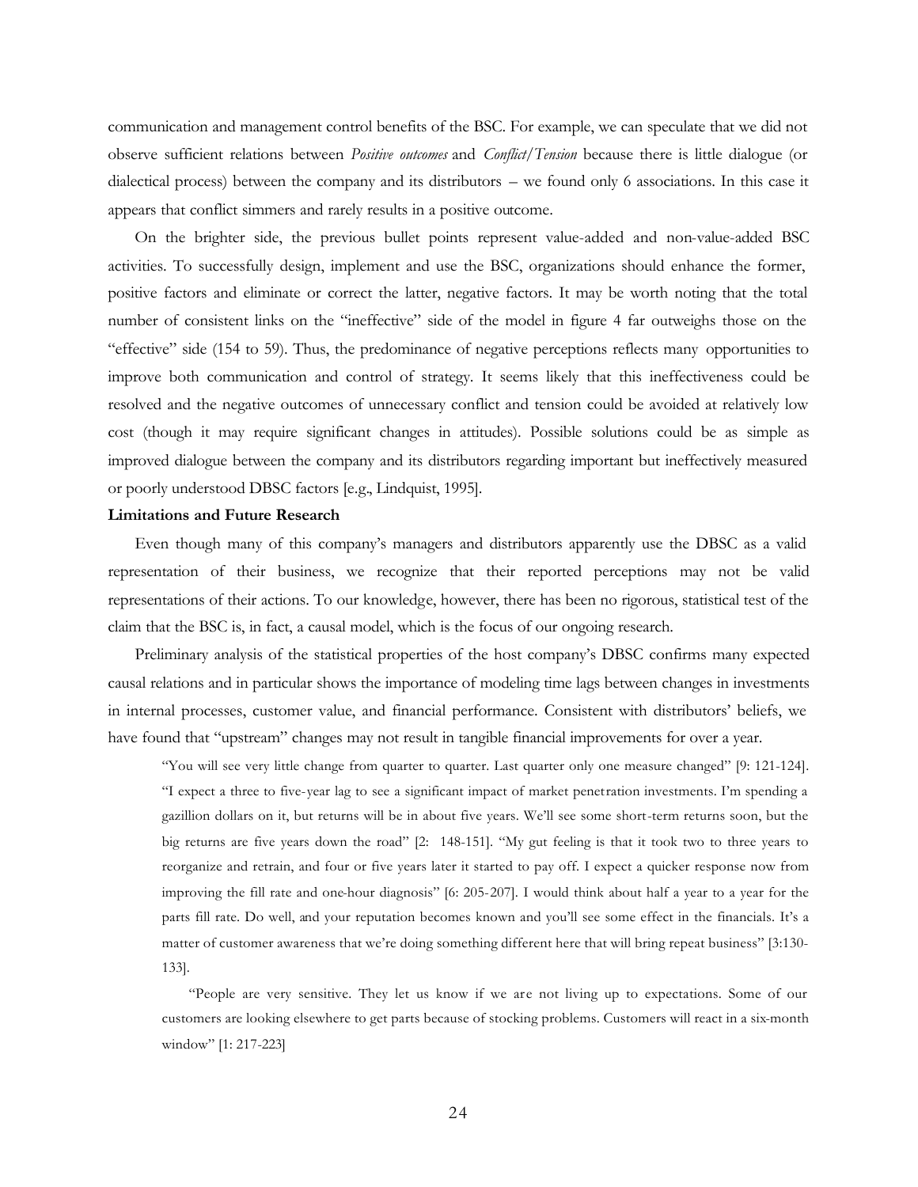communication and management control benefits of the BSC. For example, we can speculate that we did not observe sufficient relations between *Positive outcomes* and *Conflict/Tension* because there is little dialogue (or dialectical process) between the company and its distributors – we found only 6 associations. In this case it appears that conflict simmers and rarely results in a positive outcome.

On the brighter side, the previous bullet points represent value-added and non-value-added BSC activities. To successfully design, implement and use the BSC, organizations should enhance the former, positive factors and eliminate or correct the latter, negative factors. It may be worth noting that the total number of consistent links on the "ineffective" side of the model in figure 4 far outweighs those on the "effective" side (154 to 59). Thus, the predominance of negative perceptions reflects many opportunities to improve both communication and control of strategy. It seems likely that this ineffectiveness could be resolved and the negative outcomes of unnecessary conflict and tension could be avoided at relatively low cost (though it may require significant changes in attitudes). Possible solutions could be as simple as improved dialogue between the company and its distributors regarding important but ineffectively measured or poorly understood DBSC factors [e.g., Lindquist, 1995].

**Limitations and Future Research**

Even though many of this company's managers and distributors apparently use the DBSC as a valid representation of their business, we recognize that their reported perceptions may not be valid representations of their actions. To our knowledge, however, there has been no rigorous, statistical test of the claim that the BSC is, in fact, a causal model, which is the focus of our ongoing research.

Preliminary analysis of the statistical properties of the host company's DBSC confirms many expected causal relations and in particular shows the importance of modeling time lags between changes in investments in internal processes, customer value, and financial performance. Consistent with distributors' beliefs, we have found that "upstream" changes may not result in tangible financial improvements for over a year.

> "You will see very little change from quarter to quarter. Last quarter only one measure changed" [9: 121-124]. "I expect a three to five-year lag to see a significant impact of market penetration investments. I'm spending a gazillion dollars on it, but returns will be in about five years. We'll see some short-term returns soon, but the big returns are five years down the road" [2: 148-151]. "My gut feeling is that it took two to three years to reorganize and retrain, and four or five years later it started to pay off. I expect a quicker response now from improving the fill rate and one-hour diagnosis" [6: 205-207]. I would think about half a year to a year for the parts fill rate. Do well, and your reputation becomes known and you'll see some effect in the financials. It's a matter of customer awareness that we're doing something different here that will bring repeat business" [3:130-133].
>
> "People are very sensitive. They let us know if we are not living up to expectations. Some of our customers are looking elsewhere to get parts because of stocking problems. Customers will react in a six-month window" [1: 217-223]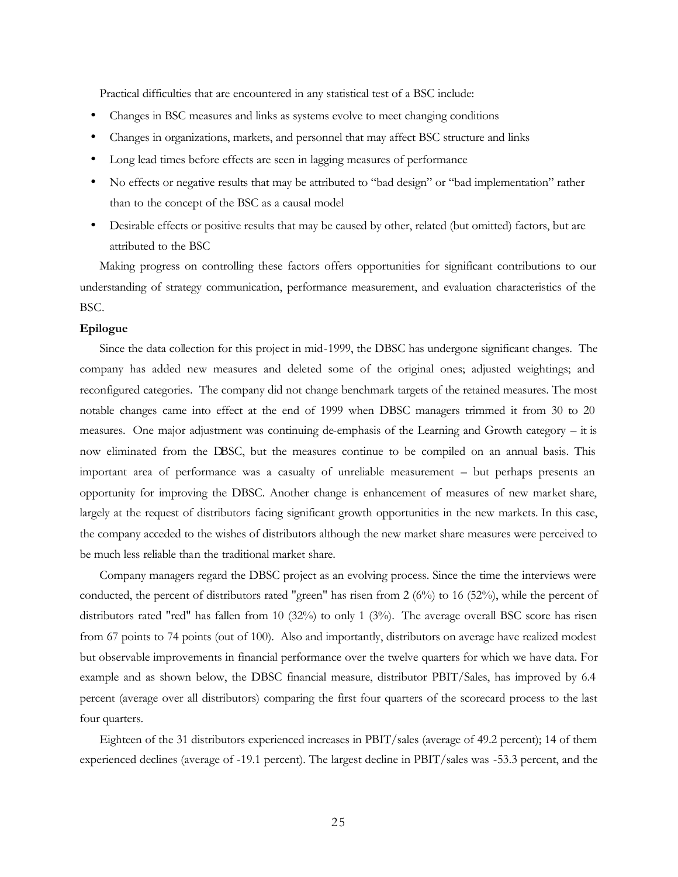Practical difficulties that are encountered in any statistical test of a BSC include:

- Changes in BSC measures and links as systems evolve to meet changing conditions
- Changes in organizations, markets, and personnel that may affect BSC structure and links
- Long lead times before effects are seen in lagging measures of performance
- No effects or negative results that may be attributed to "bad design" or "bad implementation" rather than to the concept of the BSC as a causal model
- Desirable effects or positive results that may be caused by other, related (but omitted) factors, but are attributed to the BSC

Making progress on controlling these factors offers opportunities for significant contributions to our understanding of strategy communication, performance measurement, and evaluation characteristics of the BSC.

**Epilogue**

Since the data collection for this project in mid-1999, the DBSC has undergone significant changes. The company has added new measures and deleted some of the original ones; adjusted weightings; and reconfigured categories. The company did not change benchmark targets of the retained measures. The most notable changes came into effect at the end of 1999 when DBSC managers trimmed it from 30 to 20 measures. One major adjustment was continuing de-emphasis of the Learning and Growth category – it is now eliminated from the DBSC, but the measures continue to be compiled on an annual basis. This important area of performance was a casualty of unreliable measurement – but perhaps presents an opportunity for improving the DBSC. Another change is enhancement of measures of new market share, largely at the request of distributors facing significant growth opportunities in the new markets. In this case, the company acceded to the wishes of distributors although the new market share measures were perceived to be much less reliable than the traditional market share.

Company managers regard the DBSC project as an evolving process. Since the time the interviews were conducted, the percent of distributors rated "green" has risen from 2 (6%) to 16 (52%), while the percent of distributors rated "red" has fallen from 10 (32%) to only 1 (3%). The average overall BSC score has risen from 67 points to 74 points (out of 100). Also and importantly, distributors on average have realized modest but observable improvements in financial performance over the twelve quarters for which we have data. For example and as shown below, the DBSC financial measure, distributor PBIT/Sales, has improved by 6.4 percent (average over all distributors) comparing the first four quarters of the scorecard process to the last four quarters.

Eighteen of the 31 distributors experienced increases in PBIT/sales (average of 49.2 percent); 14 of them experienced declines (average of -19.1 percent). The largest decline in PBIT/sales was -53.3 percent, and the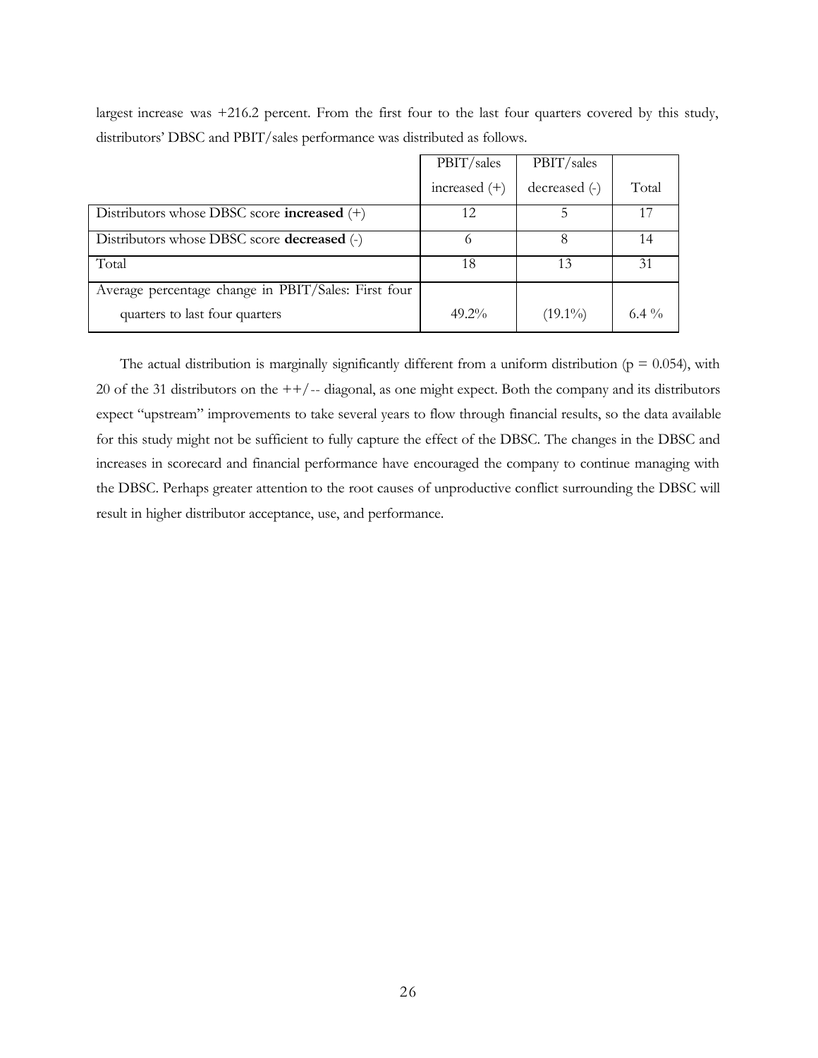largest increase was +216.2 percent. From the first four to the last four quarters covered by this study, distributors' DBSC and PBIT/sales performance was distributed as follows.

| | PBIT/sales increased (+) | PBIT/sales decreased (-) | Total |
|---|---|---|---|
| Distributors whose DBSC score **increased** (+) | 12 | 5 | 17 |
| Distributors whose DBSC score **decreased** (-) | 6 | 8 | 14 |
| Total | 18 | 13 | 31 |
| Average percentage change in PBIT/Sales: First four quarters to last four quarters | 49.2% | (19.1%) | 6.4 % |

The actual distribution is marginally significantly different from a uniform distribution ($p = 0.054$), with 20 of the 31 distributors on the ++/-- diagonal, as one might expect. Both the company and its distributors expect "upstream" improvements to take several years to flow through financial results, so the data available for this study might not be sufficient to fully capture the effect of the DBSC. The changes in the DBSC and increases in scorecard and financial performance have encouraged the company to continue managing with the DBSC. Perhaps greater attention to the root causes of unproductive conflict surrounding the DBSC will result in higher distributor acceptance, use, and performance.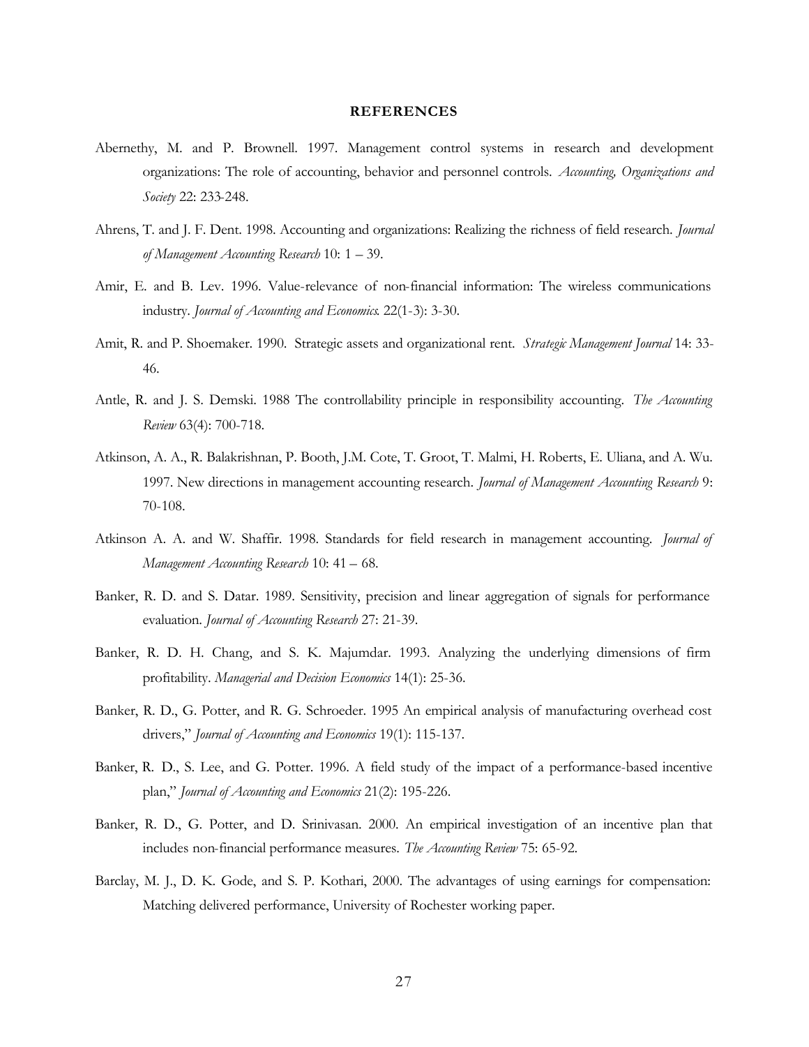**REFERENCES**

Abernethy, M. and P. Brownell. 1997. Management control systems in research and development organizations: The role of accounting, behavior and personnel controls. *Accounting, Organizations and Society* 22: 233-248.

Ahrens, T. and J. F. Dent. 1998. Accounting and organizations: Realizing the richness of field research. *Journal of Management Accounting Research* 10: 1 – 39.

Amir, E. and B. Lev. 1996. Value-relevance of non-financial information: The wireless communications industry. *Journal of Accounting and Economics.* 22(1-3): 3-30.

Amit, R. and P. Shoemaker. 1990. Strategic assets and organizational rent. *Strategic Management Journal* 14: 33-46.

Antle, R. and J. S. Demski. 1988 The controllability principle in responsibility accounting. *The Accounting Review* 63(4): 700-718.

Atkinson, A. A., R. Balakrishnan, P. Booth, J.M. Cote, T. Groot, T. Malmi, H. Roberts, E. Uliana, and A. Wu. 1997. New directions in management accounting research. *Journal of Management Accounting Research* 9: 70-108.

Atkinson A. A. and W. Shaffir. 1998. Standards for field research in management accounting. *Journal of Management Accounting Research* 10: 41 – 68.

Banker, R. D. and S. Datar. 1989. Sensitivity, precision and linear aggregation of signals for performance evaluation. *Journal of Accounting Research* 27: 21-39.

Banker, R. D. H. Chang, and S. K. Majumdar. 1993. Analyzing the underlying dimensions of firm profitability. *Managerial and Decision Economics* 14(1): 25-36.

Banker, R. D., G. Potter, and R. G. Schroeder. 1995 An empirical analysis of manufacturing overhead cost drivers," *Journal of Accounting and Economics* 19(1): 115-137.

Banker, R. D., S. Lee, and G. Potter. 1996. A field study of the impact of a performance-based incentive plan," *Journal of Accounting and Economics* 21(2): 195-226.

Banker, R. D., G. Potter, and D. Srinivasan. 2000. An empirical investigation of an incentive plan that includes non-financial performance measures. *The Accounting Review* 75: 65-92.

Barclay, M. J., D. K. Gode, and S. P. Kothari, 2000. The advantages of using earnings for compensation: Matching delivered performance, University of Rochester working paper.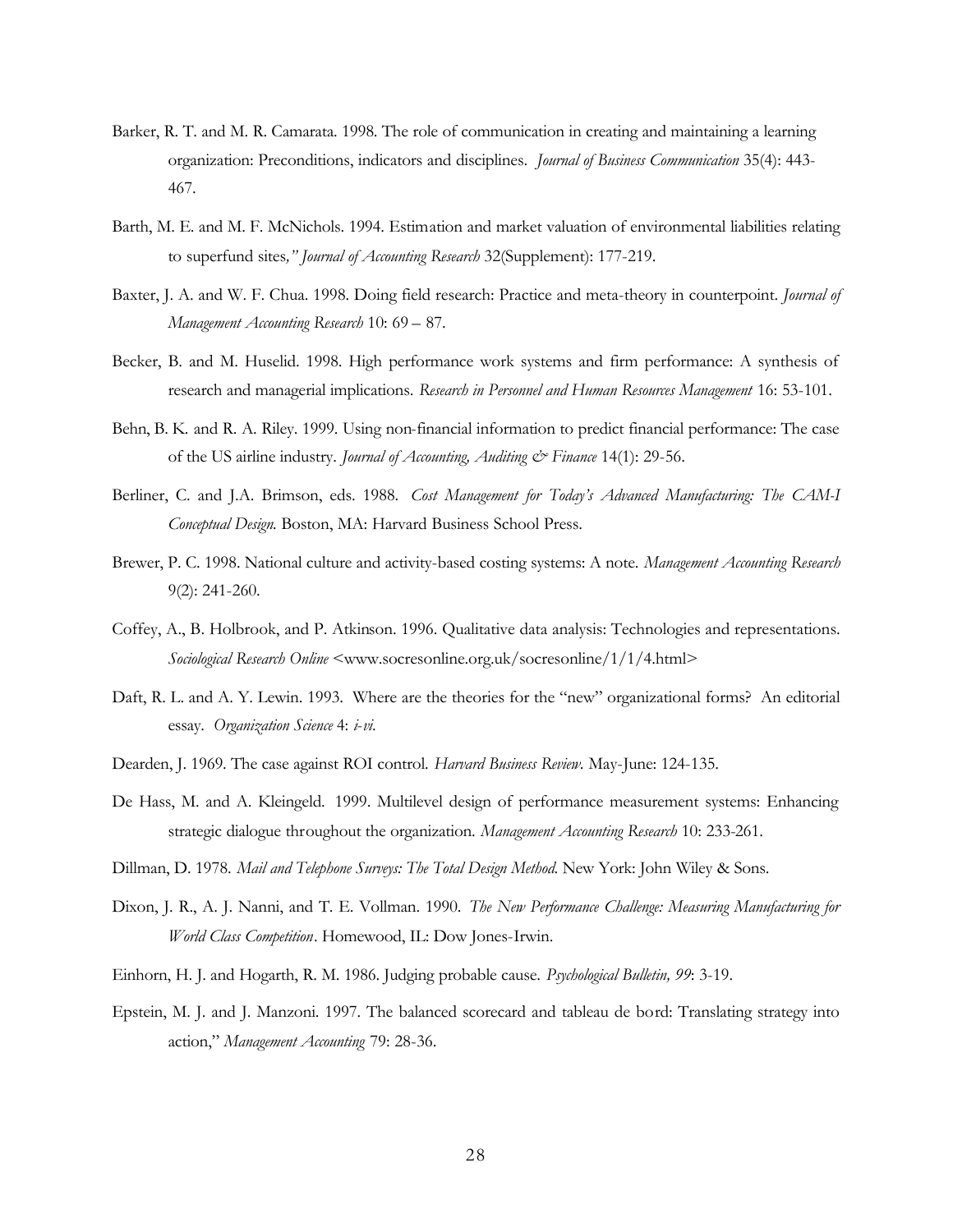Barker, R. T. and M. R. Camarata. 1998. The role of communication in creating and maintaining a learning organization: Preconditions, indicators and disciplines. *Journal of Business Communication* 35(4): 443-467.

Barth, M. E. and M. F. McNichols. 1994. Estimation and market valuation of environmental liabilities relating to superfund sites*," Journal of Accounting Research* 32(Supplement): 177-219.

Baxter, J. A. and W. F. Chua. 1998. Doing field research: Practice and meta-theory in counterpoint. *Journal of Management Accounting Research* 10: 69 – 87.

Becker, B. and M. Huselid. 1998. High performance work systems and firm performance: A synthesis of research and managerial implications. *Research in Personnel and Human Resources Management* 16: 53-101.

Behn, B. K. and R. A. Riley. 1999. Using non-financial information to predict financial performance: The case of the US airline industry. *Journal of Accounting, Auditing & Finance* 14(1): 29-56.

Berliner, C. and J.A. Brimson, eds. 1988. *Cost Management for Today's Advanced Manufacturing: The CAM-I Conceptual Design.* Boston, MA: Harvard Business School Press.

Brewer, P. C. 1998. National culture and activity-based costing systems: A note. *Management Accounting Research* 9(2): 241-260.

Coffey, A., B. Holbrook, and P. Atkinson. 1996. Qualitative data analysis: Technologies and representations. *Sociological Research Online* <www.socresonline.org.uk/socresonline/1/1/4.html>

Daft, R. L. and A. Y. Lewin. 1993. Where are the theories for the "new" organizational forms? An editorial essay. *Organization Science* 4: *i-vi*.

Dearden, J. 1969. The case against ROI control. *Harvard Business Review*. May-June: 124-135.

De Hass, M. and A. Kleingeld. 1999. Multilevel design of performance measurement systems: Enhancing strategic dialogue throughout the organization. *Management Accounting Research* 10: 233-261.

Dillman, D. 1978. *Mail and Telephone Surveys: The Total Design Method.* New York: John Wiley & Sons.

Dixon, J. R., A. J. Nanni, and T. E. Vollman. 1990. *The New Performance Challenge: Measuring Manufacturing for World Class Competition*. Homewood, IL: Dow Jones-Irwin.

Einhorn, H. J. and Hogarth, R. M. 1986. Judging probable cause. *Psychological Bulletin, 99*: 3-19.

Epstein, M. J. and J. Manzoni. 1997. The balanced scorecard and tableau de bord: Translating strategy into action," *Management Accounting* 79: 28-36.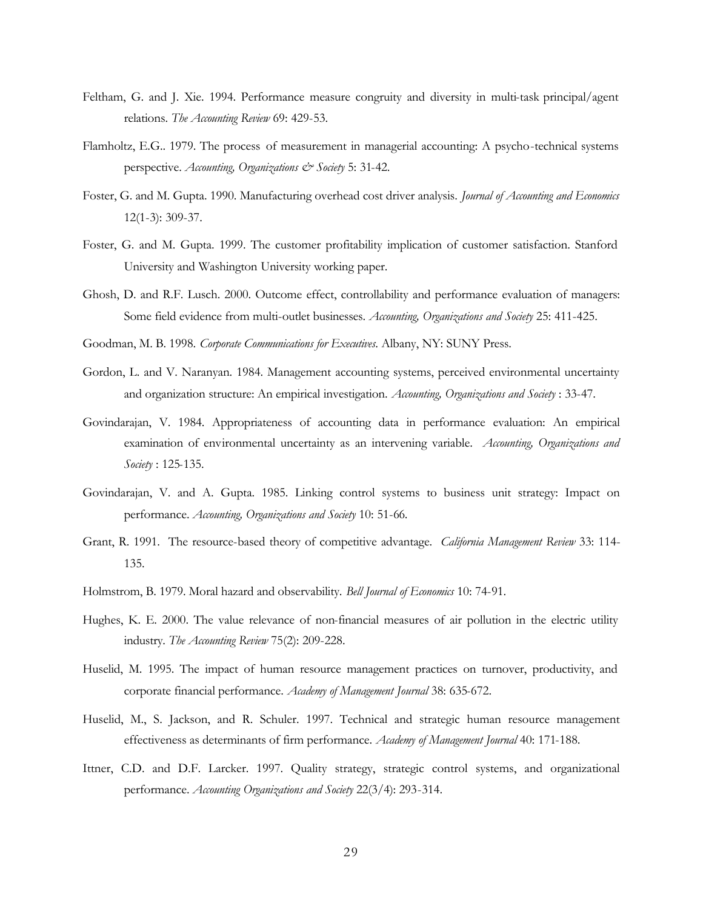Feltham, G. and J. Xie. 1994. Performance measure congruity and diversity in multi-task principal/agent relations. *The Accounting Review* 69: 429-53.

Flamholtz, E.G.. 1979. The process of measurement in managerial accounting: A psycho-technical systems perspective. *Accounting, Organizations & Society* 5: 31-42.

Foster, G. and M. Gupta. 1990. Manufacturing overhead cost driver analysis. *Journal of Accounting and Economics* 12(1-3): 309-37.

Foster, G. and M. Gupta. 1999. The customer profitability implication of customer satisfaction. Stanford University and Washington University working paper.

Ghosh, D. and R.F. Lusch. 2000. Outcome effect, controllability and performance evaluation of managers: Some field evidence from multi-outlet businesses. *Accounting, Organizations and Society* 25: 411-425.

Goodman, M. B. 1998. *Corporate Communications for Executives*. Albany, NY: SUNY Press.

Gordon, L. and V. Naranyan. 1984. Management accounting systems, perceived environmental uncertainty and organization structure: An empirical investigation. *Accounting, Organizations and Society* : 33-47.

Govindarajan, V. 1984. Appropriateness of accounting data in performance evaluation: An empirical examination of environmental uncertainty as an intervening variable. *Accounting, Organizations and Society* : 125-135.

Govindarajan, V. and A. Gupta. 1985. Linking control systems to business unit strategy: Impact on performance. *Accounting, Organizations and Society* 10: 51-66.

Grant, R. 1991. The resource-based theory of competitive advantage. *California Management Review* 33: 114-135.

Holmstrom, B. 1979. Moral hazard and observability. *Bell Journal of Economics* 10: 74-91.

Hughes, K. E. 2000. The value relevance of non-financial measures of air pollution in the electric utility industry. *The Accounting Review* 75(2): 209-228.

Huselid, M. 1995. The impact of human resource management practices on turnover, productivity, and corporate financial performance. *Academy of Management Journal* 38: 635-672.

Huselid, M., S. Jackson, and R. Schuler. 1997. Technical and strategic human resource management effectiveness as determinants of firm performance. *Academy of Management Journal* 40: 171-188.

Ittner, C.D. and D.F. Larcker. 1997. Quality strategy, strategic control systems, and organizational performance. *Accounting Organizations and Society* 22(3/4): 293-314.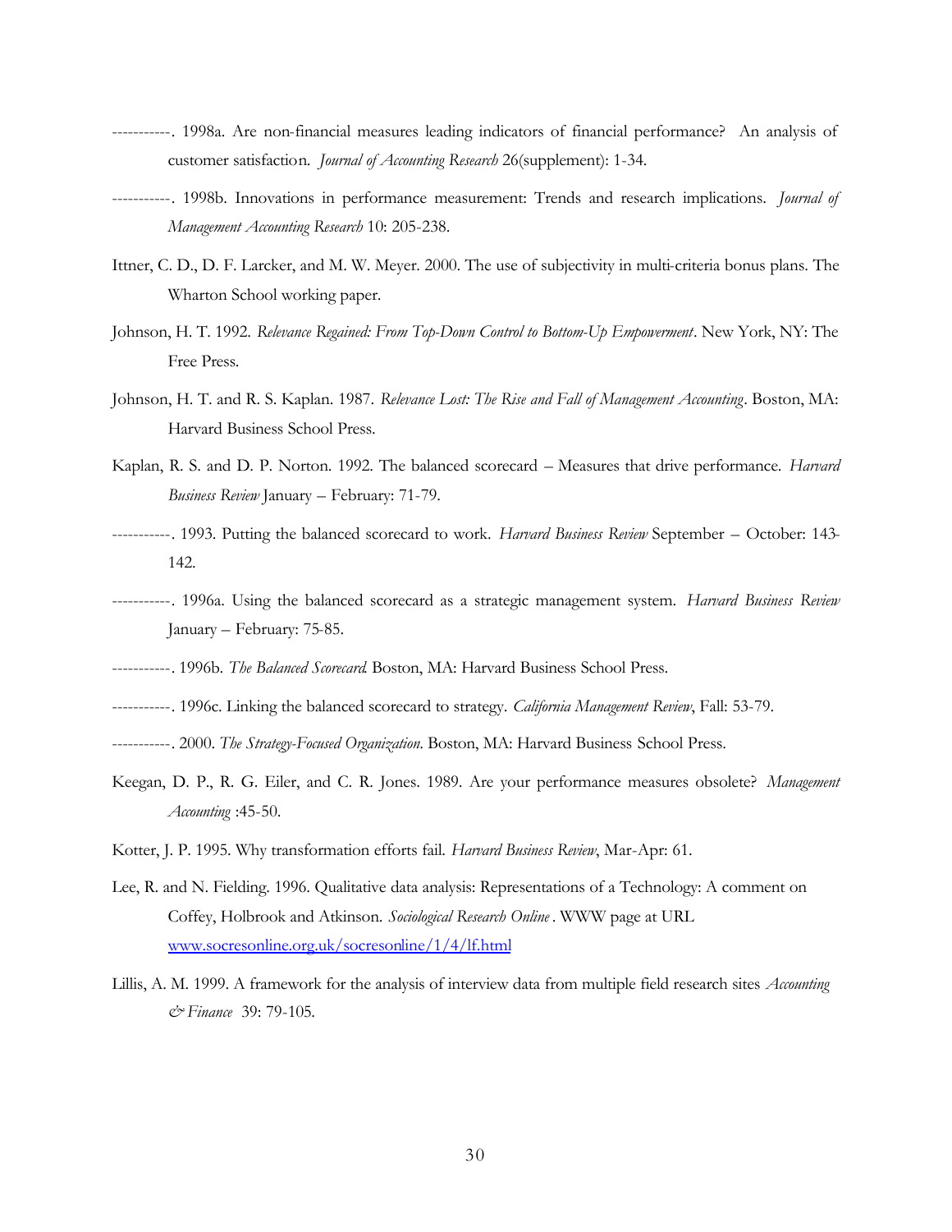-----------. 1998a. Are non-financial measures leading indicators of financial performance? An analysis of customer satisfaction. *Journal of Accounting Research* 26(supplement): 1-34.

-----------. 1998b. Innovations in performance measurement: Trends and research implications. *Journal of Management Accounting Research* 10: 205-238.

Ittner, C. D., D. F. Larcker, and M. W. Meyer. 2000. The use of subjectivity in multi-criteria bonus plans. The Wharton School working paper.

Johnson, H. T. 1992. *Relevance Regained: From Top-Down Control to Bottom-Up Empowerment*. New York, NY: The Free Press.

Johnson, H. T. and R. S. Kaplan. 1987. *Relevance Lost: The Rise and Fall of Management Accounting*. Boston, MA: Harvard Business School Press.

Kaplan, R. S. and D. P. Norton. 1992. The balanced scorecard – Measures that drive performance. *Harvard Business Review* January – February: 71-79.

-----------. 1993. Putting the balanced scorecard to work. *Harvard Business Review* September – October: 143-142.

-----------. 1996a. Using the balanced scorecard as a strategic management system. *Harvard Business Review* January – February: 75-85.

-----------. 1996b. *The Balanced Scorecard*. Boston, MA: Harvard Business School Press.

-----------. 1996c. Linking the balanced scorecard to strategy. *California Management Review*, Fall: 53-79.

-----------. 2000. *The Strategy-Focused Organization*. Boston, MA: Harvard Business School Press.

Keegan, D. P., R. G. Eiler, and C. R. Jones. 1989. Are your performance measures obsolete? *Management Accounting* :45-50.

Kotter, J. P. 1995. Why transformation efforts fail. *Harvard Business Review*, Mar-Apr: 61.

Lee, R. and N. Fielding. 1996. Qualitative data analysis: Representations of a Technology: A comment on Coffey, Holbrook and Atkinson. *Sociological Research Online* . WWW page at URL [www.socresonline.org.uk/socresonline/1/4/lf.html](www.socresonline.org.uk/socresonline/1/4/lf.html)

Lillis, A. M. 1999. A framework for the analysis of interview data from multiple field research sites *Accounting & Finance* 39: 79-105.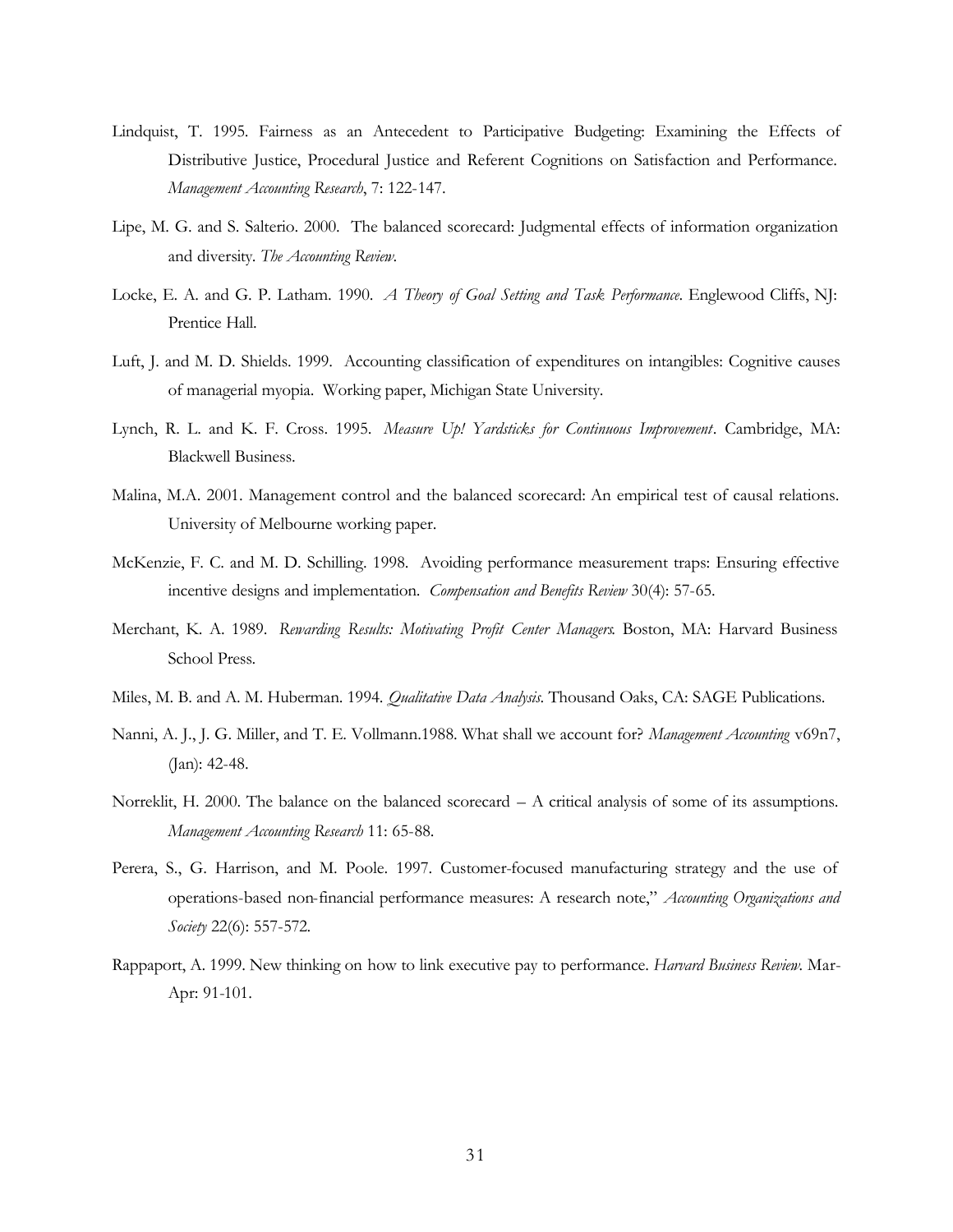Lindquist, T. 1995. Fairness as an Antecedent to Participative Budgeting: Examining the Effects of Distributive Justice, Procedural Justice and Referent Cognitions on Satisfaction and Performance. *Management Accounting Research*, 7: 122-147.

Lipe, M. G. and S. Salterio. 2000. The balanced scorecard: Judgmental effects of information organization and diversity. *The Accounting Review*.

Locke, E. A. and G. P. Latham. 1990. *A Theory of Goal Setting and Task Performance*. Englewood Cliffs, NJ: Prentice Hall.

Luft, J. and M. D. Shields. 1999. Accounting classification of expenditures on intangibles: Cognitive causes of managerial myopia. Working paper, Michigan State University.

Lynch, R. L. and K. F. Cross. 1995. *Measure Up! Yardsticks for Continuous Improvement*. Cambridge, MA: Blackwell Business.

Malina, M.A. 2001. Management control and the balanced scorecard: An empirical test of causal relations. University of Melbourne working paper.

McKenzie, F. C. and M. D. Schilling. 1998. Avoiding performance measurement traps: Ensuring effective incentive designs and implementation. *Compensation and Benefits Review* 30(4): 57-65.

Merchant, K. A. 1989. *Rewarding Results: Motivating Profit Center Managers.* Boston, MA: Harvard Business School Press.

Miles, M. B. and A. M. Huberman. 1994. *Qualitative Data Analysis*. Thousand Oaks, CA: SAGE Publications.

Nanni, A. J., J. G. Miller, and T. E. Vollmann.1988. What shall we account for? *Management Accounting* v69n7, (Jan): 42-48.

Norreklit, H. 2000. The balance on the balanced scorecard – A critical analysis of some of its assumptions. *Management Accounting Research* 11: 65-88.

Perera, S., G. Harrison, and M. Poole. 1997. Customer-focused manufacturing strategy and the use of operations-based non-financial performance measures: A research note," *Accounting Organizations and Society* 22(6): 557-572.

Rappaport, A. 1999. New thinking on how to link executive pay to performance. *Harvard Business Review*. Mar-Apr: 91-101.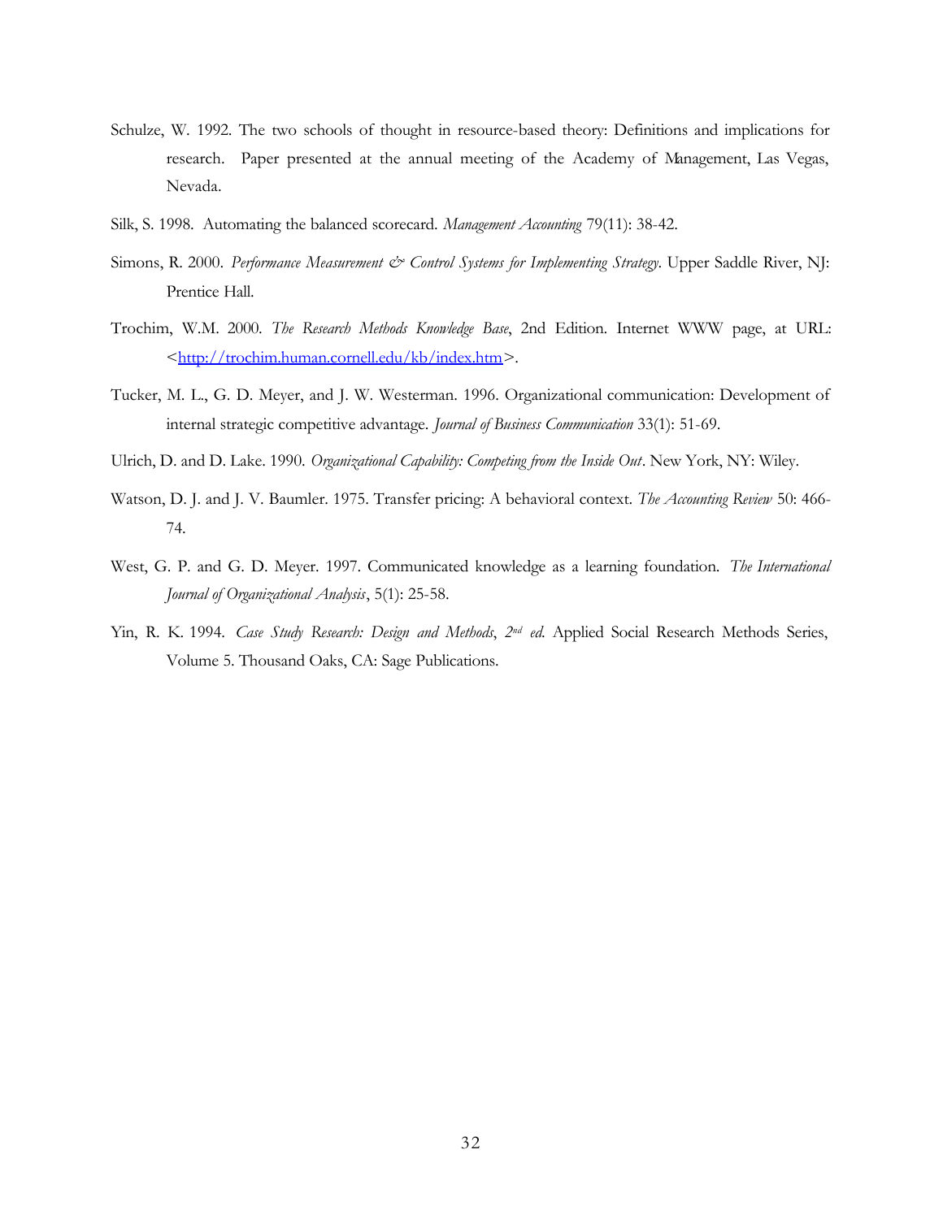Schulze, W. 1992. The two schools of thought in resource-based theory: Definitions and implications for research. Paper presented at the annual meeting of the Academy of Management, Las Vegas, Nevada.

Silk, S. 1998. Automating the balanced scorecard. *Management Accounting* 79(11): 38-42.

Simons, R. 2000. *Performance Measurement & Control Systems for Implementing Strategy*. Upper Saddle River, NJ: Prentice Hall.

Trochim, W.M. 2000. *The Research Methods Knowledge Base*, 2nd Edition. Internet WWW page, at URL: <http://trochim.human.cornell.edu/kb/index.htm>.

Tucker, M. L., G. D. Meyer, and J. W. Westerman. 1996. Organizational communication: Development of internal strategic competitive advantage. *Journal of Business Communication* 33(1): 51-69.

Ulrich, D. and D. Lake. 1990. *Organizational Capability: Competing from the Inside Out*. New York, NY: Wiley.

Watson, D. J. and J. V. Baumler. 1975. Transfer pricing: A behavioral context. *The Accounting Review* 50: 466-74.

West, G. P. and G. D. Meyer. 1997. Communicated knowledge as a learning foundation. *The International Journal of Organizational Analysis*, 5(1): 25-58.

Yin, R. K. 1994. *Case Study Research: Design and Methods*, *2nd ed.* Applied Social Research Methods Series, Volume 5. Thousand Oaks, CA: Sage Publications.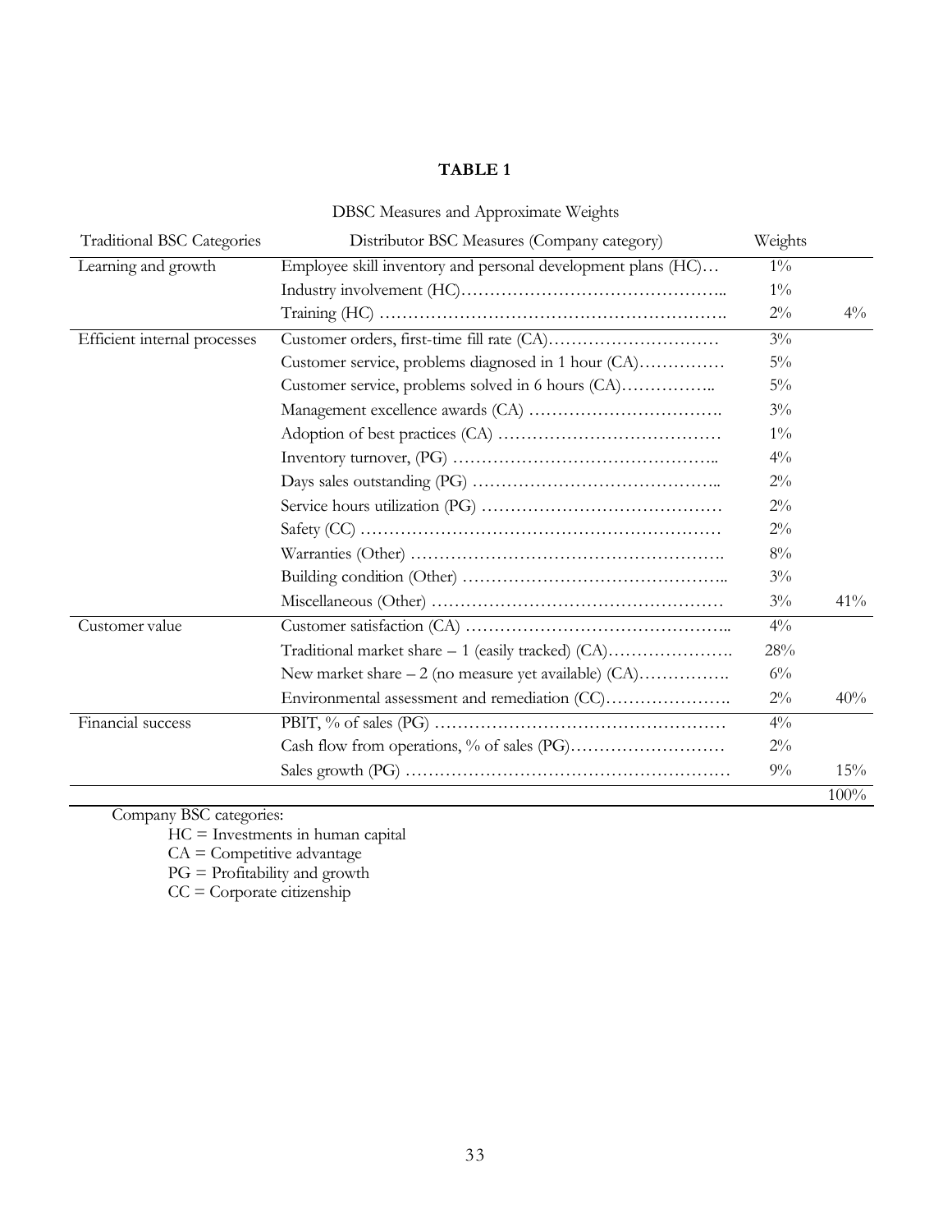**TABLE 1**

DBSC Measures and Approximate Weights

| Traditional BSC Categories | Distributor BSC Measures (Company category) | Weights | |
|---|---|---|---|
| Learning and growth | Employee skill inventory and personal development plans (HC)… | 1% | |
| | Industry involvement (HC)……………………………………….. | 1% | |
| | Training (HC) ……………………………………………………. | 2% | 4% |
| Efficient internal processes | Customer orders, first-time fill rate (CA)………………………… | 3% | |
| | Customer service, problems diagnosed in 1 hour (CA)…………… | 5% | |
| | Customer service, problems solved in 6 hours (CA)…………….. | 5% | |
| | Management excellence awards (CA) ……………………………. | 3% | |
| | Adoption of best practices (CA) ………………………………… | 1% | |
| | Inventory turnover, (PG) ……………………………………….. | 4% | |
| | Days sales outstanding (PG) …………………………………….. | 2% | |
| | Service hours utilization (PG) …………………………………… | 2% | |
| | Safety (CC) ……………………………………………………… | 2% | |
| | Warranties (Other) ………………………………………………. | 8% | |
| | Building condition (Other) ……………………………………….. | 3% | |
| | Miscellaneous (Other) …………………………………………… | 3% | 41% |
| Customer value | Customer satisfaction (CA) ……………………………………….. | 4% | |
| | Traditional market share – 1 (easily tracked) (CA)…………………. | 28% | |
| | New market share – 2 (no measure yet available) (CA)……………. | 6% | |
| | Environmental assessment and remediation (CC)…………………. | 2% | 40% |
| Financial success | PBIT, % of sales (PG) …………………………………………… | 4% | |
| | Cash flow from operations, % of sales (PG)……………………… | 2% | |
| | Sales growth (PG) ………………………………………………… | 9% | 15% |
| | | | 100% |

Company BSC categories:

HC = Investments in human capital
CA = Competitive advantage
PG = Profitability and growth
CC = Corporate citizenship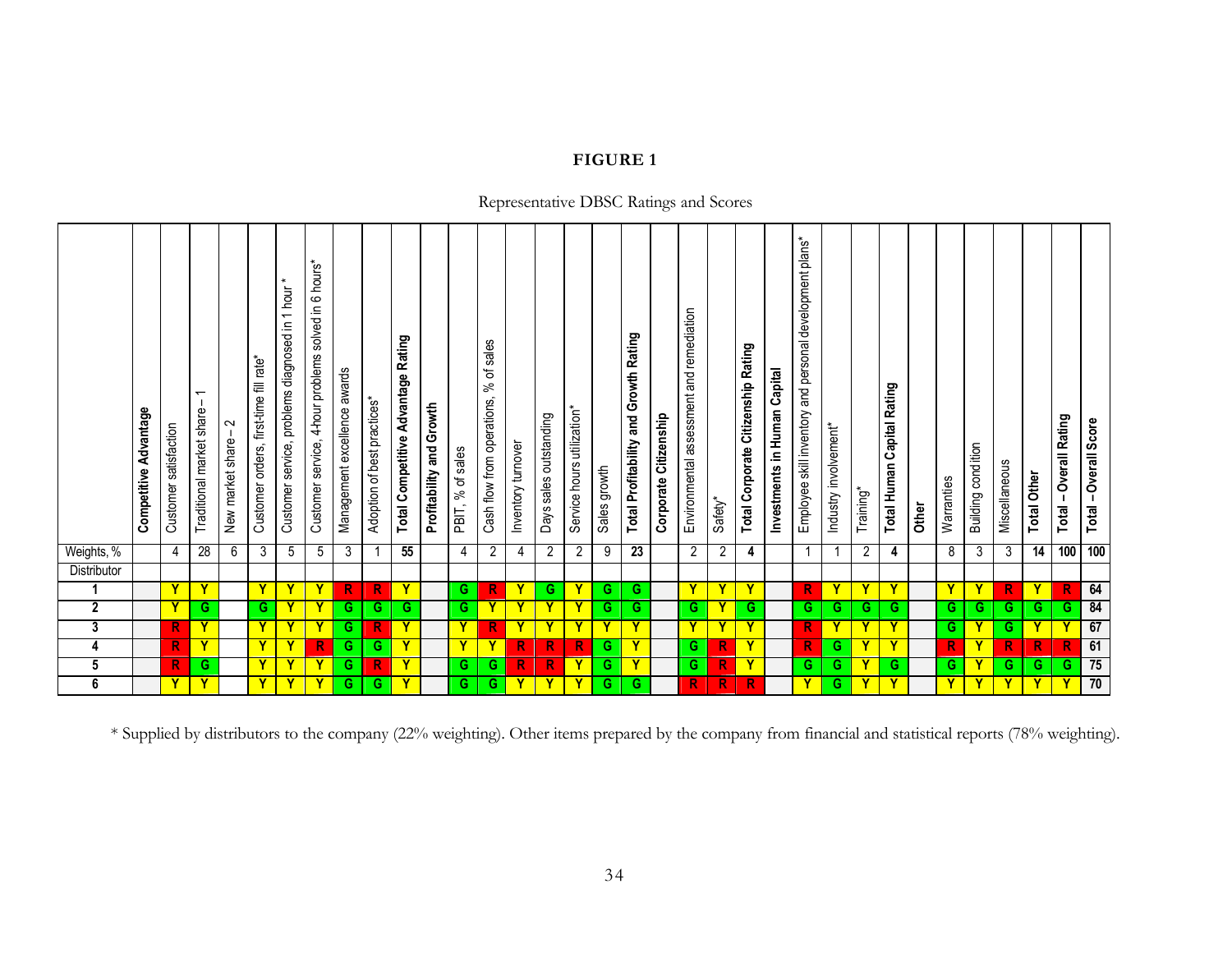**FIGURE 1**

Representative DBSC Ratings and Scores

| | Competitive Advantage | Customer satisfaction | Traditional market share – 1 | New market share – 2 | Customer orders, first-time fill rate* | Customer service, problems diagnosed in 1 hour* | Customer service, 4-hour problems solved in 6 hours* | Management excellence awards | Adoption of best practices* | Total Competitive Advantage Rating | Profitability and Growth | PBIT, % of sales | Cash flow from operations, % of sales | Inventory turnover | Days sales outstanding | Service hours utilization* | Sales growth | Total Profitability and Growth Rating | Corporate Citizenship | Environmental assessment and remediation | Safety* | Total Corporate Citizenship Rating | Investments in Human Capital | Employee skill inventory and personal development plans* | Industry involvement* | Training* | Total Human Capital Rating | Other | Warranties | Building condition | Miscellaneous | Total Other | Total – Overall Rating | Total – Overall Score |
|---|---|---|---|---|---|---|---|---|---|---|---|---|---|---|---|---|---|---|---|---|---|---|---|---|---|---|---|---|---|---|---|---|---|---|
| Weights, % | | 4 | 28 | 6 | 3 | 5 | 5 | 3 | 1 | 55 | | 4 | 2 | 4 | 2 | 2 | 9 | 23 | | 2 | 2 | 4 | | 1 | 1 | 2 | 4 | | 8 | 3 | 3 | 14 | 100 | 100 |
| Distributor | | | | | | | | | | | | | | | | | | | | | | | | | | | | | | | | | | |
| 1 | | Y | Y | | Y | Y | Y | R | R | Y | | G | R | Y | G | Y | G | G | | Y | Y | Y | | R | Y | Y | Y | | Y | Y | R | Y | R | 64 |
| 2 | | Y | G | | G | Y | Y | G | G | G | | G | Y | Y | Y | Y | G | G | | G | Y | G | | G | G | G | G | | G | G | G | G | G | 84 |
| 3 | | R | Y | | Y | Y | Y | G | R | Y | | Y | R | Y | Y | Y | Y | Y | | Y | Y | Y | | R | Y | Y | Y | | G | Y | G | Y | Y | 67 |
| 4 | | R | Y | | Y | Y | R | G | G | Y | | Y | Y | R | R | R | G | Y | | G | R | Y | | R | G | Y | Y | | R | Y | R | R | R | 61 |
| 5 | | R | G | | Y | Y | Y | G | R | Y | | G | G | R | R | Y | G | Y | | G | R | Y | | G | G | Y | G | | G | Y | G | G | G | 75 |
| 6 | | Y | Y | | Y | Y | Y | G | G | Y | | G | G | Y | Y | Y | G | G | | R | R | R | | Y | G | Y | Y | | Y | Y | Y | Y | Y | 70 |

* Supplied by distributors to the company (22% weighting). Other items prepared by the company from financial and statistical reports (78% weighting).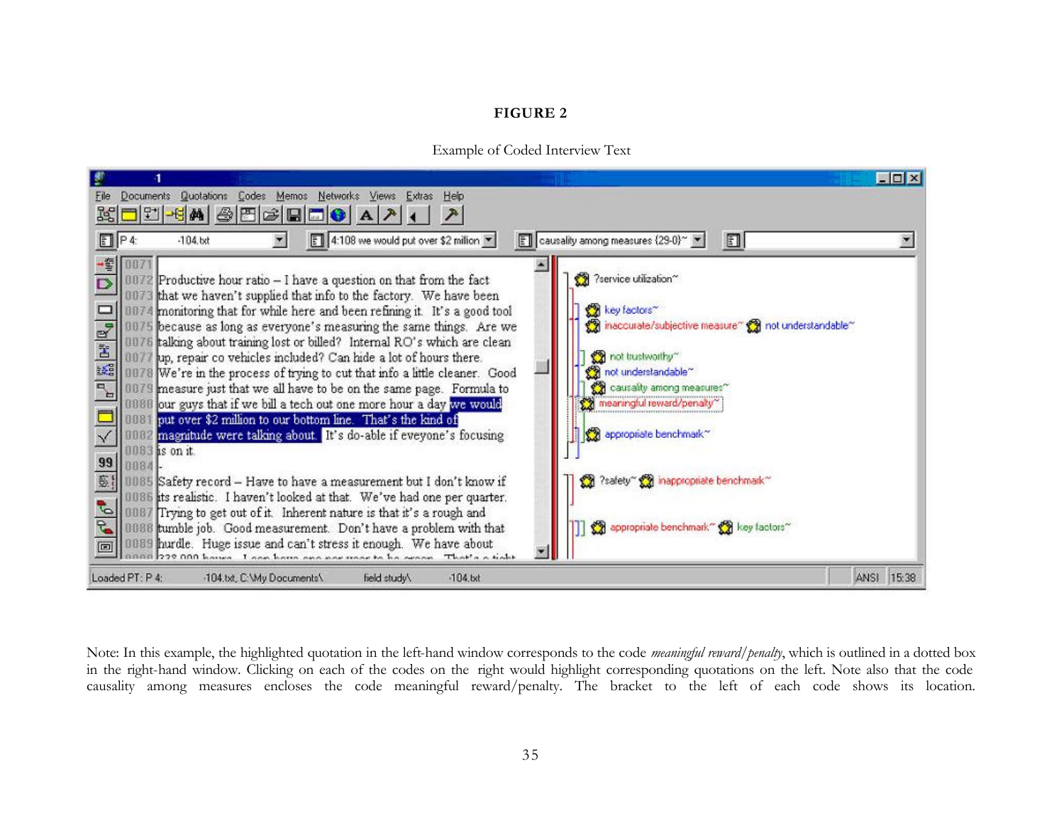**FIGURE 2**

Example of Coded Interview Text

Note: In this example, the highlighted quotation in the left-hand window corresponds to the code *meaningful reward/penalty*, which is outlined in a dotted box in the right-hand window. Clicking on each of the codes on the right would highlight corresponding quotations on the left. Note also that the code causality among measures encloses the code meaningful reward/penalty. The bracket to the left of each code shows its location.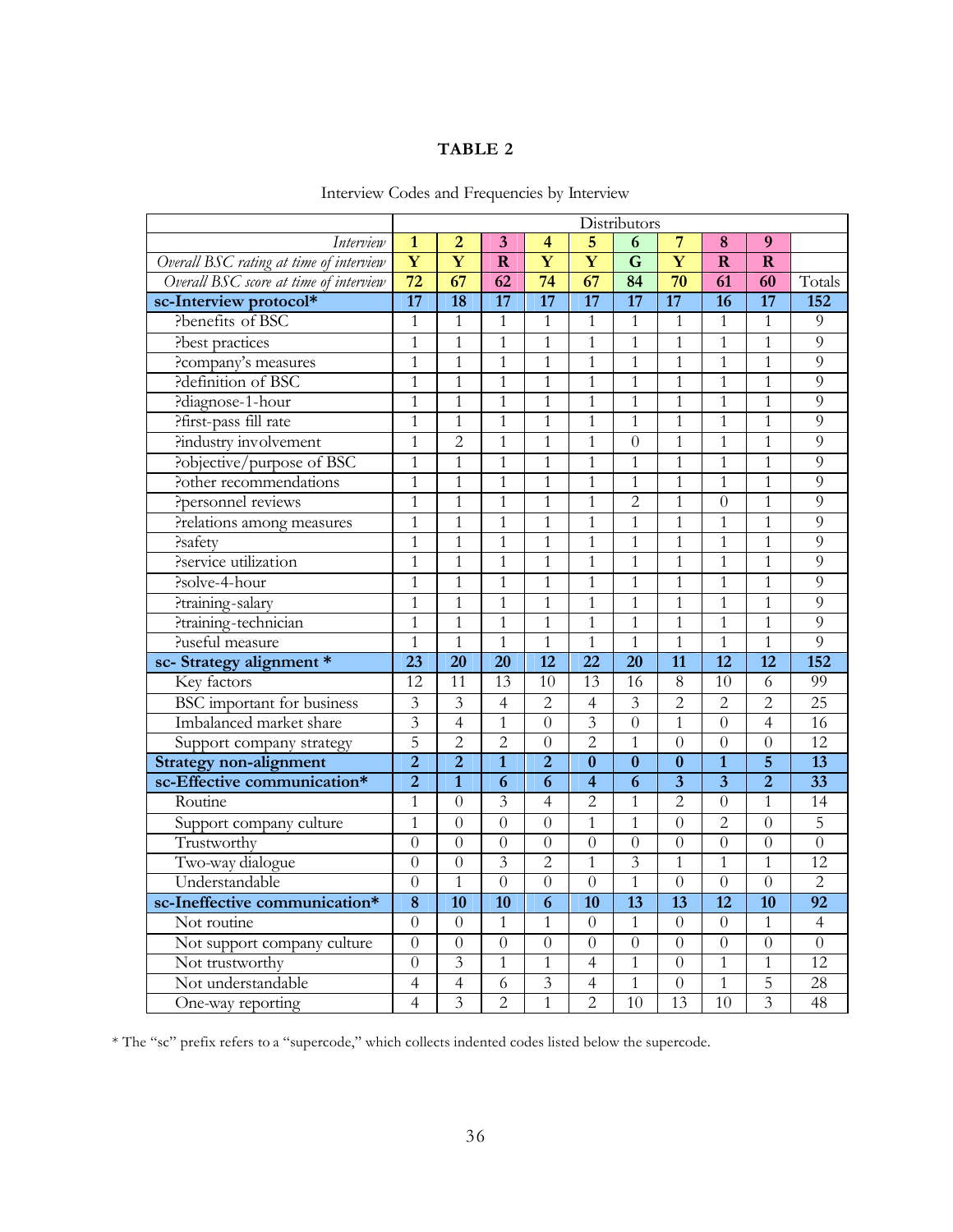**TABLE 2**

Interview Codes and Frequencies by Interview

| | Distributors | | | | | | | | | |
|---|---|---|---|---|---|---|---|---|---|---|
| *Interview* | **1** | **2** | **3** | **4** | **5** | **6** | **7** | **8** | **9** | |
| *Overall BSC rating at time of interview* | **Y** | **Y** | **R** | **Y** | **Y** | **G** | **Y** | **R** | **R** | |
| *Overall BSC score at time of interview* | **72** | **67** | **62** | **74** | **67** | **84** | **70** | **61** | **60** | Totals |
| **sc-Interview protocol*** | **17** | **18** | **17** | **17** | **17** | **17** | **17** | **16** | **17** | **152** |
| ?benefits of BSC | 1 | 1 | 1 | 1 | 1 | 1 | 1 | 1 | 1 | 9 |
| ?best practices | 1 | 1 | 1 | 1 | 1 | 1 | 1 | 1 | 1 | 9 |
| ?company's measures | 1 | 1 | 1 | 1 | 1 | 1 | 1 | 1 | 1 | 9 |
| ?definition of BSC | 1 | 1 | 1 | 1 | 1 | 1 | 1 | 1 | 1 | 9 |
| ?diagnose-1-hour | 1 | 1 | 1 | 1 | 1 | 1 | 1 | 1 | 1 | 9 |
| ?first-pass fill rate | 1 | 1 | 1 | 1 | 1 | 1 | 1 | 1 | 1 | 9 |
| ?industry involvement | 1 | 2 | 1 | 1 | 1 | 0 | 1 | 1 | 1 | 9 |
| ?objective/purpose of BSC | 1 | 1 | 1 | 1 | 1 | 1 | 1 | 1 | 1 | 9 |
| ?other recommendations | 1 | 1 | 1 | 1 | 1 | 1 | 1 | 1 | 1 | 9 |
| ?personnel reviews | 1 | 1 | 1 | 1 | 1 | 2 | 1 | 0 | 1 | 9 |
| ?relations among measures | 1 | 1 | 1 | 1 | 1 | 1 | 1 | 1 | 1 | 9 |
| ?safety | 1 | 1 | 1 | 1 | 1 | 1 | 1 | 1 | 1 | 9 |
| ?service utilization | 1 | 1 | 1 | 1 | 1 | 1 | 1 | 1 | 1 | 9 |
| ?solve-4-hour | 1 | 1 | 1 | 1 | 1 | 1 | 1 | 1 | 1 | 9 |
| ?training-salary | 1 | 1 | 1 | 1 | 1 | 1 | 1 | 1 | 1 | 9 |
| ?training-technician | 1 | 1 | 1 | 1 | 1 | 1 | 1 | 1 | 1 | 9 |
| ?useful measure | 1 | 1 | 1 | 1 | 1 | 1 | 1 | 1 | 1 | 9 |
| **sc- Strategy alignment *** | **23** | **20** | **20** | **12** | **22** | **20** | **11** | **12** | **12** | **152** |
| Key factors | 12 | 11 | 13 | 10 | 13 | 16 | 8 | 10 | 6 | 99 |
| BSC important for business | 3 | 3 | 4 | 2 | 4 | 3 | 2 | 2 | 2 | 25 |
| Imbalanced market share | 3 | 4 | 1 | 0 | 3 | 0 | 1 | 0 | 4 | 16 |
| Support company strategy | 5 | 2 | 2 | 0 | 2 | 1 | 0 | 0 | 0 | 12 |
| **Strategy non-alignment** | **2** | **2** | **1** | **2** | **0** | **0** | **0** | **1** | **5** | **13** |
| **sc-Effective communication*** | **2** | **1** | **6** | **6** | **4** | **6** | **3** | **3** | **2** | **33** |
| Routine | 1 | 0 | 3 | 4 | 2 | 1 | 2 | 0 | 1 | 14 |
| Support company culture | 1 | 0 | 0 | 0 | 1 | 1 | 0 | 2 | 0 | 5 |
| Trustworthy | 0 | 0 | 0 | 0 | 0 | 0 | 0 | 0 | 0 | 0 |
| Two-way dialogue | 0 | 0 | 3 | 2 | 1 | 3 | 1 | 1 | 1 | 12 |
| Understandable | 0 | 1 | 0 | 0 | 0 | 1 | 0 | 0 | 0 | 2 |
| **sc-Ineffective communication*** | **8** | **10** | **10** | **6** | **10** | **13** | **13** | **12** | **10** | **92** |
| Not routine | 0 | 0 | 1 | 1 | 0 | 1 | 0 | 0 | 1 | 4 |
| Not support company culture | 0 | 0 | 0 | 0 | 0 | 0 | 0 | 0 | 0 | 0 |
| Not trustworthy | 0 | 3 | 1 | 1 | 4 | 1 | 0 | 1 | 1 | 12 |
| Not understandable | 4 | 4 | 6 | 3 | 4 | 1 | 0 | 1 | 5 | 28 |
| One-way reporting | 4 | 3 | 2 | 1 | 2 | 10 | 13 | 10 | 3 | 48 |

* The "sc" prefix refers to a "supercode," which collects indented codes listed below the supercode.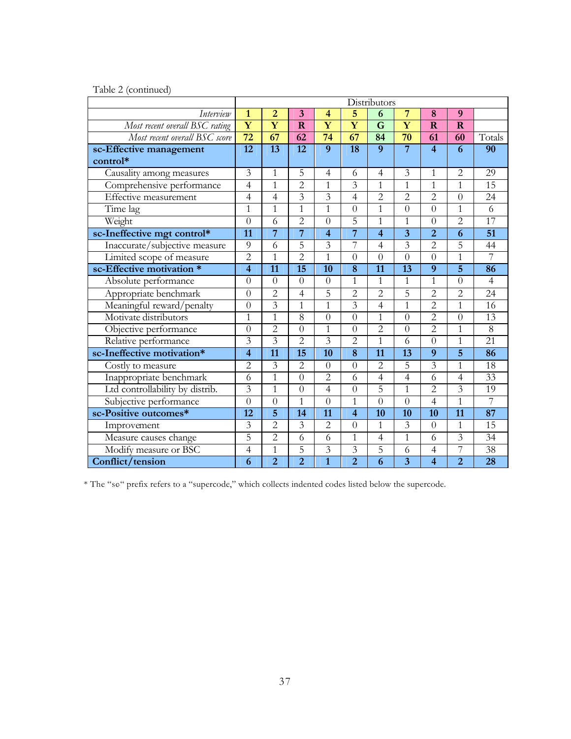Table 2 (continued)

| | Distributors | | | | | | | | | |
|---|---|---|---|---|---|---|---|---|---|---|
| *Interview* | **1** | **2** | **3** | **4** | **5** | **6** | **7** | **8** | **9** | |
| *Most recent overall BSC rating* | **Y** | **Y** | **R** | **Y** | **Y** | **G** | **Y** | **R** | **R** | |
| *Most recent overall BSC score* | **72** | **67** | **62** | **74** | **67** | **84** | **70** | **61** | **60** | Totals |
| **sc-Effective management control*** | **12** | **13** | **12** | **9** | **18** | **9** | **7** | **4** | **6** | **90** |
| Causality among measures | 3 | 1 | 5 | 4 | 6 | 4 | 3 | 1 | 2 | 29 |
| Comprehensive performance | 4 | 1 | 2 | 1 | 3 | 1 | 1 | 1 | 1 | 15 |
| Effective measurement | 4 | 4 | 3 | 3 | 4 | 2 | 2 | 2 | 0 | 24 |
| Time lag | 1 | 1 | 1 | 1 | 0 | 1 | 0 | 0 | 1 | 6 |
| Weight | 0 | 6 | 2 | 0 | 5 | 1 | 1 | 0 | 2 | 17 |
| **sc-Ineffective mgt control*** | **11** | **7** | **7** | **4** | **7** | **4** | **3** | **2** | **6** | **51** |
| Inaccurate/subjective measure | 9 | 6 | 5 | 3 | 7 | 4 | 3 | 2 | 5 | 44 |
| Limited scope of measure | 2 | 1 | 2 | 1 | 0 | 0 | 0 | 0 | 1 | 7 |
| **sc-Effective motivation *** | **4** | **11** | **15** | **10** | **8** | **11** | **13** | **9** | **5** | **86** |
| Absolute performance | 0 | 0 | 0 | 0 | 1 | 1 | 1 | 1 | 0 | 4 |
| Appropriate benchmark | 0 | 2 | 4 | 5 | 2 | 2 | 5 | 2 | 2 | 24 |
| Meaningful reward/penalty | 0 | 3 | 1 | 1 | 3 | 4 | 1 | 2 | 1 | 16 |
| Motivate distributors | 1 | 1 | 8 | 0 | 0 | 1 | 0 | 2 | 0 | 13 |
| Objective performance | 0 | 2 | 0 | 1 | 0 | 2 | 0 | 2 | 1 | 8 |
| Relative performance | 3 | 3 | 2 | 3 | 2 | 1 | 6 | 0 | 1 | 21 |
| **sc-Ineffective motivation*** | **4** | **11** | **15** | **10** | **8** | **11** | **13** | **9** | **5** | **86** |
| Costly to measure | 2 | 3 | 2 | 0 | 0 | 2 | 5 | 3 | 1 | 18 |
| Inappropriate benchmark | 6 | 1 | 0 | 2 | 6 | 4 | 4 | 6 | 4 | 33 |
| Ltd controllability by distrib. | 3 | 1 | 0 | 4 | 0 | 5 | 1 | 2 | 3 | 19 |
| Subjective performance | 0 | 0 | 1 | 0 | 1 | 0 | 0 | 4 | 1 | 7 |
| **sc-Positive outcomes*** | **12** | **5** | **14** | **11** | **4** | **10** | **10** | **10** | **11** | **87** |
| Improvement | 3 | 2 | 3 | 2 | 0 | 1 | 3 | 0 | 1 | 15 |
| Measure causes change | 5 | 2 | 6 | 6 | 1 | 4 | 1 | 6 | 3 | 34 |
| Modify measure or BSC | 4 | 1 | 5 | 3 | 3 | 5 | 6 | 4 | 7 | 38 |
| **Conflict/tension** | **6** | **2** | **2** | **1** | **2** | **6** | **3** | **4** | **2** | **28** |

* The "sc" prefix refers to a "supercode," which collects indented codes listed below the supercode.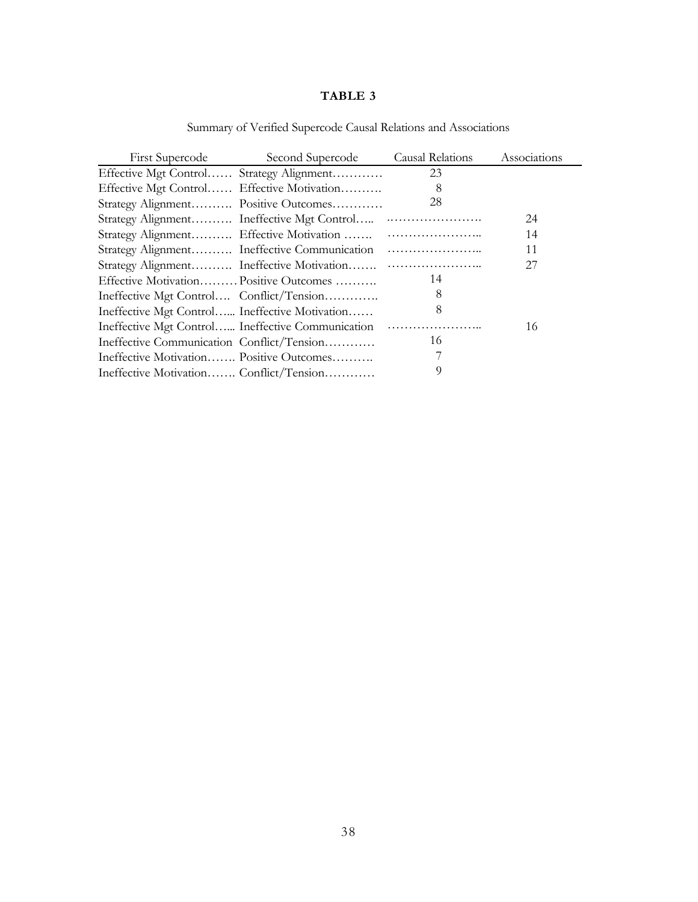**TABLE 3**

Summary of Verified Supercode Causal Relations and Associations

| First Supercode | Second Supercode | Causal Relations | Associations |
|---|---|---|---|
| Effective Mgt Control | Strategy Alignment | 23 | |
| Effective Mgt Control | Effective Motivation | 8 | |
| Strategy Alignment | Positive Outcomes | 28 | |
| Strategy Alignment | Ineffective Mgt Control | | 24 |
| Strategy Alignment | Effective Motivation | | 14 |
| Strategy Alignment | Ineffective Communication | | 11 |
| Strategy Alignment | Ineffective Motivation | | 27 |
| Effective Motivation | Positive Outcomes | 14 | |
| Ineffective Mgt Control | Conflict/Tension | 8 | |
| Ineffective Mgt Control | Ineffective Motivation | 8 | |
| Ineffective Mgt Control | Ineffective Communication | | 16 |
| Ineffective Communication | Conflict/Tension | 16 | |
| Ineffective Motivation | Positive Outcomes | 7 | |
| Ineffective Motivation | Conflict/Tension | 9 | |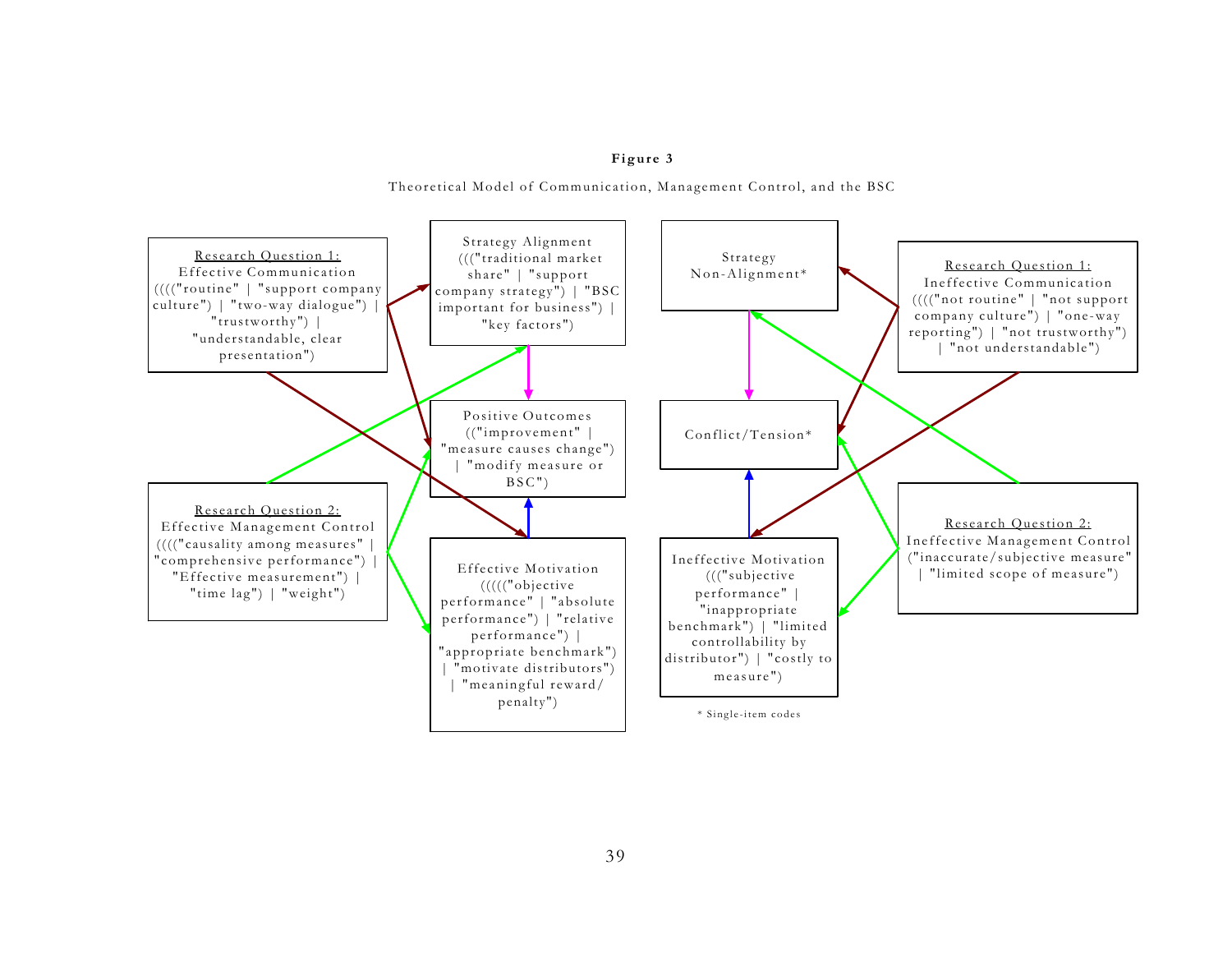**Figure 3**

Theoretical Model of Communication, Management Control, and the BSC

Research Question 1:
Effective Communication
(((("routine" | "support company culture") | "two-way dialogue") | "trustworthy") | "understandable, clear presentation")

Strategy Alignment
((("traditional market share" | "support company strategy") | "BSC important for business") | "key factors")

Strategy Non-Alignment*

Research Question 1:
Ineffective Communication
(((("not routine" | "not support company culture") | "one-way reporting") | "not trustworthy") | "not understandable")

Positive Outcomes
(("improvement" | "measure causes change") | "modify measure or BSC")

Conflict/Tension*

Research Question 2:
Effective Management Control
(((("causality among measures" | "comprehensive performance") | "Effective measurement") | "time lag") | "weight")

Effective Motivation
((((("objective performance" | "absolute performance") | "relative performance") | "appropriate benchmark") | "motivate distributors") | "meaningful reward/penalty")

Ineffective Motivation
((("subjective performance" | "inappropriate benchmark") | "limited controllability by distributor") | "costly to measure")

Research Question 2:
Ineffective Management Control
("inaccurate/subjective measure" | "limited scope of measure")

* Single-item codes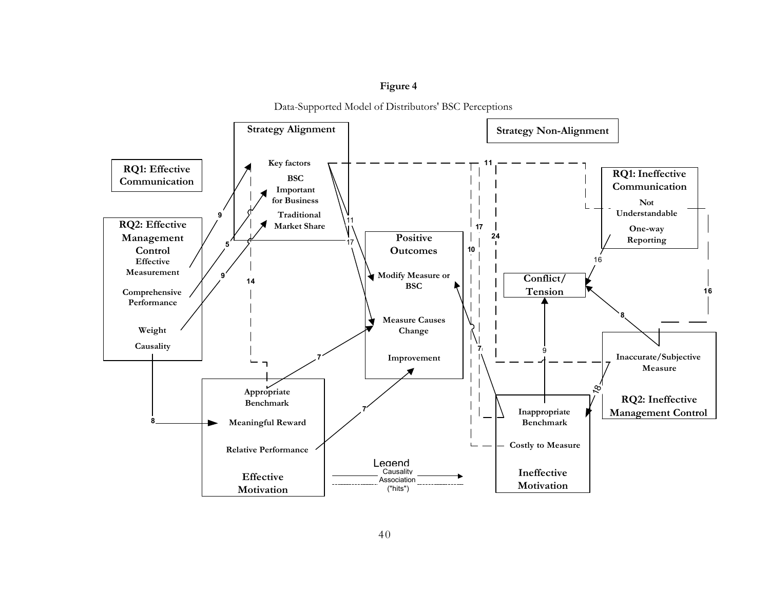**Figure 4**

Data-Supported Model of Distributors' BSC Perceptions

**Strategy Alignment**

Key factors

BSC Important for Business

Traditional Market Share

**Strategy Non-Alignment**

**RQ1: Effective Communication**

**RQ2: Effective Management Control**

Effective Measurement

Comprehensive Performance

Weight

Causality

**Positive Outcomes**

Modify Measure or BSC

Measure Causes Change

Improvement

**RQ1: Ineffective Communication**

Not Understandable

One-way Reporting

**Conflict/ Tension**

Inaccurate/Subjective Measure

**RQ2: Ineffective Management Control**

Appropriate Benchmark

Meaningful Reward

Relative Performance

**Effective Motivation**

Inappropriate Benchmark

Costly to Measure

**Ineffective Motivation**

Legend

Causality

Association ("hits")

9 5 9 14 8 7 7 11 17 11 17 10 24 7 9 16 16 8 18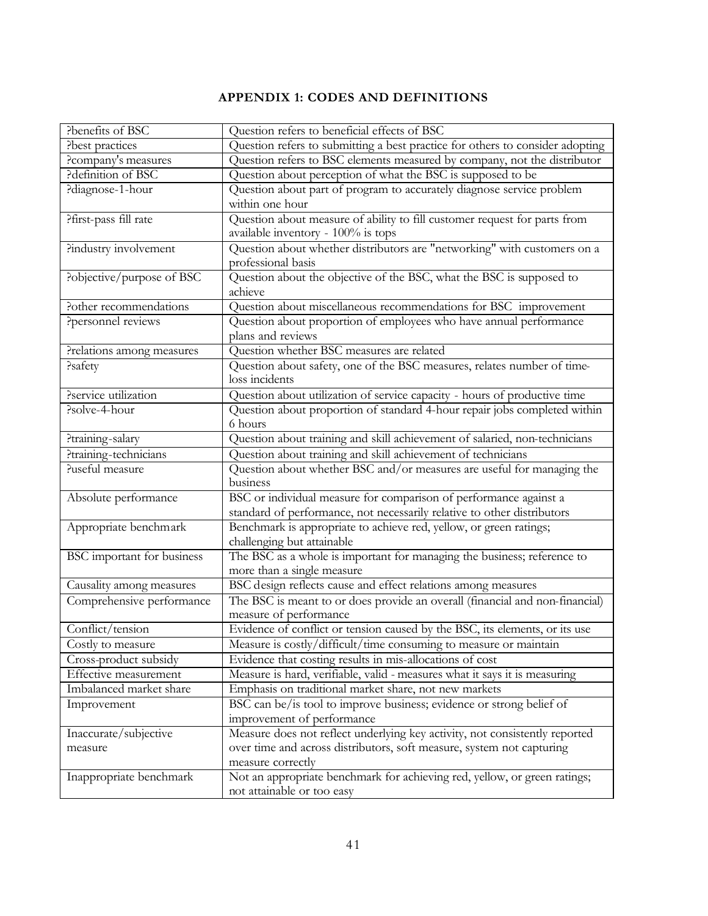## APPENDIX 1: CODES AND DEFINITIONS

| | |
|---|---|
| ?benefits of BSC | Question refers to beneficial effects of BSC |
| ?best practices | Question refers to submitting a best practice for others to consider adopting |
| ?company's measures | Question refers to BSC elements measured by company, not the distributor |
| ?definition of BSC | Question about perception of what the BSC is supposed to be |
| ?diagnose-1-hour | Question about part of program to accurately diagnose service problem within one hour |
| ?first-pass fill rate | Question about measure of ability to fill customer request for parts from available inventory - 100% is tops |
| ?industry involvement | Question about whether distributors are "networking" with customers on a professional basis |
| ?objective/purpose of BSC | Question about the objective of the BSC, what the BSC is supposed to achieve |
| ?other recommendations | Question about miscellaneous recommendations for BSC improvement |
| ?personnel reviews | Question about proportion of employees who have annual performance plans and reviews |
| ?relations among measures | Question whether BSC measures are related |
| ?safety | Question about safety, one of the BSC measures, relates number of time-loss incidents |
| ?service utilization | Question about utilization of service capacity - hours of productive time |
| ?solve-4-hour | Question about proportion of standard 4-hour repair jobs completed within 6 hours |
| ?training-salary | Question about training and skill achievement of salaried, non-technicians |
| ?training-technicians | Question about training and skill achievement of technicians |
| ?useful measure | Question about whether BSC and/or measures are useful for managing the business |
| Absolute performance | BSC or individual measure for comparison of performance against a standard of performance, not necessarily relative to other distributors |
| Appropriate benchmark | Benchmark is appropriate to achieve red, yellow, or green ratings; challenging but attainable |
| BSC important for business | The BSC as a whole is important for managing the business; reference to more than a single measure |
| Causality among measures | BSC design reflects cause and effect relations among measures |
| Comprehensive performance | The BSC is meant to or does provide an overall (financial and non-financial) measure of performance |
| Conflict/tension | Evidence of conflict or tension caused by the BSC, its elements, or its use |
| Costly to measure | Measure is costly/difficult/time consuming to measure or maintain |
| Cross-product subsidy | Evidence that costing results in mis-allocations of cost |
| Effective measurement | Measure is hard, verifiable, valid - measures what it says it is measuring |
| Imbalanced market share | Emphasis on traditional market share, not new markets |
| Improvement | BSC can be/is tool to improve business; evidence or strong belief of improvement of performance |
| Inaccurate/subjective measure | Measure does not reflect underlying key activity, not consistently reported over time and across distributors, soft measure, system not capturing measure correctly |
| Inappropriate benchmark | Not an appropriate benchmark for achieving red, yellow, or green ratings; not attainable or too easy |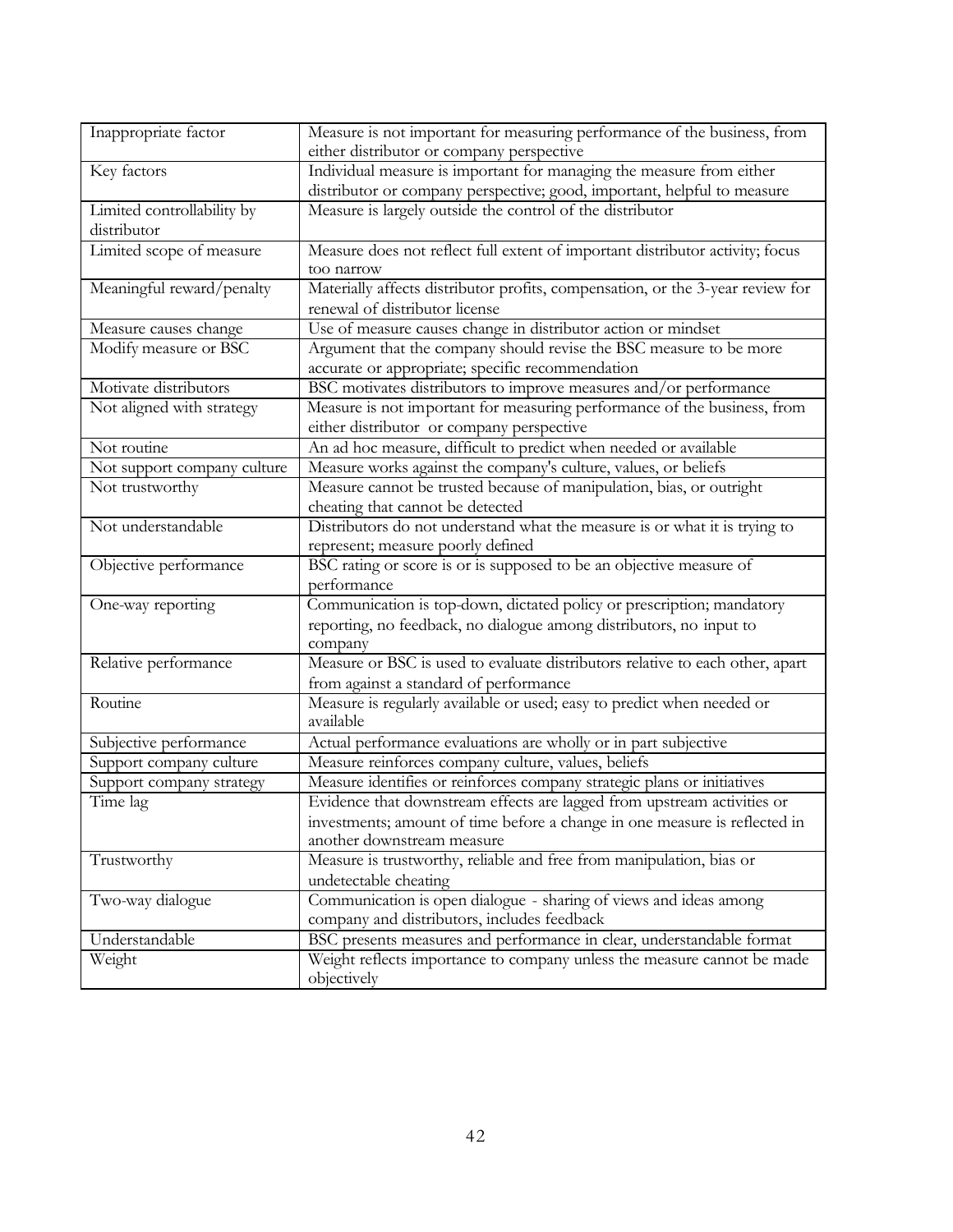| Inappropriate factor | Measure is not important for measuring performance of the business, from either distributor or company perspective |
|---|---|
| Key factors | Individual measure is important for managing the measure from either distributor or company perspective; good, important, helpful to measure |
| Limited controllability by distributor | Measure is largely outside the control of the distributor |
| Limited scope of measure | Measure does not reflect full extent of important distributor activity; focus too narrow |
| Meaningful reward/penalty | Materially affects distributor profits, compensation, or the 3-year review for renewal of distributor license |
| Measure causes change | Use of measure causes change in distributor action or mindset |
| Modify measure or BSC | Argument that the company should revise the BSC measure to be more accurate or appropriate; specific recommendation |
| Motivate distributors | BSC motivates distributors to improve measures and/or performance |
| Not aligned with strategy | Measure is not important for measuring performance of the business, from either distributor or company perspective |
| Not routine | An ad hoc measure, difficult to predict when needed or available |
| Not support company culture | Measure works against the company's culture, values, or beliefs |
| Not trustworthy | Measure cannot be trusted because of manipulation, bias, or outright cheating that cannot be detected |
| Not understandable | Distributors do not understand what the measure is or what it is trying to represent; measure poorly defined |
| Objective performance | BSC rating or score is or is supposed to be an objective measure of performance |
| One-way reporting | Communication is top-down, dictated policy or prescription; mandatory reporting, no feedback, no dialogue among distributors, no input to company |
| Relative performance | Measure or BSC is used to evaluate distributors relative to each other, apart from against a standard of performance |
| Routine | Measure is regularly available or used; easy to predict when needed or available |
| Subjective performance | Actual performance evaluations are wholly or in part subjective |
| Support company culture | Measure reinforces company culture, values, beliefs |
| Support company strategy | Measure identifies or reinforces company strategic plans or initiatives |
| Time lag | Evidence that downstream effects are lagged from upstream activities or investments; amount of time before a change in one measure is reflected in another downstream measure |
| Trustworthy | Measure is trustworthy, reliable and free from manipulation, bias or undetectable cheating |
| Two-way dialogue | Communication is open dialogue - sharing of views and ideas among company and distributors, includes feedback |
| Understandable | BSC presents measures and performance in clear, understandable format |
| Weight | Weight reflects importance to company unless the measure cannot be made objectively |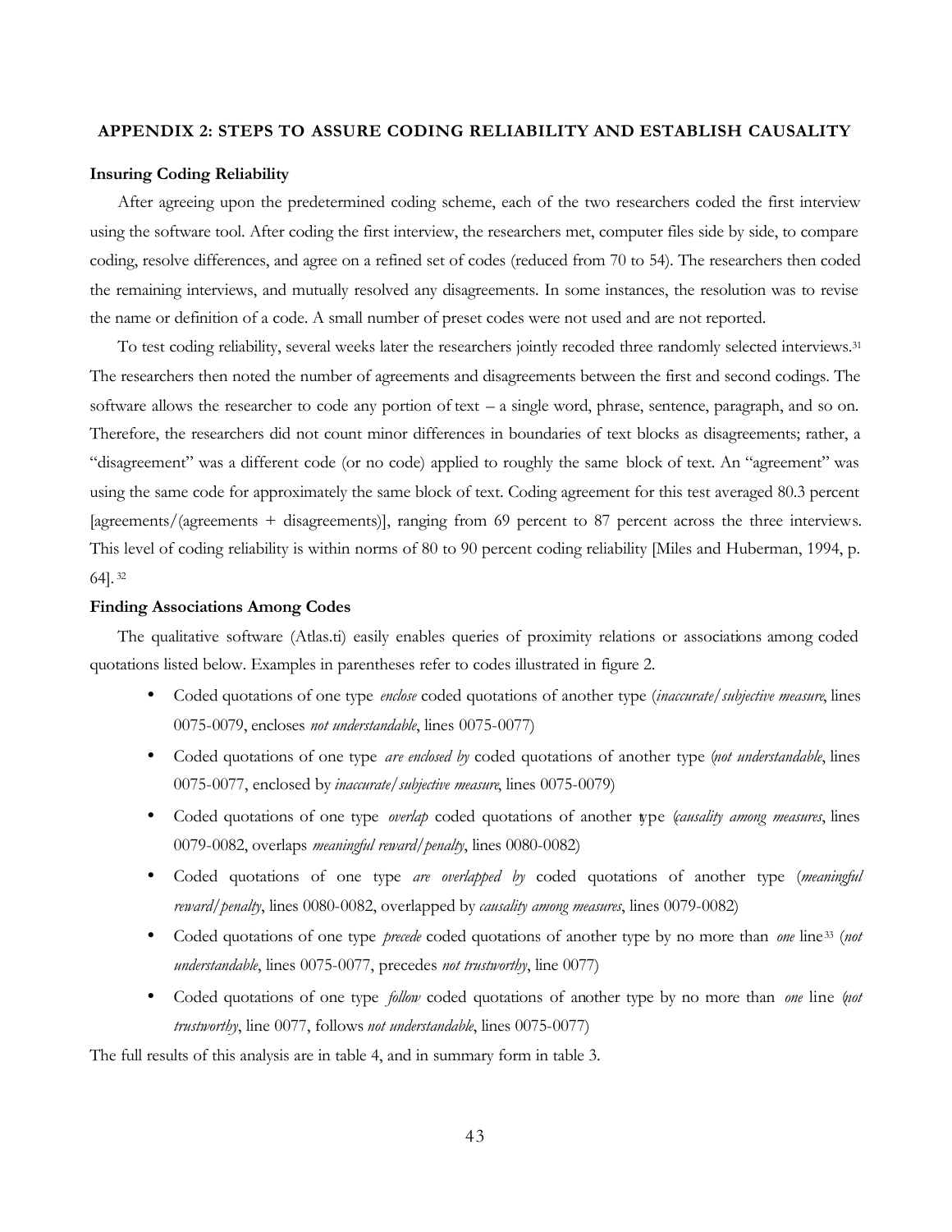## APPENDIX 2: STEPS TO ASSURE CODING RELIABILITY AND ESTABLISH CAUSALITY

### Insuring Coding Reliability

After agreeing upon the predetermined coding scheme, each of the two researchers coded the first interview using the software tool. After coding the first interview, the researchers met, computer files side by side, to compare coding, resolve differences, and agree on a refined set of codes (reduced from 70 to 54). The researchers then coded the remaining interviews, and mutually resolved any disagreements. In some instances, the resolution was to revise the name or definition of a code. A small number of preset codes were not used and are not reported.

To test coding reliability, several weeks later the researchers jointly recoded three randomly selected interviews.[31] The researchers then noted the number of agreements and disagreements between the first and second codings. The software allows the researcher to code any portion of text – a single word, phrase, sentence, paragraph, and so on. Therefore, the researchers did not count minor differences in boundaries of text blocks as disagreements; rather, a "disagreement" was a different code (or no code) applied to roughly the same block of text. An "agreement" was using the same code for approximately the same block of text. Coding agreement for this test averaged 80.3 percent [agreements/(agreements + disagreements)], ranging from 69 percent to 87 percent across the three interviews. This level of coding reliability is within norms of 80 to 90 percent coding reliability [Miles and Huberman, 1994, p. 64].[32]

### Finding Associations Among Codes

The qualitative software (Atlas.ti) easily enables queries of proximity relations or associations among coded quotations listed below. Examples in parentheses refer to codes illustrated in figure 2.

- Coded quotations of one type *enclose* coded quotations of another type (*inaccurate/subjective measure*, lines 0075-0079, encloses *not understandable*, lines 0075-0077)
- Coded quotations of one type *are enclosed by* coded quotations of another type (*not understandable*, lines 0075-0077, enclosed by *inaccurate/subjective measure*, lines 0075-0079)
- Coded quotations of one type *overlap* coded quotations of another type (*causality among measures*, lines 0079-0082, overlaps *meaningful reward/penalty*, lines 0080-0082)
- Coded quotations of one type *are overlapped by* coded quotations of another type (*meaningful reward/penalty*, lines 0080-0082, overlapped by *causality among measures*, lines 0079-0082)
- Coded quotations of one type *precede* coded quotations of another type by no more than *one* line[33] (*not understandable*, lines 0075-0077, precedes *not trustworthy*, line 0077)
- Coded quotations of one type *follow* coded quotations of another type by no more than *one* line (*not trustworthy*, line 0077, follows *not understandable*, lines 0075-0077)

The full results of this analysis are in table 4, and in summary form in table 3.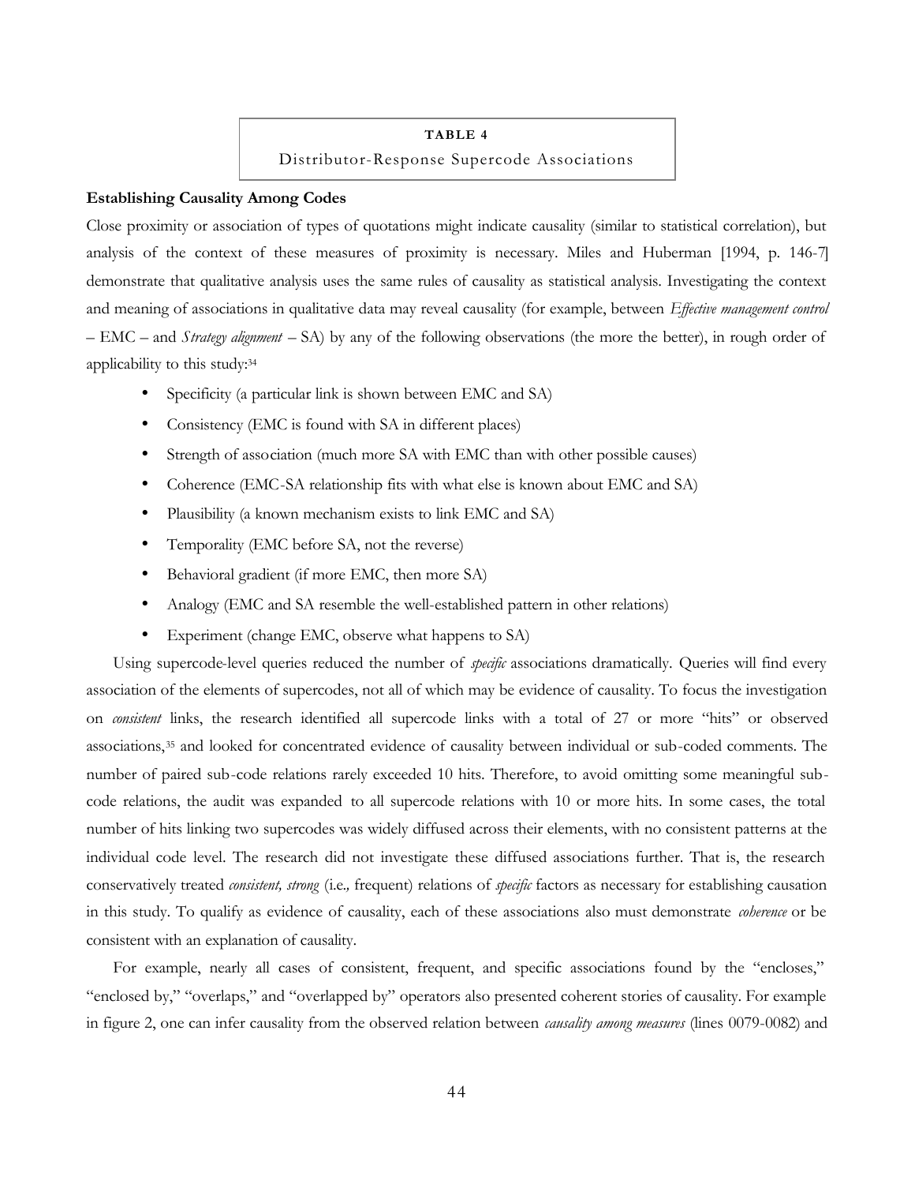**TABLE 4**

Distributor-Response Supercode Associations

**Establishing Causality Among Codes**

Close proximity or association of types of quotations might indicate causality (similar to statistical correlation), but analysis of the context of these measures of proximity is necessary. Miles and Huberman [1994, p. 146-7] demonstrate that qualitative analysis uses the same rules of causality as statistical analysis. Investigating the context and meaning of associations in qualitative data may reveal causality (for example, between *Effective management control* – EMC – and *Strategy alignment* – SA) by any of the following observations (the more the better), in rough order of applicability to this study:[34]

- Specificity (a particular link is shown between EMC and SA)
- Consistency (EMC is found with SA in different places)
- Strength of association (much more SA with EMC than with other possible causes)
- Coherence (EMC-SA relationship fits with what else is known about EMC and SA)
- Plausibility (a known mechanism exists to link EMC and SA)
- Temporality (EMC before SA, not the reverse)
- Behavioral gradient (if more EMC, then more SA)
- Analogy (EMC and SA resemble the well-established pattern in other relations)
- Experiment (change EMC, observe what happens to SA)

Using supercode-level queries reduced the number of *specific* associations dramatically. Queries will find every association of the elements of supercodes, not all of which may be evidence of causality. To focus the investigation on *consistent* links, the research identified all supercode links with a total of 27 or more "hits" or observed associations,[35] and looked for concentrated evidence of causality between individual or sub-coded comments. The number of paired sub-code relations rarely exceeded 10 hits. Therefore, to avoid omitting some meaningful sub-code relations, the audit was expanded to all supercode relations with 10 or more hits. In some cases, the total number of hits linking two supercodes was widely diffused across their elements, with no consistent patterns at the individual code level. The research did not investigate these diffused associations further. That is, the research conservatively treated *consistent, strong* (i.e., frequent) relations of *specific* factors as necessary for establishing causation in this study. To qualify as evidence of causality, each of these associations also must demonstrate *coherence* or be consistent with an explanation of causality.

For example, nearly all cases of consistent, frequent, and specific associations found by the "encloses," "enclosed by," "overlaps," and "overlapped by" operators also presented coherent stories of causality. For example in figure 2, one can infer causality from the observed relation between *causality among measures* (lines 0079-0082) and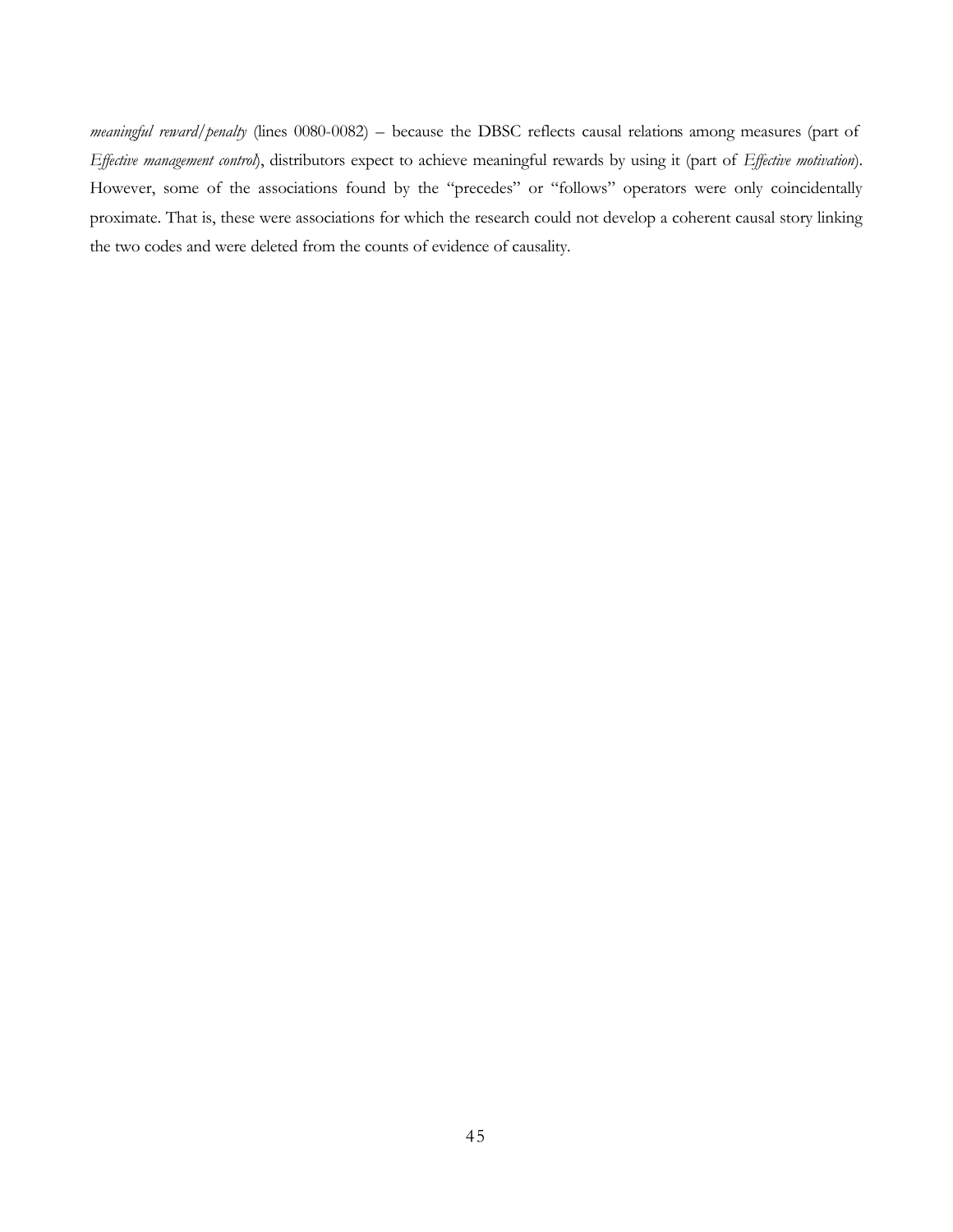*meaningful reward/penalty* (lines 0080-0082) – because the DBSC reflects causal relations among measures (part of *Effective management control*), distributors expect to achieve meaningful rewards by using it (part of *Effective motivation*). However, some of the associations found by the "precedes" or "follows" operators were only coincidentally proximate. That is, these were associations for which the research could not develop a coherent causal story linking the two codes and were deleted from the counts of evidence of causality.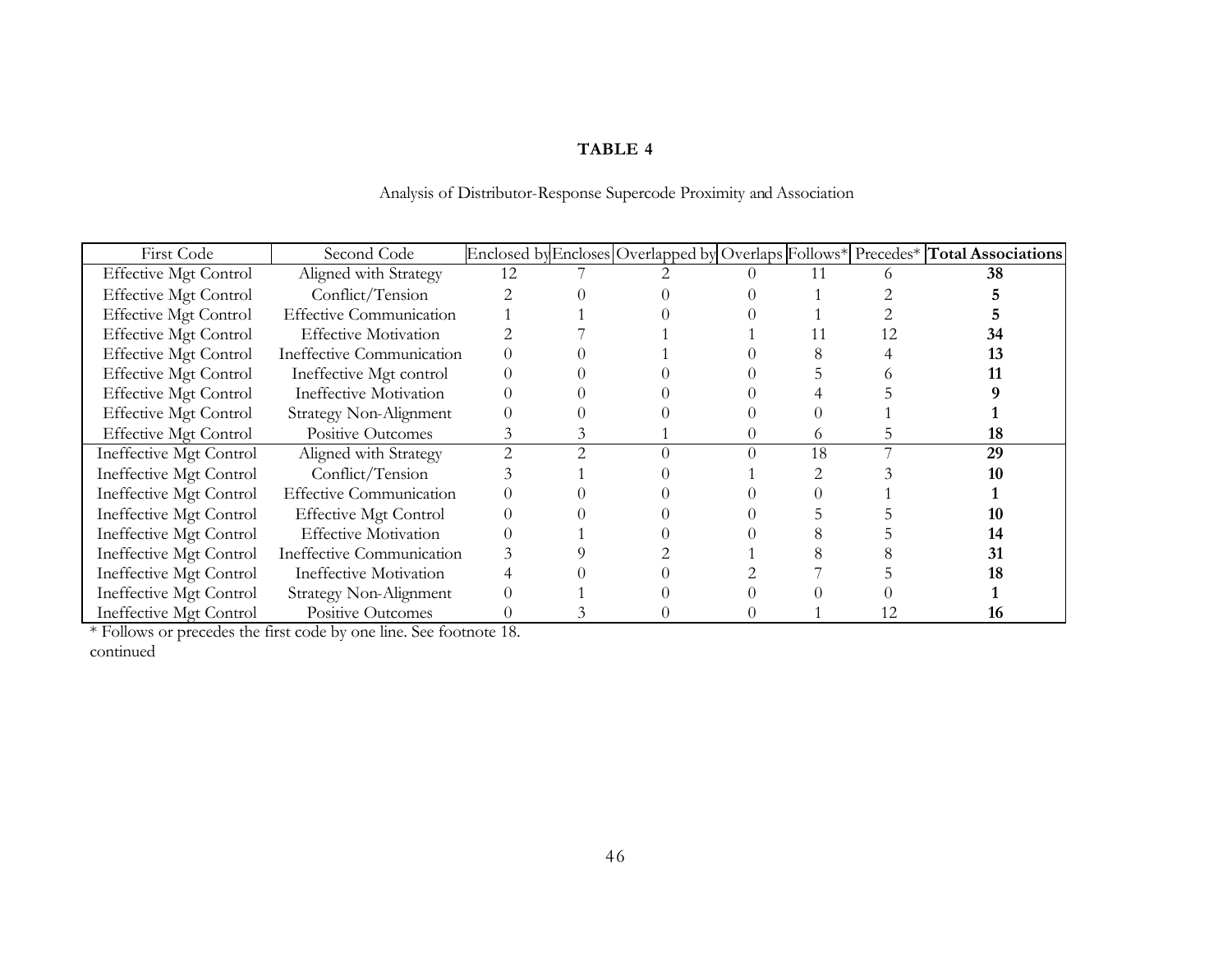**TABLE 4**

Analysis of Distributor-Response Supercode Proximity and Association

| First Code | Second Code | Enclosed by | Encloses | Overlapped by | Overlaps | Follows* | Precedes* | **Total Associations** |
|---|---|---|---|---|---|---|---|---|
| Effective Mgt Control | Aligned with Strategy | 12 | 7 | 2 | 0 | 11 | 6 | **38** |
| Effective Mgt Control | Conflict/Tension | 2 | 0 | 0 | 0 | 1 | 2 | **5** |
| Effective Mgt Control | Effective Communication | 1 | 1 | 0 | 0 | 1 | 2 | **5** |
| Effective Mgt Control | Effective Motivation | 2 | 7 | 1 | 1 | 11 | 12 | **34** |
| Effective Mgt Control | Ineffective Communication | 0 | 0 | 1 | 0 | 8 | 4 | **13** |
| Effective Mgt Control | Ineffective Mgt control | 0 | 0 | 0 | 0 | 5 | 6 | **11** |
| Effective Mgt Control | Ineffective Motivation | 0 | 0 | 0 | 0 | 4 | 5 | **9** |
| Effective Mgt Control | Strategy Non-Alignment | 0 | 0 | 0 | 0 | 0 | 1 | **1** |
| Effective Mgt Control | Positive Outcomes | 3 | 3 | 1 | 0 | 6 | 5 | **18** |
| Ineffective Mgt Control | Aligned with Strategy | 2 | 2 | 0 | 0 | 18 | 7 | **29** |
| Ineffective Mgt Control | Conflict/Tension | 3 | 1 | 0 | 1 | 2 | 3 | **10** |
| Ineffective Mgt Control | Effective Communication | 0 | 0 | 0 | 0 | 0 | 1 | **1** |
| Ineffective Mgt Control | Effective Mgt Control | 0 | 0 | 0 | 0 | 5 | 5 | **10** |
| Ineffective Mgt Control | Effective Motivation | 0 | 1 | 0 | 0 | 8 | 5 | **14** |
| Ineffective Mgt Control | Ineffective Communication | 3 | 9 | 2 | 1 | 8 | 8 | **31** |
| Ineffective Mgt Control | Ineffective Motivation | 4 | 0 | 0 | 2 | 7 | 5 | **18** |
| Ineffective Mgt Control | Strategy Non-Alignment | 0 | 1 | 0 | 0 | 0 | 0 | **1** |
| Ineffective Mgt Control | Positive Outcomes | 0 | 3 | 0 | 0 | 1 | 12 | **16** |

* Follows or precedes the first code by one line. See footnote 18.

continued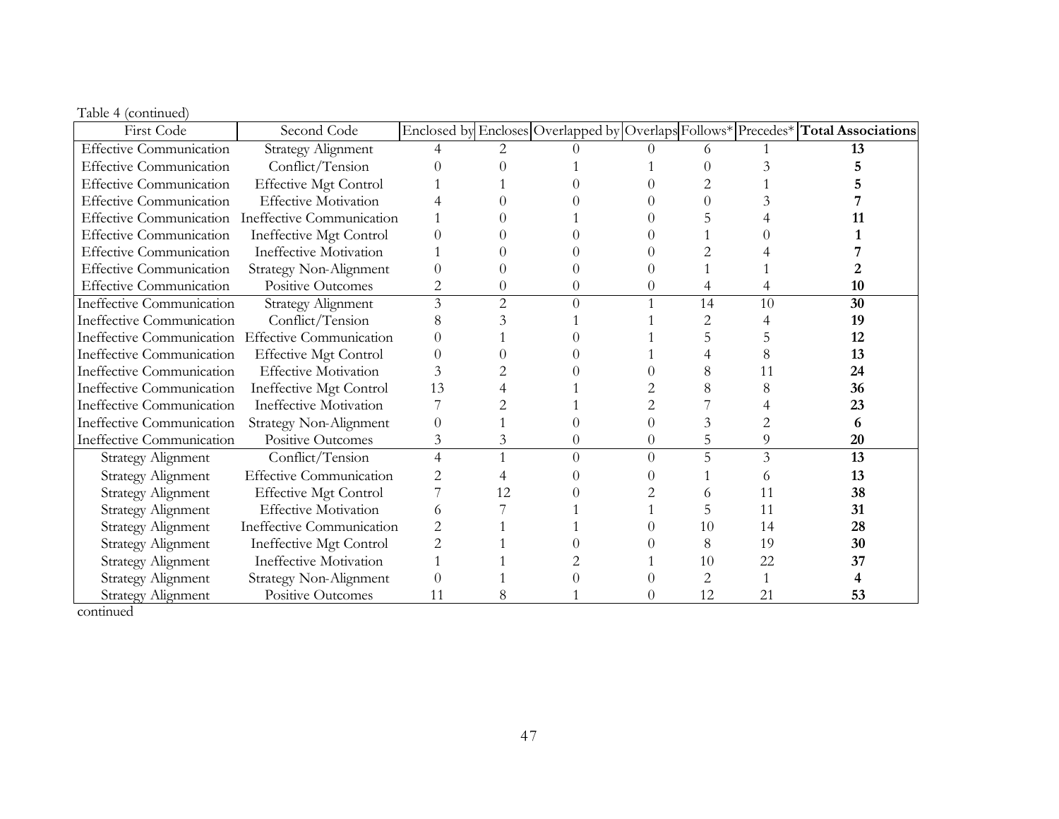Table 4 (continued)

| First Code | Second Code | Enclosed by | Encloses | Overlapped by | Overlaps | Follows* | Precedes* | **Total Associations** |
|---|---|---|---|---|---|---|---|---|
| Effective Communication | Strategy Alignment | 4 | 2 | 0 | 0 | 6 | 1 | **13** |
| Effective Communication | Conflict/Tension | 0 | 0 | 1 | 1 | 0 | 3 | **5** |
| Effective Communication | Effective Mgt Control | 1 | 1 | 0 | 0 | 2 | 1 | **5** |
| Effective Communication | Effective Motivation | 4 | 0 | 0 | 0 | 0 | 3 | **7** |
| Effective Communication | Ineffective Communication | 1 | 0 | 1 | 0 | 5 | 4 | **11** |
| Effective Communication | Ineffective Mgt Control | 0 | 0 | 0 | 0 | 1 | 0 | **1** |
| Effective Communication | Ineffective Motivation | 1 | 0 | 0 | 0 | 2 | 4 | **7** |
| Effective Communication | Strategy Non-Alignment | 0 | 0 | 0 | 0 | 1 | 1 | **2** |
| Effective Communication | Positive Outcomes | 2 | 0 | 0 | 0 | 4 | 4 | **10** |
| Ineffective Communication | Strategy Alignment | 3 | 2 | 0 | 1 | 14 | 10 | **30** |
| Ineffective Communication | Conflict/Tension | 8 | 3 | 1 | 1 | 2 | 4 | **19** |
| Ineffective Communication | Effective Communication | 0 | 1 | 0 | 1 | 5 | 5 | **12** |
| Ineffective Communication | Effective Mgt Control | 0 | 0 | 0 | 1 | 4 | 8 | **13** |
| Ineffective Communication | Effective Motivation | 3 | 2 | 0 | 0 | 8 | 11 | **24** |
| Ineffective Communication | Ineffective Mgt Control | 13 | 4 | 1 | 2 | 8 | 8 | **36** |
| Ineffective Communication | Ineffective Motivation | 7 | 2 | 1 | 2 | 7 | 4 | **23** |
| Ineffective Communication | Strategy Non-Alignment | 0 | 1 | 0 | 0 | 3 | 2 | **6** |
| Ineffective Communication | Positive Outcomes | 3 | 3 | 0 | 0 | 5 | 9 | **20** |
| Strategy Alignment | Conflict/Tension | 4 | 1 | 0 | 0 | 5 | 3 | **13** |
| Strategy Alignment | Effective Communication | 2 | 4 | 0 | 0 | 1 | 6 | **13** |
| Strategy Alignment | Effective Mgt Control | 7 | 12 | 0 | 2 | 6 | 11 | **38** |
| Strategy Alignment | Effective Motivation | 6 | 7 | 1 | 1 | 5 | 11 | **31** |
| Strategy Alignment | Ineffective Communication | 2 | 1 | 1 | 0 | 10 | 14 | **28** |
| Strategy Alignment | Ineffective Mgt Control | 2 | 1 | 0 | 0 | 8 | 19 | **30** |
| Strategy Alignment | Ineffective Motivation | 1 | 1 | 2 | 1 | 10 | 22 | **37** |
| Strategy Alignment | Strategy Non-Alignment | 0 | 1 | 0 | 0 | 2 | 1 | **4** |
| Strategy Alignment | Positive Outcomes | 11 | 8 | 1 | 0 | 12 | 21 | **53** |

continued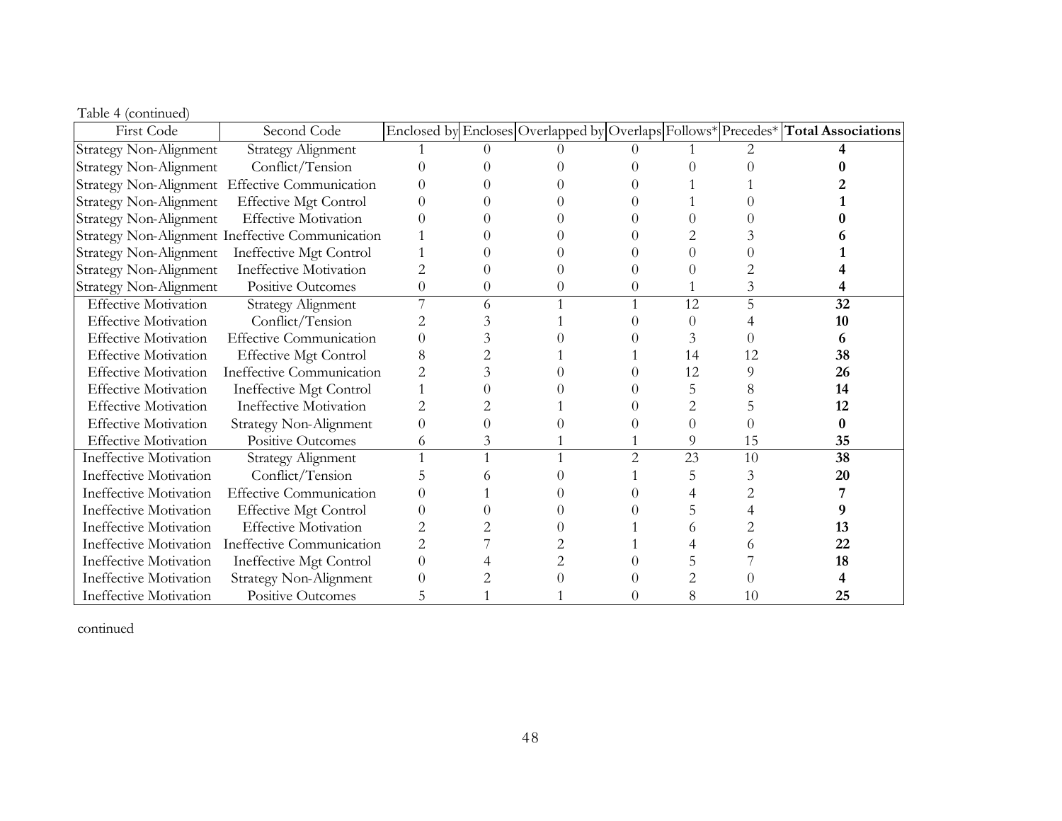Table 4 (continued)

| First Code | Second Code | Enclosed by | Encloses | Overlapped by | Overlaps | Follows* | Precedes* | **Total Associations** |
|---|---|---|---|---|---|---|---|---|
| Strategy Non-Alignment | Strategy Alignment | 1 | 0 | 0 | 0 | 1 | 2 | **4** |
| Strategy Non-Alignment | Conflict/Tension | 0 | 0 | 0 | 0 | 0 | 0 | **0** |
| Strategy Non-Alignment | Effective Communication | 0 | 0 | 0 | 0 | 1 | 1 | **2** |
| Strategy Non-Alignment | Effective Mgt Control | 0 | 0 | 0 | 0 | 1 | 0 | **1** |
| Strategy Non-Alignment | Effective Motivation | 0 | 0 | 0 | 0 | 0 | 0 | **0** |
| Strategy Non-Alignment | Ineffective Communication | 1 | 0 | 0 | 0 | 2 | 3 | **6** |
| Strategy Non-Alignment | Ineffective Mgt Control | 1 | 0 | 0 | 0 | 0 | 0 | **1** |
| Strategy Non-Alignment | Ineffective Motivation | 2 | 0 | 0 | 0 | 0 | 2 | **4** |
| Strategy Non-Alignment | Positive Outcomes | 0 | 0 | 0 | 0 | 1 | 3 | **4** |
| Effective Motivation | Strategy Alignment | 7 | 6 | 1 | 1 | 12 | 5 | **32** |
| Effective Motivation | Conflict/Tension | 2 | 3 | 1 | 0 | 0 | 4 | **10** |
| Effective Motivation | Effective Communication | 0 | 3 | 0 | 0 | 3 | 0 | **6** |
| Effective Motivation | Effective Mgt Control | 8 | 2 | 1 | 1 | 14 | 12 | **38** |
| Effective Motivation | Ineffective Communication | 2 | 3 | 0 | 0 | 12 | 9 | **26** |
| Effective Motivation | Ineffective Mgt Control | 1 | 0 | 0 | 0 | 5 | 8 | **14** |
| Effective Motivation | Ineffective Motivation | 2 | 2 | 1 | 0 | 2 | 5 | **12** |
| Effective Motivation | Strategy Non-Alignment | 0 | 0 | 0 | 0 | 0 | 0 | **0** |
| Effective Motivation | Positive Outcomes | 6 | 3 | 1 | 1 | 9 | 15 | **35** |
| Ineffective Motivation | Strategy Alignment | 1 | 1 | 1 | 2 | 23 | 10 | **38** |
| Ineffective Motivation | Conflict/Tension | 5 | 6 | 0 | 1 | 5 | 3 | **20** |
| Ineffective Motivation | Effective Communication | 0 | 1 | 0 | 0 | 4 | 2 | **7** |
| Ineffective Motivation | Effective Mgt Control | 0 | 0 | 0 | 0 | 5 | 4 | **9** |
| Ineffective Motivation | Effective Motivation | 2 | 2 | 0 | 1 | 6 | 2 | **13** |
| Ineffective Motivation | Ineffective Communication | 2 | 7 | 2 | 1 | 4 | 6 | **22** |
| Ineffective Motivation | Ineffective Mgt Control | 0 | 4 | 2 | 0 | 5 | 7 | **18** |
| Ineffective Motivation | Strategy Non-Alignment | 0 | 2 | 0 | 0 | 2 | 0 | **4** |
| Ineffective Motivation | Positive Outcomes | 5 | 1 | 1 | 0 | 8 | 10 | **25** |

continued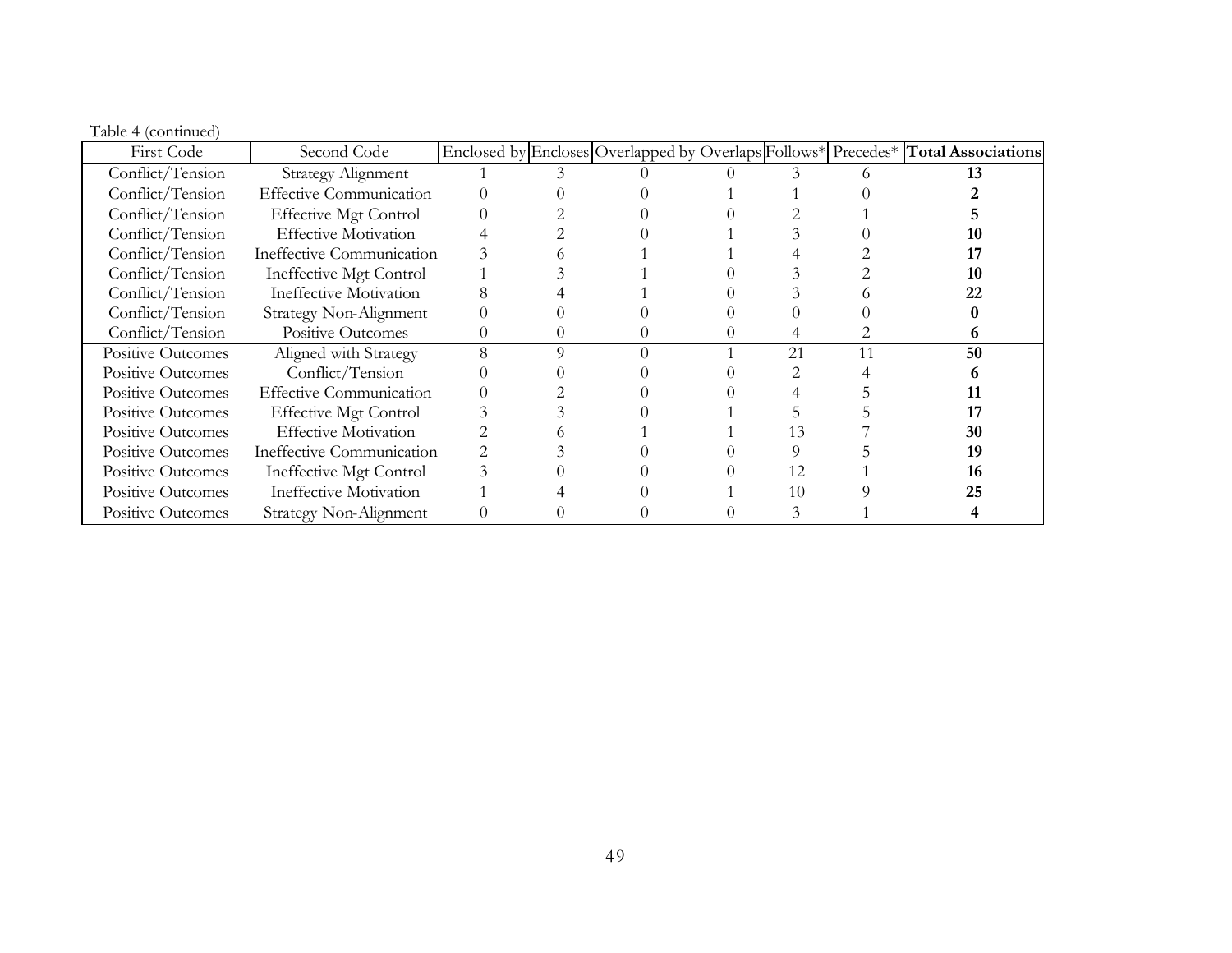Table 4 (continued)

| First Code | Second Code | Enclosed by | Encloses | Overlapped by | Overlaps | Follows* | Precedes* | **Total Associations** |
|---|---|---|---|---|---|---|---|---|
| Conflict/Tension | Strategy Alignment | 1 | 3 | 0 | 0 | 3 | 6 | **13** |
| Conflict/Tension | Effective Communication | 0 | 0 | 0 | 1 | 1 | 0 | **2** |
| Conflict/Tension | Effective Mgt Control | 0 | 2 | 0 | 0 | 2 | 1 | **5** |
| Conflict/Tension | Effective Motivation | 4 | 2 | 0 | 1 | 3 | 0 | **10** |
| Conflict/Tension | Ineffective Communication | 3 | 6 | 1 | 1 | 4 | 2 | **17** |
| Conflict/Tension | Ineffective Mgt Control | 1 | 3 | 1 | 0 | 3 | 2 | **10** |
| Conflict/Tension | Ineffective Motivation | 8 | 4 | 1 | 0 | 3 | 6 | **22** |
| Conflict/Tension | Strategy Non-Alignment | 0 | 0 | 0 | 0 | 0 | 0 | **0** |
| Conflict/Tension | Positive Outcomes | 0 | 0 | 0 | 0 | 4 | 2 | **6** |
| Positive Outcomes | Aligned with Strategy | 8 | 9 | 0 | 1 | 21 | 11 | **50** |
| Positive Outcomes | Conflict/Tension | 0 | 0 | 0 | 0 | 2 | 4 | **6** |
| Positive Outcomes | Effective Communication | 0 | 2 | 0 | 0 | 4 | 5 | **11** |
| Positive Outcomes | Effective Mgt Control | 3 | 3 | 0 | 1 | 5 | 5 | **17** |
| Positive Outcomes | Effective Motivation | 2 | 6 | 1 | 1 | 13 | 7 | **30** |
| Positive Outcomes | Ineffective Communication | 2 | 3 | 0 | 0 | 9 | 5 | **19** |
| Positive Outcomes | Ineffective Mgt Control | 3 | 0 | 0 | 0 | 12 | 1 | **16** |
| Positive Outcomes | Ineffective Motivation | 1 | 4 | 0 | 1 | 10 | 9 | **25** |
| Positive Outcomes | Strategy Non-Alignment | 0 | 0 | 0 | 0 | 3 | 1 | **4** |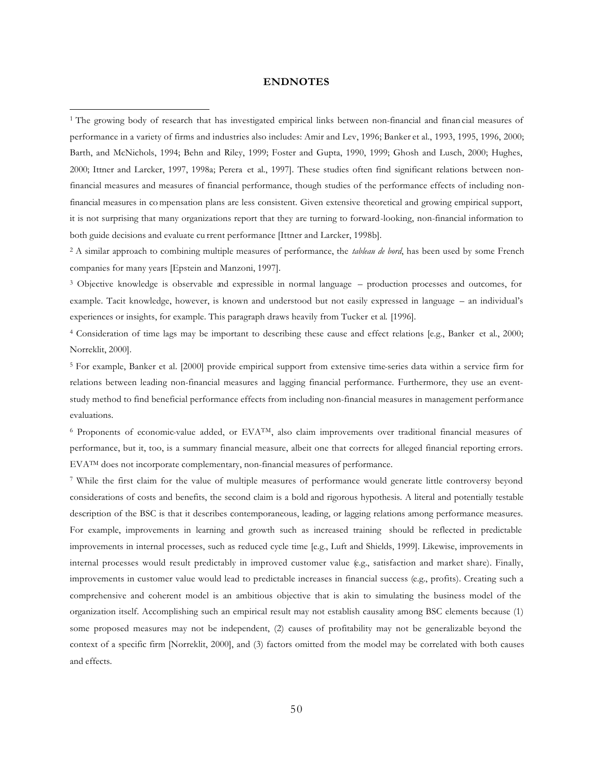## ENDNOTES

[1] The growing body of research that has investigated empirical links between non-financial and financial measures of performance in a variety of firms and industries also includes: Amir and Lev, 1996; Banker et al., 1993, 1995, 1996, 2000; Barth, and McNichols, 1994; Behn and Riley, 1999; Foster and Gupta, 1990, 1999; Ghosh and Lusch, 2000; Hughes, 2000; Ittner and Larcker, 1997, 1998a; Perera et al., 1997]. These studies often find significant relations between non-financial measures and measures of financial performance, though studies of the performance effects of including non-financial measures in compensation plans are less consistent. Given extensive theoretical and growing empirical support, it is not surprising that many organizations report that they are turning to forward-looking, non-financial information to both guide decisions and evaluate current performance [Ittner and Larcker, 1998b].

[2] A similar approach to combining multiple measures of performance, the *tableau de bord*, has been used by some French companies for many years [Epstein and Manzoni, 1997].

[3] Objective knowledge is observable and expressible in normal language – production processes and outcomes, for example. Tacit knowledge, however, is known and understood but not easily expressed in language – an individual's experiences or insights, for example. This paragraph draws heavily from Tucker et al. [1996].

[4] Consideration of time lags may be important to describing these cause and effect relations [e.g., Banker et al., 2000; Norreklit, 2000].

[5] For example, Banker et al. [2000] provide empirical support from extensive time-series data within a service firm for relations between leading non-financial measures and lagging financial performance. Furthermore, they use an event-study method to find beneficial performance effects from including non-financial measures in management performance evaluations.

[6] Proponents of economic-value added, or EVA™, also claim improvements over traditional financial measures of performance, but it, too, is a summary financial measure, albeit one that corrects for alleged financial reporting errors. EVA™ does not incorporate complementary, non-financial measures of performance.

[7] While the first claim for the value of multiple measures of performance would generate little controversy beyond considerations of costs and benefits, the second claim is a bold and rigorous hypothesis. A literal and potentially testable description of the BSC is that it describes contemporaneous, leading, or lagging relations among performance measures. For example, improvements in learning and growth such as increased training should be reflected in predictable improvements in internal processes, such as reduced cycle time [e.g., Luft and Shields, 1999]. Likewise, improvements in internal processes would result predictably in improved customer value (e.g., satisfaction and market share). Finally, improvements in customer value would lead to predictable increases in financial success (e.g., profits). Creating such a comprehensive and coherent model is an ambitious objective that is akin to simulating the business model of the organization itself. Accomplishing such an empirical result may not establish causality among BSC elements because (1) some proposed measures may not be independent, (2) causes of profitability may not be generalizable beyond the context of a specific firm [Norreklit, 2000], and (3) factors omitted from the model may be correlated with both causes and effects.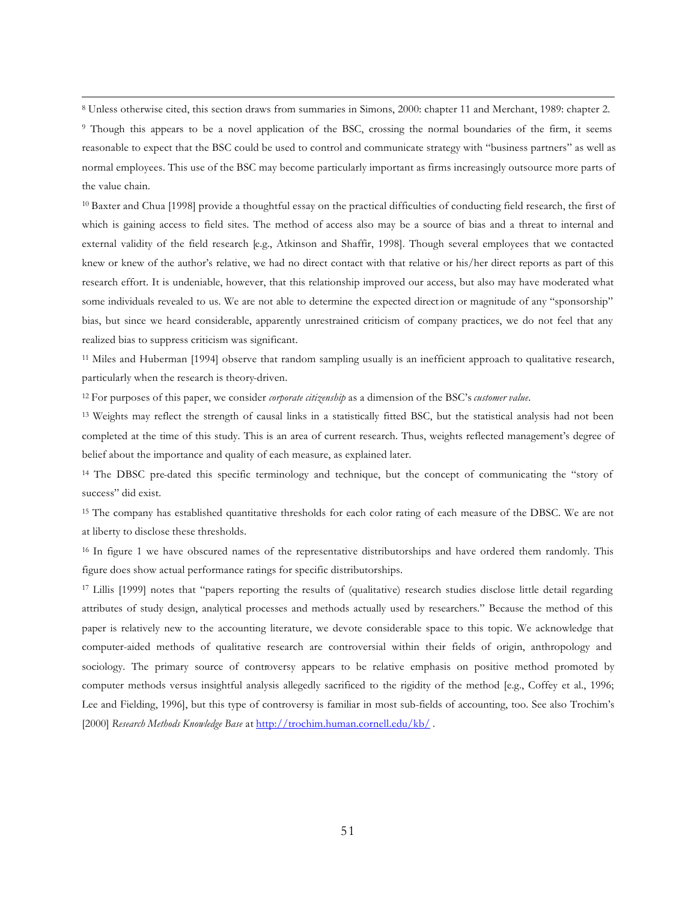[8] Unless otherwise cited, this section draws from summaries in Simons, 2000: chapter 11 and Merchant, 1989: chapter 2.

[9] Though this appears to be a novel application of the BSC, crossing the normal boundaries of the firm, it seems reasonable to expect that the BSC could be used to control and communicate strategy with "business partners" as well as normal employees. This use of the BSC may become particularly important as firms increasingly outsource more parts of the value chain.

[10] Baxter and Chua [1998] provide a thoughtful essay on the practical difficulties of conducting field research, the first of which is gaining access to field sites. The method of access also may be a source of bias and a threat to internal and external validity of the field research [e.g., Atkinson and Shaffir, 1998]. Though several employees that we contacted knew or knew of the author's relative, we had no direct contact with that relative or his/her direct reports as part of this research effort. It is undeniable, however, that this relationship improved our access, but also may have moderated what some individuals revealed to us. We are not able to determine the expected direction or magnitude of any "sponsorship" bias, but since we heard considerable, apparently unrestrained criticism of company practices, we do not feel that any realized bias to suppress criticism was significant.

[11] Miles and Huberman [1994] observe that random sampling usually is an inefficient approach to qualitative research, particularly when the research is theory-driven.

[12] For purposes of this paper, we consider *corporate citizenship* as a dimension of the BSC's *customer value*.

[13] Weights may reflect the strength of causal links in a statistically fitted BSC, but the statistical analysis had not been completed at the time of this study. This is an area of current research. Thus, weights reflected management's degree of belief about the importance and quality of each measure, as explained later.

[14] The DBSC pre-dated this specific terminology and technique, but the concept of communicating the "story of success" did exist.

[15] The company has established quantitative thresholds for each color rating of each measure of the DBSC. We are not at liberty to disclose these thresholds.

[16] In figure 1 we have obscured names of the representative distributorships and have ordered them randomly. This figure does show actual performance ratings for specific distributorships.

[17] Lillis [1999] notes that "papers reporting the results of (qualitative) research studies disclose little detail regarding attributes of study design, analytical processes and methods actually used by researchers." Because the method of this paper is relatively new to the accounting literature, we devote considerable space to this topic. We acknowledge that computer-aided methods of qualitative research are controversial within their fields of origin, anthropology and sociology. The primary source of controversy appears to be relative emphasis on positive method promoted by computer methods versus insightful analysis allegedly sacrificed to the rigidity of the method [e.g., Coffey et al., 1996; Lee and Fielding, 1996], but this type of controversy is familiar in most sub-fields of accounting, too. See also Trochim's [2000] *Research Methods Knowledge Base* at http://trochim.human.cornell.edu/kb/ .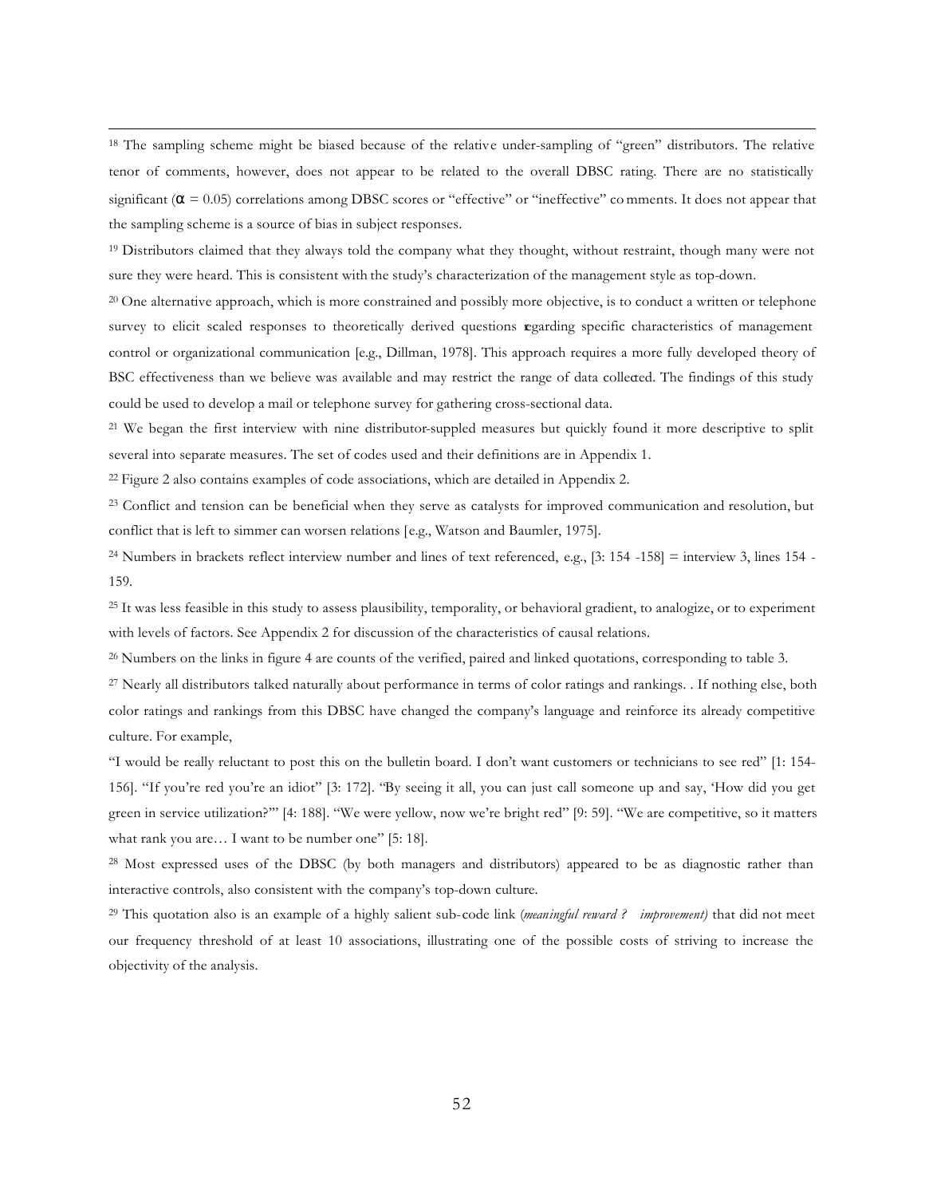[18] The sampling scheme might be biased because of the relative under-sampling of "green" distributors. The relative tenor of comments, however, does not appear to be related to the overall DBSC rating. There are no statistically significant ($\alpha = 0.05$) correlations among DBSC scores or "effective" or "ineffective" comments. It does not appear that the sampling scheme is a source of bias in subject responses.

[19] Distributors claimed that they always told the company what they thought, without restraint, though many were not sure they were heard. This is consistent with the study's characterization of the management style as top-down.

[20] One alternative approach, which is more constrained and possibly more objective, is to conduct a written or telephone survey to elicit scaled responses to theoretically derived questions regarding specific characteristics of management control or organizational communication [e.g., Dillman, 1978]. This approach requires a more fully developed theory of BSC effectiveness than we believe was available and may restrict the range of data collected. The findings of this study could be used to develop a mail or telephone survey for gathering cross-sectional data.

[21] We began the first interview with nine distributor-suppled measures but quickly found it more descriptive to split several into separate measures. The set of codes used and their definitions are in Appendix 1.

[22] Figure 2 also contains examples of code associations, which are detailed in Appendix 2.

[23] Conflict and tension can be beneficial when they serve as catalysts for improved communication and resolution, but conflict that is left to simmer can worsen relations [e.g., Watson and Baumler, 1975].

[24] Numbers in brackets reflect interview number and lines of text referenced, e.g., [3: 154 -158] = interview 3, lines 154 - 159.

[25] It was less feasible in this study to assess plausibility, temporality, or behavioral gradient, to analogize, or to experiment with levels of factors. See Appendix 2 for discussion of the characteristics of causal relations.

[26] Numbers on the links in figure 4 are counts of the verified, paired and linked quotations, corresponding to table 3.

[27] Nearly all distributors talked naturally about performance in terms of color ratings and rankings. . If nothing else, both color ratings and rankings from this DBSC have changed the company's language and reinforce its already competitive culture. For example,

"I would be really reluctant to post this on the bulletin board. I don't want customers or technicians to see red" [1: 154-156]. "If you're red you're an idiot" [3: 172]. "By seeing it all, you can just call someone up and say, 'How did you get green in service utilization?'" [4: 188]. "We were yellow, now we're bright red" [9: 59]. "We are competitive, so it matters what rank you are… I want to be number one" [5: 18].

[28] Most expressed uses of the DBSC (by both managers and distributors) appeared to be as diagnostic rather than interactive controls, also consistent with the company's top-down culture.

[29] This quotation also is an example of a highly salient sub-code link (*meaningful reward ? improvement)* that did not meet our frequency threshold of at least 10 associations, illustrating one of the possible costs of striving to increase the objectivity of the analysis.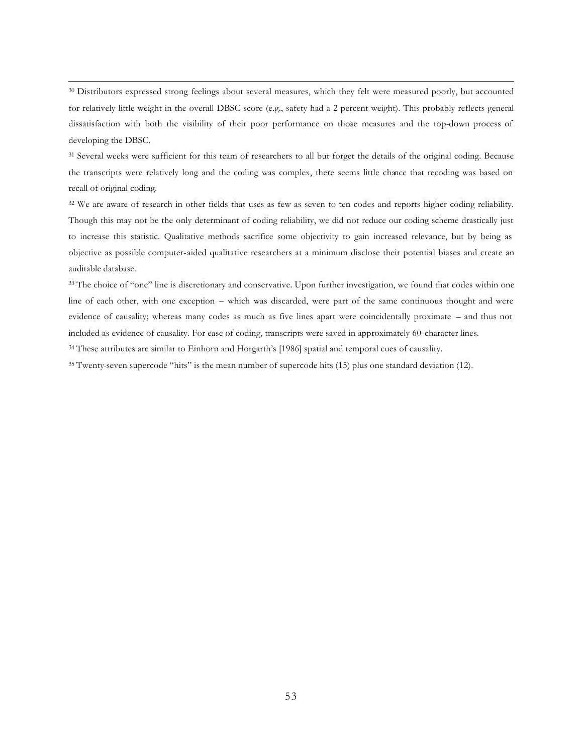[30] Distributors expressed strong feelings about several measures, which they felt were measured poorly, but accounted for relatively little weight in the overall DBSC score (e.g., safety had a 2 percent weight). This probably reflects general dissatisfaction with both the visibility of their poor performance on those measures and the top-down process of developing the DBSC.

[31] Several weeks were sufficient for this team of researchers to all but forget the details of the original coding. Because the transcripts were relatively long and the coding was complex, there seems little chance that recoding was based on recall of original coding.

[32] We are aware of research in other fields that uses as few as seven to ten codes and reports higher coding reliability. Though this may not be the only determinant of coding reliability, we did not reduce our coding scheme drastically just to increase this statistic. Qualitative methods sacrifice some objectivity to gain increased relevance, but by being as objective as possible computer-aided qualitative researchers at a minimum disclose their potential biases and create an auditable database.

[33] The choice of "one" line is discretionary and conservative. Upon further investigation, we found that codes within one line of each other, with one exception – which was discarded, were part of the same continuous thought and were evidence of causality; whereas many codes as much as five lines apart were coincidentally proximate – and thus not included as evidence of causality. For ease of coding, transcripts were saved in approximately 60-character lines.

[34] These attributes are similar to Einhorn and Horgarth's [1986] spatial and temporal cues of causality.

[35] Twenty-seven supercode "hits" is the mean number of supercode hits (15) plus one standard deviation (12).